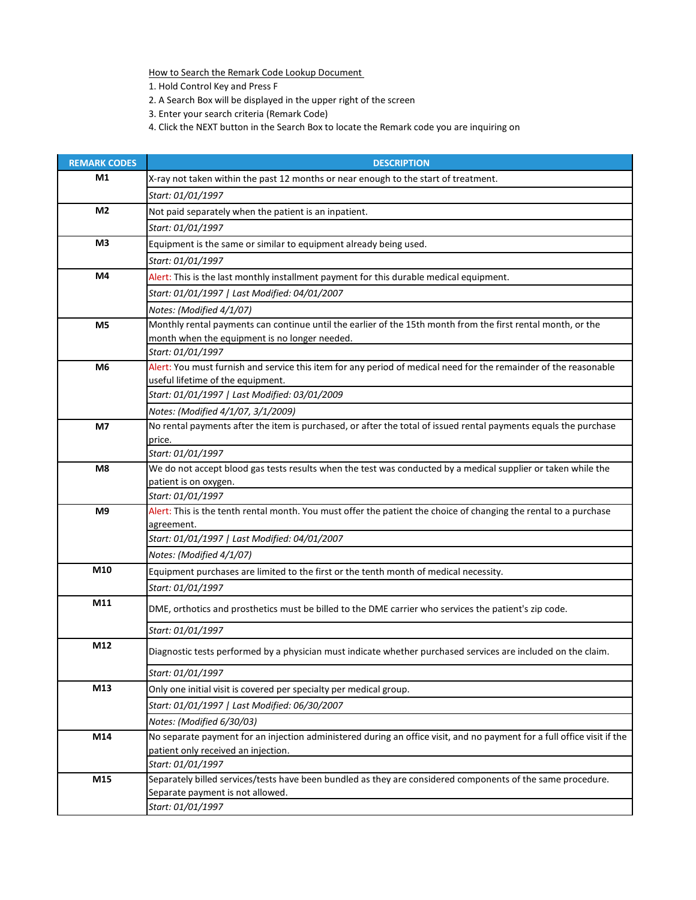How to Search the Remark Code Lookup Document

1. Hold Control Key and Press F
2. A Search Box will be displayed in the upper right of the screen
3. Enter your search criteria (Remark Code)
4. Click the NEXT button in the Search Box to locate the Remark code you are inquiring on

| REMARK CODES | DESCRIPTION |
|---|---|
| M1 | X-ray not taken within the past 12 months or near enough to the start of treatment. |
| | *Start: 01/01/1997* |
| M2 | Not paid separately when the patient is an inpatient. |
| | *Start: 01/01/1997* |
| M3 | Equipment is the same or similar to equipment already being used. |
| | *Start: 01/01/1997* |
| M4 | Alert: This is the last monthly installment payment for this durable medical equipment. |
| | *Start: 01/01/1997 \| Last Modified: 04/01/2007* |
| | *Notes: (Modified 4/1/07)* |
| M5 | Monthly rental payments can continue until the earlier of the 15th month from the first rental month, or the month when the equipment is no longer needed. |
| | *Start: 01/01/1997* |
| M6 | Alert: You must furnish and service this item for any period of medical need for the remainder of the reasonable useful lifetime of the equipment. |
| | *Start: 01/01/1997 \| Last Modified: 03/01/2009* |
| | *Notes: (Modified 4/1/07, 3/1/2009)* |
| M7 | No rental payments after the item is purchased, or after the total of issued rental payments equals the purchase price. |
| | *Start: 01/01/1997* |
| M8 | We do not accept blood gas tests results when the test was conducted by a medical supplier or taken while the patient is on oxygen. |
| | *Start: 01/01/1997* |
| M9 | Alert: This is the tenth rental month. You must offer the patient the choice of changing the rental to a purchase agreement. |
| | *Start: 01/01/1997 \| Last Modified: 04/01/2007* |
| | *Notes: (Modified 4/1/07)* |
| M10 | Equipment purchases are limited to the first or the tenth month of medical necessity. |
| | *Start: 01/01/1997* |
| M11 | DME, orthotics and prosthetics must be billed to the DME carrier who services the patient's zip code. |
| | *Start: 01/01/1997* |
| M12 | Diagnostic tests performed by a physician must indicate whether purchased services are included on the claim. |
| | *Start: 01/01/1997* |
| M13 | Only one initial visit is covered per specialty per medical group. |
| | *Start: 01/01/1997 \| Last Modified: 06/30/2007* |
| | *Notes: (Modified 6/30/03)* |
| M14 | No separate payment for an injection administered during an office visit, and no payment for a full office visit if the patient only received an injection. |
| | *Start: 01/01/1997* |
| M15 | Separately billed services/tests have been bundled as they are considered components of the same procedure. Separate payment is not allowed. |
| | *Start: 01/01/1997* |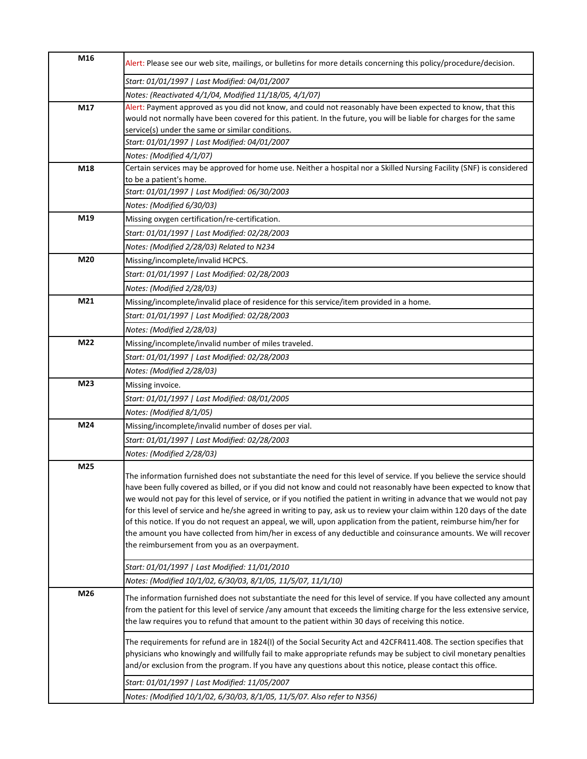| Code | Description |
|---|---|
| M16 | Alert: Please see our web site, mailings, or bulletins for more details concerning this policy/procedure/decision. |
| | *Start: 01/01/1997 \| Last Modified: 04/01/2007* |
| | *Notes: (Reactivated 4/1/04, Modified 11/18/05, 4/1/07)* |
| M17 | Alert: Payment approved as you did not know, and could not reasonably have been expected to know, that this would not normally have been covered for this patient. In the future, you will be liable for charges for the same service(s) under the same or similar conditions. |
| | *Start: 01/01/1997 \| Last Modified: 04/01/2007* |
| | *Notes: (Modified 4/1/07)* |
| M18 | Certain services may be approved for home use. Neither a hospital nor a Skilled Nursing Facility (SNF) is considered to be a patient's home. |
| | *Start: 01/01/1997 \| Last Modified: 06/30/2003* |
| | *Notes: (Modified 6/30/03)* |
| M19 | Missing oxygen certification/re-certification. |
| | *Start: 01/01/1997 \| Last Modified: 02/28/2003* |
| | *Notes: (Modified 2/28/03) Related to N234* |
| M20 | Missing/incomplete/invalid HCPCS. |
| | *Start: 01/01/1997 \| Last Modified: 02/28/2003* |
| | *Notes: (Modified 2/28/03)* |
| M21 | Missing/incomplete/invalid place of residence for this service/item provided in a home. |
| | *Start: 01/01/1997 \| Last Modified: 02/28/2003* |
| | *Notes: (Modified 2/28/03)* |
| M22 | Missing/incomplete/invalid number of miles traveled. |
| | *Start: 01/01/1997 \| Last Modified: 02/28/2003* |
| | *Notes: (Modified 2/28/03)* |
| M23 | Missing invoice. |
| | *Start: 01/01/1997 \| Last Modified: 08/01/2005* |
| | *Notes: (Modified 8/1/05)* |
| M24 | Missing/incomplete/invalid number of doses per vial. |
| | *Start: 01/01/1997 \| Last Modified: 02/28/2003* |
| | *Notes: (Modified 2/28/03)* |
| M25 | The information furnished does not substantiate the need for this level of service. If you believe the service should have been fully covered as billed, or if you did not know and could not reasonably have been expected to know that we would not pay for this level of service, or if you notified the patient in writing in advance that we would not pay for this level of service and he/she agreed in writing to pay, ask us to review your claim within 120 days of the date of this notice. If you do not request an appeal, we will, upon application from the patient, reimburse him/her for the amount you have collected from him/her in excess of any deductible and coinsurance amounts. We will recover the reimbursement from you as an overpayment. |
| | *Start: 01/01/1997 \| Last Modified: 11/01/2010* |
| | *Notes: (Modified 10/1/02, 6/30/03, 8/1/05, 11/5/07, 11/1/10)* |
| M26 | The information furnished does not substantiate the need for this level of service. If you have collected any amount from the patient for this level of service /any amount that exceeds the limiting charge for the less extensive service, the law requires you to refund that amount to the patient within 30 days of receiving this notice. |
| | The requirements for refund are in 1824(I) of the Social Security Act and 42CFR411.408. The section specifies that physicians who knowingly and willfully fail to make appropriate refunds may be subject to civil monetary penalties and/or exclusion from the program. If you have any questions about this notice, please contact this office. |
| | *Start: 01/01/1997 \| Last Modified: 11/05/2007* |
| | *Notes: (Modified 10/1/02, 6/30/03, 8/1/05, 11/5/07. Also refer to N356)* |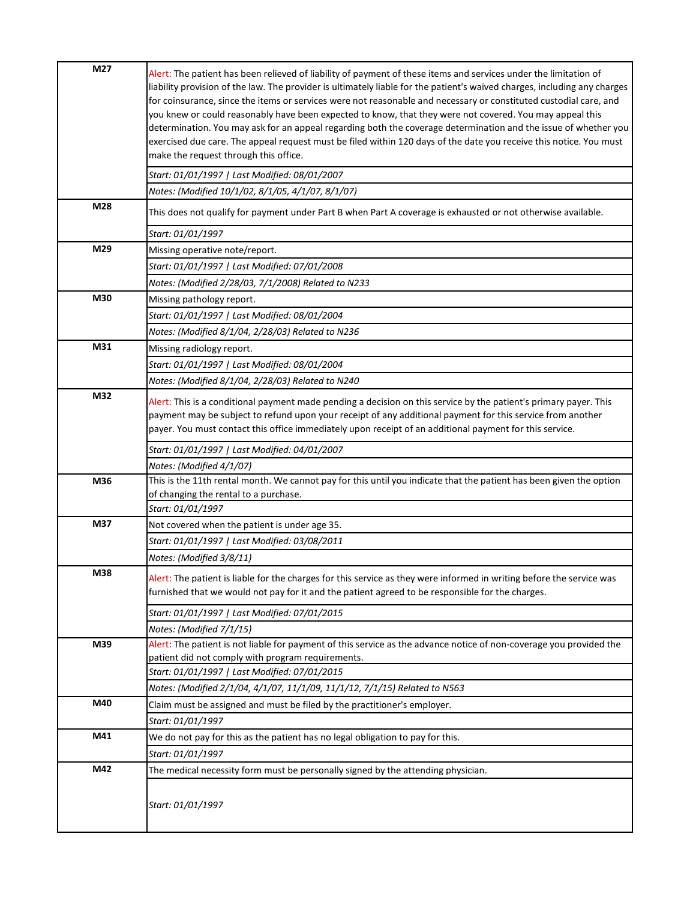| | |
|---|---|
| **M27** | Alert: The patient has been relieved of liability of payment of these items and services under the limitation of liability provision of the law. The provider is ultimately liable for the patient's waived charges, including any charges for coinsurance, since the items or services were not reasonable and necessary or constituted custodial care, and you knew or could reasonably have been expected to know, that they were not covered. You may appeal this determination. You may ask for an appeal regarding both the coverage determination and the issue of whether you exercised due care. The appeal request must be filed within 120 days of the date you receive this notice. You must make the request through this office. |
| | *Start: 01/01/1997 \| Last Modified: 08/01/2007* |
| | *Notes: (Modified 10/1/02, 8/1/05, 4/1/07, 8/1/07)* |
| **M28** | This does not qualify for payment under Part B when Part A coverage is exhausted or not otherwise available. |
| | *Start: 01/01/1997* |
| **M29** | Missing operative note/report. |
| | *Start: 01/01/1997 \| Last Modified: 07/01/2008* |
| | *Notes: (Modified 2/28/03, 7/1/2008) Related to N233* |
| **M30** | Missing pathology report. |
| | *Start: 01/01/1997 \| Last Modified: 08/01/2004* |
| | *Notes: (Modified 8/1/04, 2/28/03) Related to N236* |
| **M31** | Missing radiology report. |
| | *Start: 01/01/1997 \| Last Modified: 08/01/2004* |
| | *Notes: (Modified 8/1/04, 2/28/03) Related to N240* |
| **M32** | Alert: This is a conditional payment made pending a decision on this service by the patient's primary payer. This payment may be subject to refund upon your receipt of any additional payment for this service from another payer. You must contact this office immediately upon receipt of an additional payment for this service. |
| | *Start: 01/01/1997 \| Last Modified: 04/01/2007* |
| | *Notes: (Modified 4/1/07)* |
| **M36** | This is the 11th rental month. We cannot pay for this until you indicate that the patient has been given the option of changing the rental to a purchase. |
| | *Start: 01/01/1997* |
| **M37** | Not covered when the patient is under age 35. |
| | *Start: 01/01/1997 \| Last Modified: 03/08/2011* |
| | *Notes: (Modified 3/8/11)* |
| **M38** | Alert: The patient is liable for the charges for this service as they were informed in writing before the service was furnished that we would not pay for it and the patient agreed to be responsible for the charges. |
| | *Start: 01/01/1997 \| Last Modified: 07/01/2015* |
| | *Notes: (Modified 7/1/15)* |
| **M39** | Alert: The patient is not liable for payment of this service as the advance notice of non-coverage you provided the patient did not comply with program requirements. |
| | *Start: 01/01/1997 \| Last Modified: 07/01/2015* |
| | *Notes: (Modified 2/1/04, 4/1/07, 11/1/09, 11/1/12, 7/1/15) Related to N563* |
| **M40** | Claim must be assigned and must be filed by the practitioner's employer. |
| | *Start: 01/01/1997* |
| **M41** | We do not pay for this as the patient has no legal obligation to pay for this. |
| | *Start: 01/01/1997* |
| **M42** | The medical necessity form must be personally signed by the attending physician. |
| | *Start: 01/01/1997* |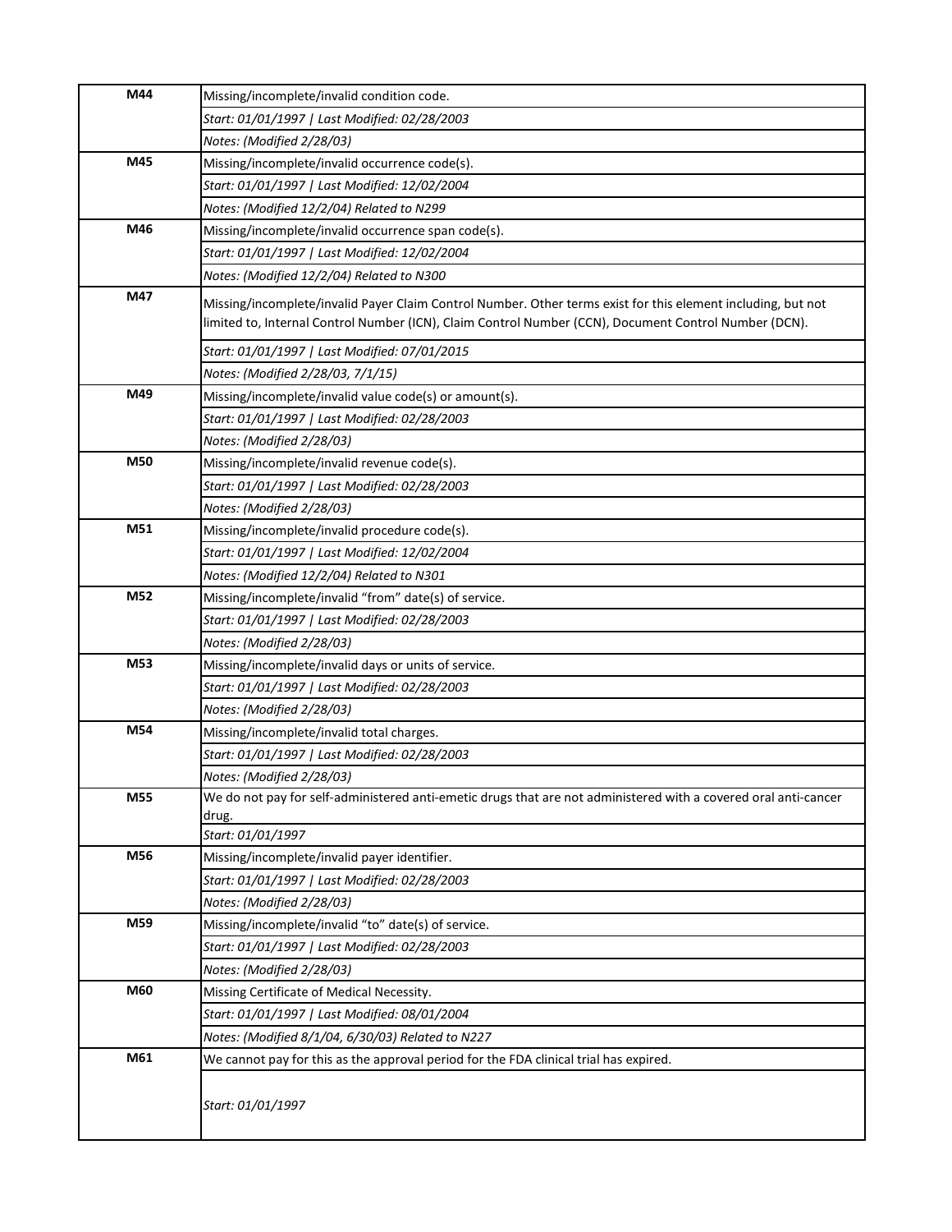| | |
|---|---|
| **M44** | Missing/incomplete/invalid condition code. |
| | *Start: 01/01/1997 \| Last Modified: 02/28/2003* |
| | *Notes: (Modified 2/28/03)* |
| **M45** | Missing/incomplete/invalid occurrence code(s). |
| | *Start: 01/01/1997 \| Last Modified: 12/02/2004* |
| | *Notes: (Modified 12/2/04) Related to N299* |
| **M46** | Missing/incomplete/invalid occurrence span code(s). |
| | *Start: 01/01/1997 \| Last Modified: 12/02/2004* |
| | *Notes: (Modified 12/2/04) Related to N300* |
| **M47** | Missing/incomplete/invalid Payer Claim Control Number. Other terms exist for this element including, but not limited to, Internal Control Number (ICN), Claim Control Number (CCN), Document Control Number (DCN). |
| | *Start: 01/01/1997 \| Last Modified: 07/01/2015* |
| | *Notes: (Modified 2/28/03, 7/1/15)* |
| **M49** | Missing/incomplete/invalid value code(s) or amount(s). |
| | *Start: 01/01/1997 \| Last Modified: 02/28/2003* |
| | *Notes: (Modified 2/28/03)* |
| **M50** | Missing/incomplete/invalid revenue code(s). |
| | *Start: 01/01/1997 \| Last Modified: 02/28/2003* |
| | *Notes: (Modified 2/28/03)* |
| **M51** | Missing/incomplete/invalid procedure code(s). |
| | *Start: 01/01/1997 \| Last Modified: 12/02/2004* |
| | *Notes: (Modified 12/2/04) Related to N301* |
| **M52** | Missing/incomplete/invalid "from" date(s) of service. |
| | *Start: 01/01/1997 \| Last Modified: 02/28/2003* |
| | *Notes: (Modified 2/28/03)* |
| **M53** | Missing/incomplete/invalid days or units of service. |
| | *Start: 01/01/1997 \| Last Modified: 02/28/2003* |
| | *Notes: (Modified 2/28/03)* |
| **M54** | Missing/incomplete/invalid total charges. |
| | *Start: 01/01/1997 \| Last Modified: 02/28/2003* |
| | *Notes: (Modified 2/28/03)* |
| **M55** | We do not pay for self-administered anti-emetic drugs that are not administered with a covered oral anti-cancer drug. |
| | *Start: 01/01/1997* |
| **M56** | Missing/incomplete/invalid payer identifier. |
| | *Start: 01/01/1997 \| Last Modified: 02/28/2003* |
| | *Notes: (Modified 2/28/03)* |
| **M59** | Missing/incomplete/invalid "to" date(s) of service. |
| | *Start: 01/01/1997 \| Last Modified: 02/28/2003* |
| | *Notes: (Modified 2/28/03)* |
| **M60** | Missing Certificate of Medical Necessity. |
| | *Start: 01/01/1997 \| Last Modified: 08/01/2004* |
| | *Notes: (Modified 8/1/04, 6/30/03) Related to N227* |
| **M61** | We cannot pay for this as the approval period for the FDA clinical trial has expired. |
| | *Start: 01/01/1997* |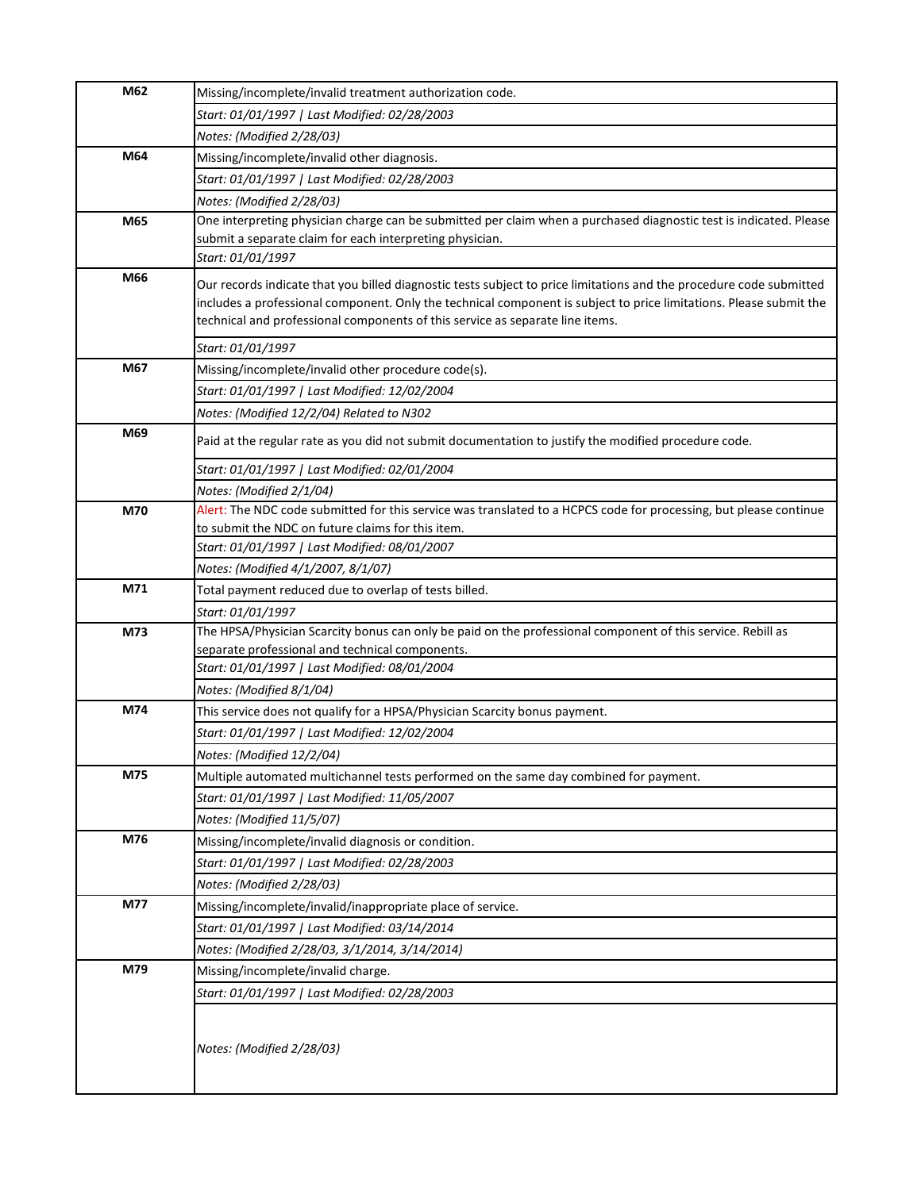| | |
|---|---|
| **M62** | Missing/incomplete/invalid treatment authorization code. |
| | *Start: 01/01/1997 \| Last Modified: 02/28/2003* |
| | *Notes: (Modified 2/28/03)* |
| **M64** | Missing/incomplete/invalid other diagnosis. |
| | *Start: 01/01/1997 \| Last Modified: 02/28/2003* |
| | *Notes: (Modified 2/28/03)* |
| **M65** | One interpreting physician charge can be submitted per claim when a purchased diagnostic test is indicated. Please submit a separate claim for each interpreting physician. |
| | *Start: 01/01/1997* |
| **M66** | Our records indicate that you billed diagnostic tests subject to price limitations and the procedure code submitted includes a professional component. Only the technical component is subject to price limitations. Please submit the technical and professional components of this service as separate line items. |
| | *Start: 01/01/1997* |
| **M67** | Missing/incomplete/invalid other procedure code(s). |
| | *Start: 01/01/1997 \| Last Modified: 12/02/2004* |
| | *Notes: (Modified 12/2/04) Related to N302* |
| **M69** | Paid at the regular rate as you did not submit documentation to justify the modified procedure code. |
| | *Start: 01/01/1997 \| Last Modified: 02/01/2004* |
| | *Notes: (Modified 2/1/04)* |
| **M70** | Alert: The NDC code submitted for this service was translated to a HCPCS code for processing, but please continue to submit the NDC on future claims for this item. |
| | *Start: 01/01/1997 \| Last Modified: 08/01/2007* |
| | *Notes: (Modified 4/1/2007, 8/1/07)* |
| **M71** | Total payment reduced due to overlap of tests billed. |
| | *Start: 01/01/1997* |
| **M73** | The HPSA/Physician Scarcity bonus can only be paid on the professional component of this service. Rebill as separate professional and technical components. |
| | *Start: 01/01/1997 \| Last Modified: 08/01/2004* |
| | *Notes: (Modified 8/1/04)* |
| **M74** | This service does not qualify for a HPSA/Physician Scarcity bonus payment. |
| | *Start: 01/01/1997 \| Last Modified: 12/02/2004* |
| | *Notes: (Modified 12/2/04)* |
| **M75** | Multiple automated multichannel tests performed on the same day combined for payment. |
| | *Start: 01/01/1997 \| Last Modified: 11/05/2007* |
| | *Notes: (Modified 11/5/07)* |
| **M76** | Missing/incomplete/invalid diagnosis or condition. |
| | *Start: 01/01/1997 \| Last Modified: 02/28/2003* |
| | *Notes: (Modified 2/28/03)* |
| **M77** | Missing/incomplete/invalid/inappropriate place of service. |
| | *Start: 01/01/1997 \| Last Modified: 03/14/2014* |
| | *Notes: (Modified 2/28/03, 3/1/2014, 3/14/2014)* |
| **M79** | Missing/incomplete/invalid charge. |
| | *Start: 01/01/1997 \| Last Modified: 02/28/2003* |
| | *Notes: (Modified 2/28/03)* |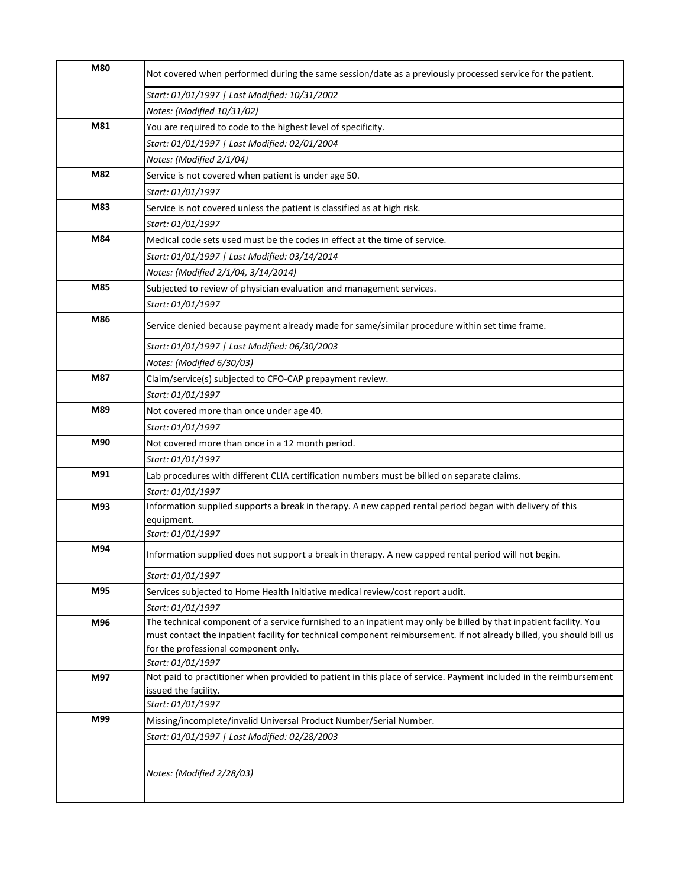| | |
|---|---|
| **M80** | Not covered when performed during the same session/date as a previously processed service for the patient. |
| | *Start: 01/01/1997 \| Last Modified: 10/31/2002* |
| | *Notes: (Modified 10/31/02)* |
| **M81** | You are required to code to the highest level of specificity. |
| | *Start: 01/01/1997 \| Last Modified: 02/01/2004* |
| | *Notes: (Modified 2/1/04)* |
| **M82** | Service is not covered when patient is under age 50. |
| | *Start: 01/01/1997* |
| **M83** | Service is not covered unless the patient is classified as at high risk. |
| | *Start: 01/01/1997* |
| **M84** | Medical code sets used must be the codes in effect at the time of service. |
| | *Start: 01/01/1997 \| Last Modified: 03/14/2014* |
| | *Notes: (Modified 2/1/04, 3/14/2014)* |
| **M85** | Subjected to review of physician evaluation and management services. |
| | *Start: 01/01/1997* |
| **M86** | Service denied because payment already made for same/similar procedure within set time frame. |
| | *Start: 01/01/1997 \| Last Modified: 06/30/2003* |
| | *Notes: (Modified 6/30/03)* |
| **M87** | Claim/service(s) subjected to CFO-CAP prepayment review. |
| | *Start: 01/01/1997* |
| **M89** | Not covered more than once under age 40. |
| | *Start: 01/01/1997* |
| **M90** | Not covered more than once in a 12 month period. |
| | *Start: 01/01/1997* |
| **M91** | Lab procedures with different CLIA certification numbers must be billed on separate claims. |
| | *Start: 01/01/1997* |
| **M93** | Information supplied supports a break in therapy. A new capped rental period began with delivery of this equipment. |
| | *Start: 01/01/1997* |
| **M94** | Information supplied does not support a break in therapy. A new capped rental period will not begin. |
| | *Start: 01/01/1997* |
| **M95** | Services subjected to Home Health Initiative medical review/cost report audit. |
| | *Start: 01/01/1997* |
| **M96** | The technical component of a service furnished to an inpatient may only be billed by that inpatient facility. You must contact the inpatient facility for technical component reimbursement. If not already billed, you should bill us for the professional component only. |
| | *Start: 01/01/1997* |
| **M97** | Not paid to practitioner when provided to patient in this place of service. Payment included in the reimbursement issued the facility. |
| | *Start: 01/01/1997* |
| **M99** | Missing/incomplete/invalid Universal Product Number/Serial Number. |
| | *Start: 01/01/1997 \| Last Modified: 02/28/2003* |
| | *Notes: (Modified 2/28/03)* |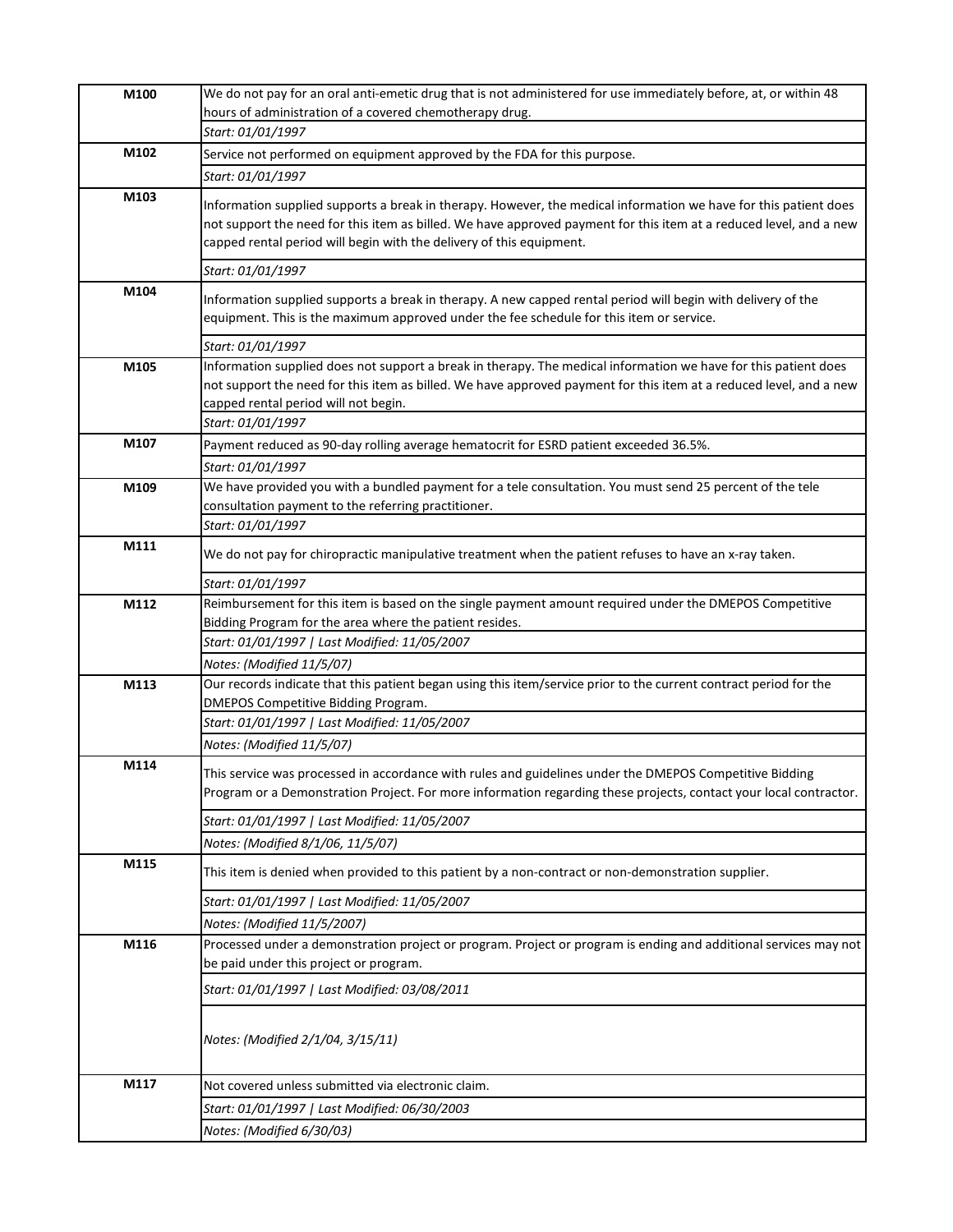| Code | Description |
|---|---|
| M100 | We do not pay for an oral anti-emetic drug that is not administered for use immediately before, at, or within 48 hours of administration of a covered chemotherapy drug. |
| | *Start: 01/01/1997* |
| M102 | Service not performed on equipment approved by the FDA for this purpose. |
| | *Start: 01/01/1997* |
| M103 | Information supplied supports a break in therapy. However, the medical information we have for this patient does not support the need for this item as billed. We have approved payment for this item at a reduced level, and a new capped rental period will begin with the delivery of this equipment. |
| | *Start: 01/01/1997* |
| M104 | Information supplied supports a break in therapy. A new capped rental period will begin with delivery of the equipment. This is the maximum approved under the fee schedule for this item or service. |
| | *Start: 01/01/1997* |
| M105 | Information supplied does not support a break in therapy. The medical information we have for this patient does not support the need for this item as billed. We have approved payment for this item at a reduced level, and a new capped rental period will not begin. |
| | *Start: 01/01/1997* |
| M107 | Payment reduced as 90-day rolling average hematocrit for ESRD patient exceeded 36.5%. |
| | *Start: 01/01/1997* |
| M109 | We have provided you with a bundled payment for a tele consultation. You must send 25 percent of the tele consultation payment to the referring practitioner. |
| | *Start: 01/01/1997* |
| M111 | We do not pay for chiropractic manipulative treatment when the patient refuses to have an x-ray taken. |
| | *Start: 01/01/1997* |
| M112 | Reimbursement for this item is based on the single payment amount required under the DMEPOS Competitive Bidding Program for the area where the patient resides. |
| | *Start: 01/01/1997 \| Last Modified: 11/05/2007* |
| | *Notes: (Modified 11/5/07)* |
| M113 | Our records indicate that this patient began using this item/service prior to the current contract period for the DMEPOS Competitive Bidding Program. |
| | *Start: 01/01/1997 \| Last Modified: 11/05/2007* |
| | *Notes: (Modified 11/5/07)* |
| M114 | This service was processed in accordance with rules and guidelines under the DMEPOS Competitive Bidding Program or a Demonstration Project. For more information regarding these projects, contact your local contractor. |
| | *Start: 01/01/1997 \| Last Modified: 11/05/2007* |
| | *Notes: (Modified 8/1/06, 11/5/07)* |
| M115 | This item is denied when provided to this patient by a non-contract or non-demonstration supplier. |
| | *Start: 01/01/1997 \| Last Modified: 11/05/2007* |
| | *Notes: (Modified 11/5/2007)* |
| M116 | Processed under a demonstration project or program. Project or program is ending and additional services may not be paid under this project or program. |
| | *Start: 01/01/1997 \| Last Modified: 03/08/2011* |
| | *Notes: (Modified 2/1/04, 3/15/11)* |
| M117 | Not covered unless submitted via electronic claim. |
| | *Start: 01/01/1997 \| Last Modified: 06/30/2003* |
| | *Notes: (Modified 6/30/03)* |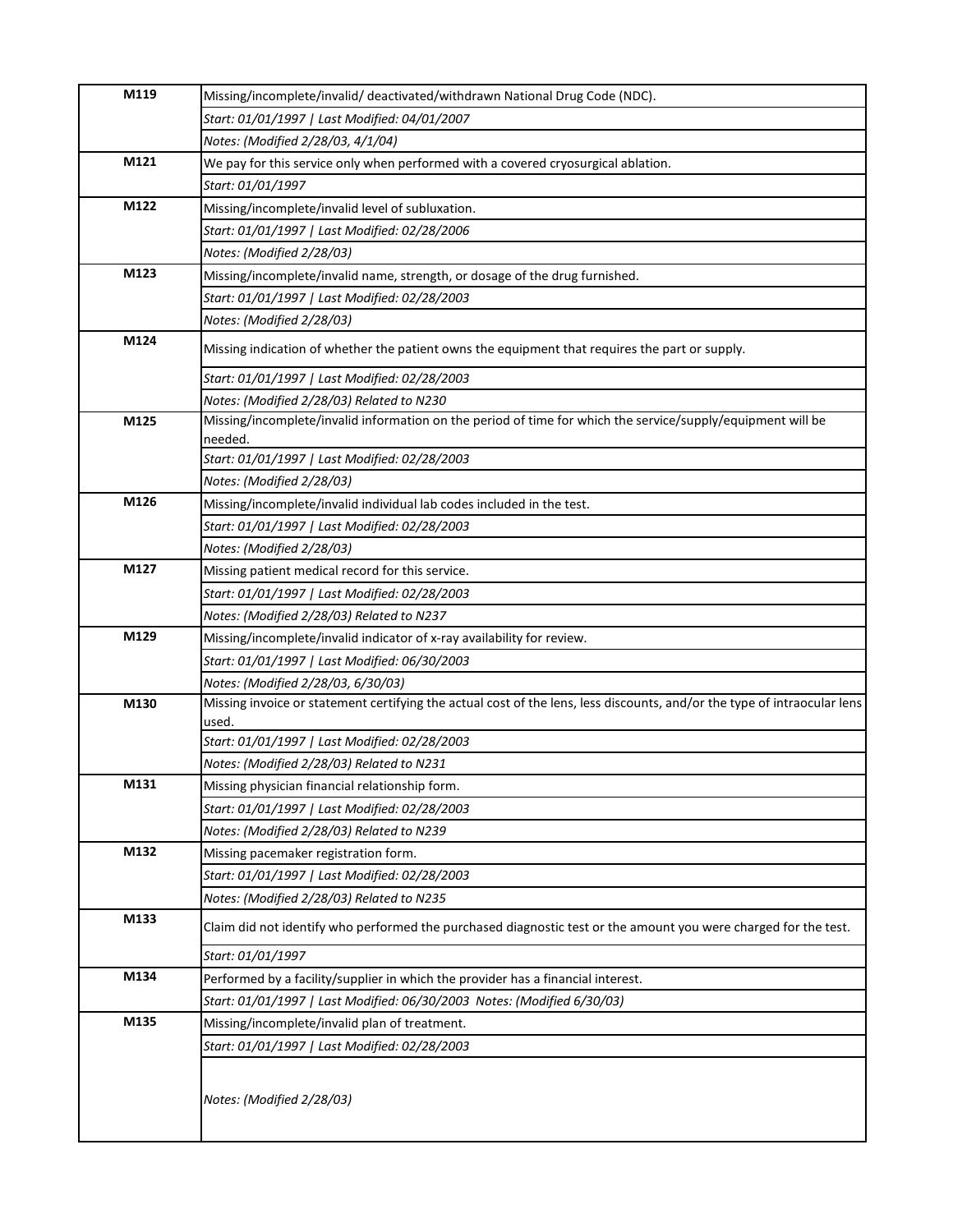| | |
|---|---|
| **M119** | Missing/incomplete/invalid/ deactivated/withdrawn National Drug Code (NDC). |
| | *Start: 01/01/1997 \| Last Modified: 04/01/2007* |
| | *Notes: (Modified 2/28/03, 4/1/04)* |
| **M121** | We pay for this service only when performed with a covered cryosurgical ablation. |
| | *Start: 01/01/1997* |
| **M122** | Missing/incomplete/invalid level of subluxation. |
| | *Start: 01/01/1997 \| Last Modified: 02/28/2006* |
| | *Notes: (Modified 2/28/03)* |
| **M123** | Missing/incomplete/invalid name, strength, or dosage of the drug furnished. |
| | *Start: 01/01/1997 \| Last Modified: 02/28/2003* |
| | *Notes: (Modified 2/28/03)* |
| **M124** | Missing indication of whether the patient owns the equipment that requires the part or supply. |
| | *Start: 01/01/1997 \| Last Modified: 02/28/2003* |
| | *Notes: (Modified 2/28/03) Related to N230* |
| **M125** | Missing/incomplete/invalid information on the period of time for which the service/supply/equipment will be needed. |
| | *Start: 01/01/1997 \| Last Modified: 02/28/2003* |
| | *Notes: (Modified 2/28/03)* |
| **M126** | Missing/incomplete/invalid individual lab codes included in the test. |
| | *Start: 01/01/1997 \| Last Modified: 02/28/2003* |
| | *Notes: (Modified 2/28/03)* |
| **M127** | Missing patient medical record for this service. |
| | *Start: 01/01/1997 \| Last Modified: 02/28/2003* |
| | *Notes: (Modified 2/28/03) Related to N237* |
| **M129** | Missing/incomplete/invalid indicator of x-ray availability for review. |
| | *Start: 01/01/1997 \| Last Modified: 06/30/2003* |
| | *Notes: (Modified 2/28/03, 6/30/03)* |
| **M130** | Missing invoice or statement certifying the actual cost of the lens, less discounts, and/or the type of intraocular lens used. |
| | *Start: 01/01/1997 \| Last Modified: 02/28/2003* |
| | *Notes: (Modified 2/28/03) Related to N231* |
| **M131** | Missing physician financial relationship form. |
| | *Start: 01/01/1997 \| Last Modified: 02/28/2003* |
| | *Notes: (Modified 2/28/03) Related to N239* |
| **M132** | Missing pacemaker registration form. |
| | *Start: 01/01/1997 \| Last Modified: 02/28/2003* |
| | *Notes: (Modified 2/28/03) Related to N235* |
| **M133** | Claim did not identify who performed the purchased diagnostic test or the amount you were charged for the test. |
| | *Start: 01/01/1997* |
| **M134** | Performed by a facility/supplier in which the provider has a financial interest. |
| | *Start: 01/01/1997 \| Last Modified: 06/30/2003 Notes: (Modified 6/30/03)* |
| **M135** | Missing/incomplete/invalid plan of treatment. |
| | *Start: 01/01/1997 \| Last Modified: 02/28/2003* |
| | *Notes: (Modified 2/28/03)* |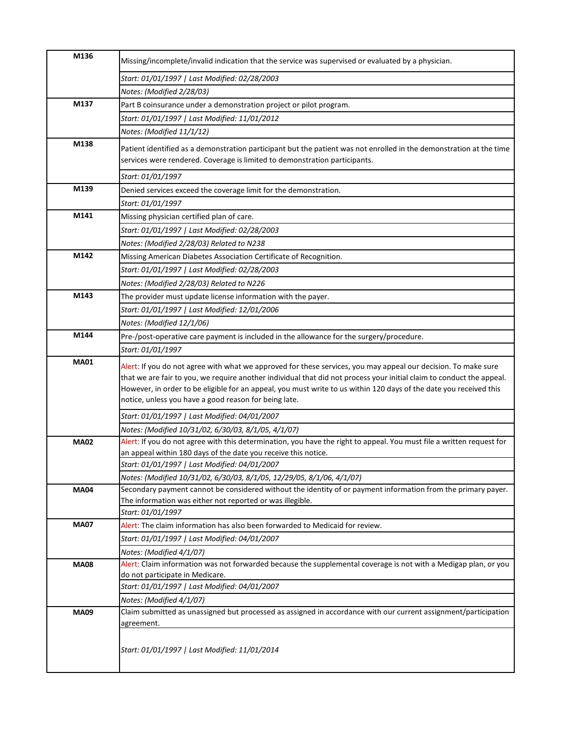| | |
|---|---|
| **M136** | Missing/incomplete/invalid indication that the service was supervised or evaluated by a physician. |
| | *Start: 01/01/1997 \| Last Modified: 02/28/2003* |
| | *Notes: (Modified 2/28/03)* |
| **M137** | Part B coinsurance under a demonstration project or pilot program. |
| | *Start: 01/01/1997 \| Last Modified: 11/01/2012* |
| | *Notes: (Modified 11/1/12)* |
| **M138** | Patient identified as a demonstration participant but the patient was not enrolled in the demonstration at the time services were rendered. Coverage is limited to demonstration participants. |
| | *Start: 01/01/1997* |
| **M139** | Denied services exceed the coverage limit for the demonstration. |
| | *Start: 01/01/1997* |
| **M141** | Missing physician certified plan of care. |
| | *Start: 01/01/1997 \| Last Modified: 02/28/2003* |
| | *Notes: (Modified 2/28/03) Related to N238* |
| **M142** | Missing American Diabetes Association Certificate of Recognition. |
| | *Start: 01/01/1997 \| Last Modified: 02/28/2003* |
| | *Notes: (Modified 2/28/03) Related to N226* |
| **M143** | The provider must update license information with the payer. |
| | *Start: 01/01/1997 \| Last Modified: 12/01/2006* |
| | *Notes: (Modified 12/1/06)* |
| **M144** | Pre-/post-operative care payment is included in the allowance for the surgery/procedure. |
| | *Start: 01/01/1997* |
| **MA01** | Alert: If you do not agree with what we approved for these services, you may appeal our decision. To make sure that we are fair to you, we require another individual that did not process your initial claim to conduct the appeal. However, in order to be eligible for an appeal, you must write to us within 120 days of the date you received this notice, unless you have a good reason for being late. |
| | *Start: 01/01/1997 \| Last Modified: 04/01/2007* |
| | *Notes: (Modified 10/31/02, 6/30/03, 8/1/05, 4/1/07)* |
| **MA02** | Alert: If you do not agree with this determination, you have the right to appeal. You must file a written request for an appeal within 180 days of the date you receive this notice. |
| | *Start: 01/01/1997 \| Last Modified: 04/01/2007* |
| | *Notes: (Modified 10/31/02, 6/30/03, 8/1/05, 12/29/05, 8/1/06, 4/1/07)* |
| **MA04** | Secondary payment cannot be considered without the identity of or payment information from the primary payer. The information was either not reported or was illegible. |
| | *Start: 01/01/1997* |
| **MA07** | Alert: The claim information has also been forwarded to Medicaid for review. |
| | *Start: 01/01/1997 \| Last Modified: 04/01/2007* |
| | *Notes: (Modified 4/1/07)* |
| **MA08** | Alert: Claim information was not forwarded because the supplemental coverage is not with a Medigap plan, or you do not participate in Medicare. |
| | *Start: 01/01/1997 \| Last Modified: 04/01/2007* |
| | *Notes: (Modified 4/1/07)* |
| **MA09** | Claim submitted as unassigned but processed as assigned in accordance with our current assignment/participation agreement. |
| | *Start: 01/01/1997 \| Last Modified: 11/01/2014* |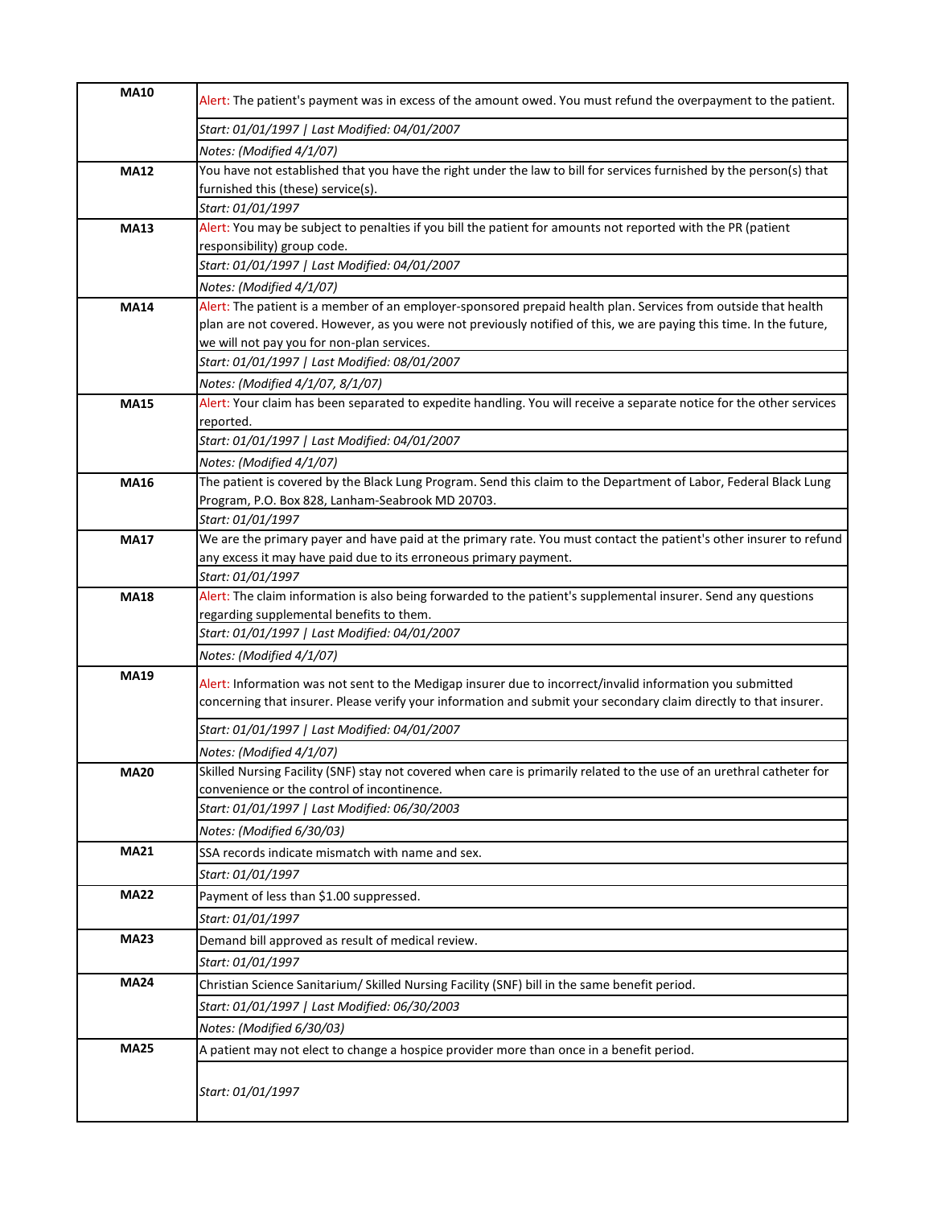| Code | Description |
| --- | --- |
| **MA10** | Alert: The patient's payment was in excess of the amount owed. You must refund the overpayment to the patient. |
| | *Start: 01/01/1997 \| Last Modified: 04/01/2007* |
| | *Notes: (Modified 4/1/07)* |
| **MA12** | You have not established that you have the right under the law to bill for services furnished by the person(s) that furnished this (these) service(s). |
| | *Start: 01/01/1997* |
| **MA13** | Alert: You may be subject to penalties if you bill the patient for amounts not reported with the PR (patient responsibility) group code. |
| | *Start: 01/01/1997 \| Last Modified: 04/01/2007* |
| | *Notes: (Modified 4/1/07)* |
| **MA14** | Alert: The patient is a member of an employer-sponsored prepaid health plan. Services from outside that health plan are not covered. However, as you were not previously notified of this, we are paying this time. In the future, we will not pay you for non-plan services. |
| | *Start: 01/01/1997 \| Last Modified: 08/01/2007* |
| | *Notes: (Modified 4/1/07, 8/1/07)* |
| **MA15** | Alert: Your claim has been separated to expedite handling. You will receive a separate notice for the other services reported. |
| | *Start: 01/01/1997 \| Last Modified: 04/01/2007* |
| | *Notes: (Modified 4/1/07)* |
| **MA16** | The patient is covered by the Black Lung Program. Send this claim to the Department of Labor, Federal Black Lung Program, P.O. Box 828, Lanham-Seabrook MD 20703. |
| | *Start: 01/01/1997* |
| **MA17** | We are the primary payer and have paid at the primary rate. You must contact the patient's other insurer to refund any excess it may have paid due to its erroneous primary payment. |
| | *Start: 01/01/1997* |
| **MA18** | Alert: The claim information is also being forwarded to the patient's supplemental insurer. Send any questions regarding supplemental benefits to them. |
| | *Start: 01/01/1997 \| Last Modified: 04/01/2007* |
| | *Notes: (Modified 4/1/07)* |
| **MA19** | Alert: Information was not sent to the Medigap insurer due to incorrect/invalid information you submitted concerning that insurer. Please verify your information and submit your secondary claim directly to that insurer. |
| | *Start: 01/01/1997 \| Last Modified: 04/01/2007* |
| | *Notes: (Modified 4/1/07)* |
| **MA20** | Skilled Nursing Facility (SNF) stay not covered when care is primarily related to the use of an urethral catheter for convenience or the control of incontinence. |
| | *Start: 01/01/1997 \| Last Modified: 06/30/2003* |
| | *Notes: (Modified 6/30/03)* |
| **MA21** | SSA records indicate mismatch with name and sex. |
| | *Start: 01/01/1997* |
| **MA22** | Payment of less than $1.00 suppressed. |
| | *Start: 01/01/1997* |
| **MA23** | Demand bill approved as result of medical review. |
| | *Start: 01/01/1997* |
| **MA24** | Christian Science Sanitarium/ Skilled Nursing Facility (SNF) bill in the same benefit period. |
| | *Start: 01/01/1997 \| Last Modified: 06/30/2003* |
| | *Notes: (Modified 6/30/03)* |
| **MA25** | A patient may not elect to change a hospice provider more than once in a benefit period. |
| | *Start: 01/01/1997* |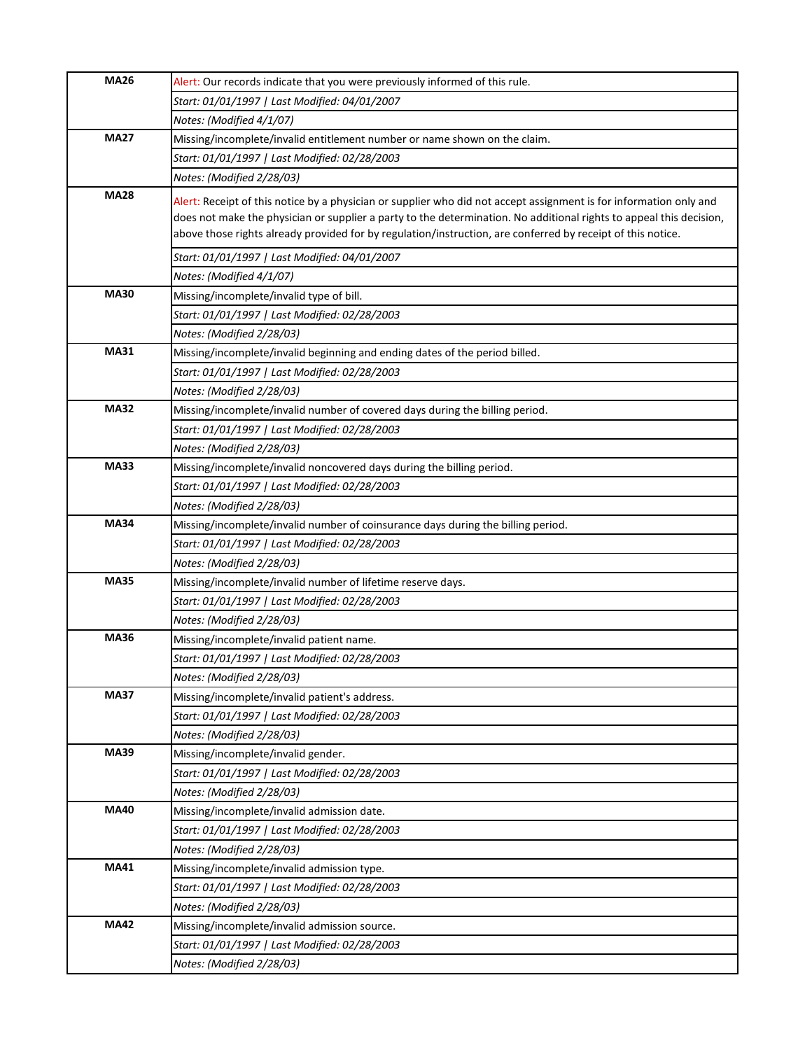| | |
|---|---|
| **MA26** | Alert: Our records indicate that you were previously informed of this rule. |
| | *Start: 01/01/1997 \| Last Modified: 04/01/2007* |
| | *Notes: (Modified 4/1/07)* |
| **MA27** | Missing/incomplete/invalid entitlement number or name shown on the claim. |
| | *Start: 01/01/1997 \| Last Modified: 02/28/2003* |
| | *Notes: (Modified 2/28/03)* |
| **MA28** | Alert: Receipt of this notice by a physician or supplier who did not accept assignment is for information only and does not make the physician or supplier a party to the determination. No additional rights to appeal this decision, above those rights already provided for by regulation/instruction, are conferred by receipt of this notice. |
| | *Start: 01/01/1997 \| Last Modified: 04/01/2007* |
| | *Notes: (Modified 4/1/07)* |
| **MA30** | Missing/incomplete/invalid type of bill. |
| | *Start: 01/01/1997 \| Last Modified: 02/28/2003* |
| | *Notes: (Modified 2/28/03)* |
| **MA31** | Missing/incomplete/invalid beginning and ending dates of the period billed. |
| | *Start: 01/01/1997 \| Last Modified: 02/28/2003* |
| | *Notes: (Modified 2/28/03)* |
| **MA32** | Missing/incomplete/invalid number of covered days during the billing period. |
| | *Start: 01/01/1997 \| Last Modified: 02/28/2003* |
| | *Notes: (Modified 2/28/03)* |
| **MA33** | Missing/incomplete/invalid noncovered days during the billing period. |
| | *Start: 01/01/1997 \| Last Modified: 02/28/2003* |
| | *Notes: (Modified 2/28/03)* |
| **MA34** | Missing/incomplete/invalid number of coinsurance days during the billing period. |
| | *Start: 01/01/1997 \| Last Modified: 02/28/2003* |
| | *Notes: (Modified 2/28/03)* |
| **MA35** | Missing/incomplete/invalid number of lifetime reserve days. |
| | *Start: 01/01/1997 \| Last Modified: 02/28/2003* |
| | *Notes: (Modified 2/28/03)* |
| **MA36** | Missing/incomplete/invalid patient name. |
| | *Start: 01/01/1997 \| Last Modified: 02/28/2003* |
| | *Notes: (Modified 2/28/03)* |
| **MA37** | Missing/incomplete/invalid patient's address. |
| | *Start: 01/01/1997 \| Last Modified: 02/28/2003* |
| | *Notes: (Modified 2/28/03)* |
| **MA39** | Missing/incomplete/invalid gender. |
| | *Start: 01/01/1997 \| Last Modified: 02/28/2003* |
| | *Notes: (Modified 2/28/03)* |
| **MA40** | Missing/incomplete/invalid admission date. |
| | *Start: 01/01/1997 \| Last Modified: 02/28/2003* |
| | *Notes: (Modified 2/28/03)* |
| **MA41** | Missing/incomplete/invalid admission type. |
| | *Start: 01/01/1997 \| Last Modified: 02/28/2003* |
| | *Notes: (Modified 2/28/03)* |
| **MA42** | Missing/incomplete/invalid admission source. |
| | *Start: 01/01/1997 \| Last Modified: 02/28/2003* |
| | *Notes: (Modified 2/28/03)* |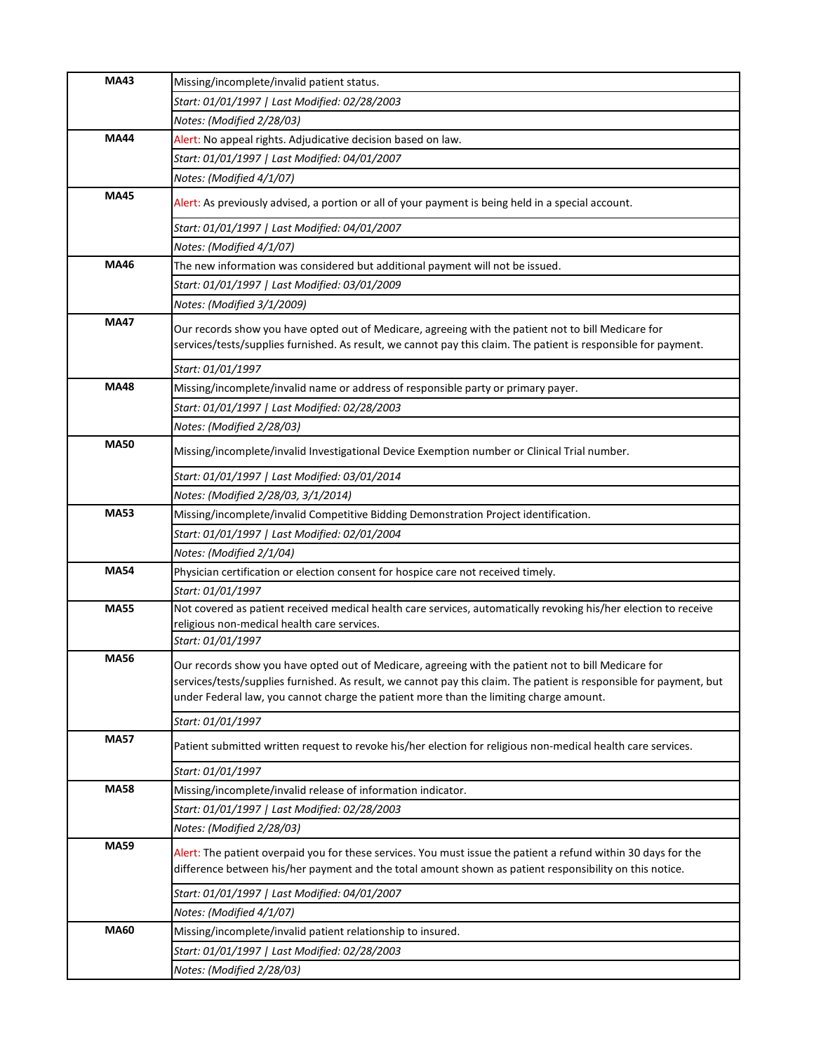| Code | Description |
|---|---|
| **MA43** | Missing/incomplete/invalid patient status. |
| | *Start: 01/01/1997 \| Last Modified: 02/28/2003* |
| | *Notes: (Modified 2/28/03)* |
| **MA44** | Alert: No appeal rights. Adjudicative decision based on law. |
| | *Start: 01/01/1997 \| Last Modified: 04/01/2007* |
| | *Notes: (Modified 4/1/07)* |
| **MA45** | Alert: As previously advised, a portion or all of your payment is being held in a special account. |
| | *Start: 01/01/1997 \| Last Modified: 04/01/2007* |
| | *Notes: (Modified 4/1/07)* |
| **MA46** | The new information was considered but additional payment will not be issued. |
| | *Start: 01/01/1997 \| Last Modified: 03/01/2009* |
| | *Notes: (Modified 3/1/2009)* |
| **MA47** | Our records show you have opted out of Medicare, agreeing with the patient not to bill Medicare for services/tests/supplies furnished. As result, we cannot pay this claim. The patient is responsible for payment. |
| | *Start: 01/01/1997* |
| **MA48** | Missing/incomplete/invalid name or address of responsible party or primary payer. |
| | *Start: 01/01/1997 \| Last Modified: 02/28/2003* |
| | *Notes: (Modified 2/28/03)* |
| **MA50** | Missing/incomplete/invalid Investigational Device Exemption number or Clinical Trial number. |
| | *Start: 01/01/1997 \| Last Modified: 03/01/2014* |
| | *Notes: (Modified 2/28/03, 3/1/2014)* |
| **MA53** | Missing/incomplete/invalid Competitive Bidding Demonstration Project identification. |
| | *Start: 01/01/1997 \| Last Modified: 02/01/2004* |
| | *Notes: (Modified 2/1/04)* |
| **MA54** | Physician certification or election consent for hospice care not received timely. |
| | *Start: 01/01/1997* |
| **MA55** | Not covered as patient received medical health care services, automatically revoking his/her election to receive religious non-medical health care services. |
| | *Start: 01/01/1997* |
| **MA56** | Our records show you have opted out of Medicare, agreeing with the patient not to bill Medicare for services/tests/supplies furnished. As result, we cannot pay this claim. The patient is responsible for payment, but under Federal law, you cannot charge the patient more than the limiting charge amount. |
| | *Start: 01/01/1997* |
| **MA57** | Patient submitted written request to revoke his/her election for religious non-medical health care services. |
| | *Start: 01/01/1997* |
| **MA58** | Missing/incomplete/invalid release of information indicator. |
| | *Start: 01/01/1997 \| Last Modified: 02/28/2003* |
| | *Notes: (Modified 2/28/03)* |
| **MA59** | Alert: The patient overpaid you for these services. You must issue the patient a refund within 30 days for the difference between his/her payment and the total amount shown as patient responsibility on this notice. |
| | *Start: 01/01/1997 \| Last Modified: 04/01/2007* |
| | *Notes: (Modified 4/1/07)* |
| **MA60** | Missing/incomplete/invalid patient relationship to insured. |
| | *Start: 01/01/1997 \| Last Modified: 02/28/2003* |
| | *Notes: (Modified 2/28/03)* |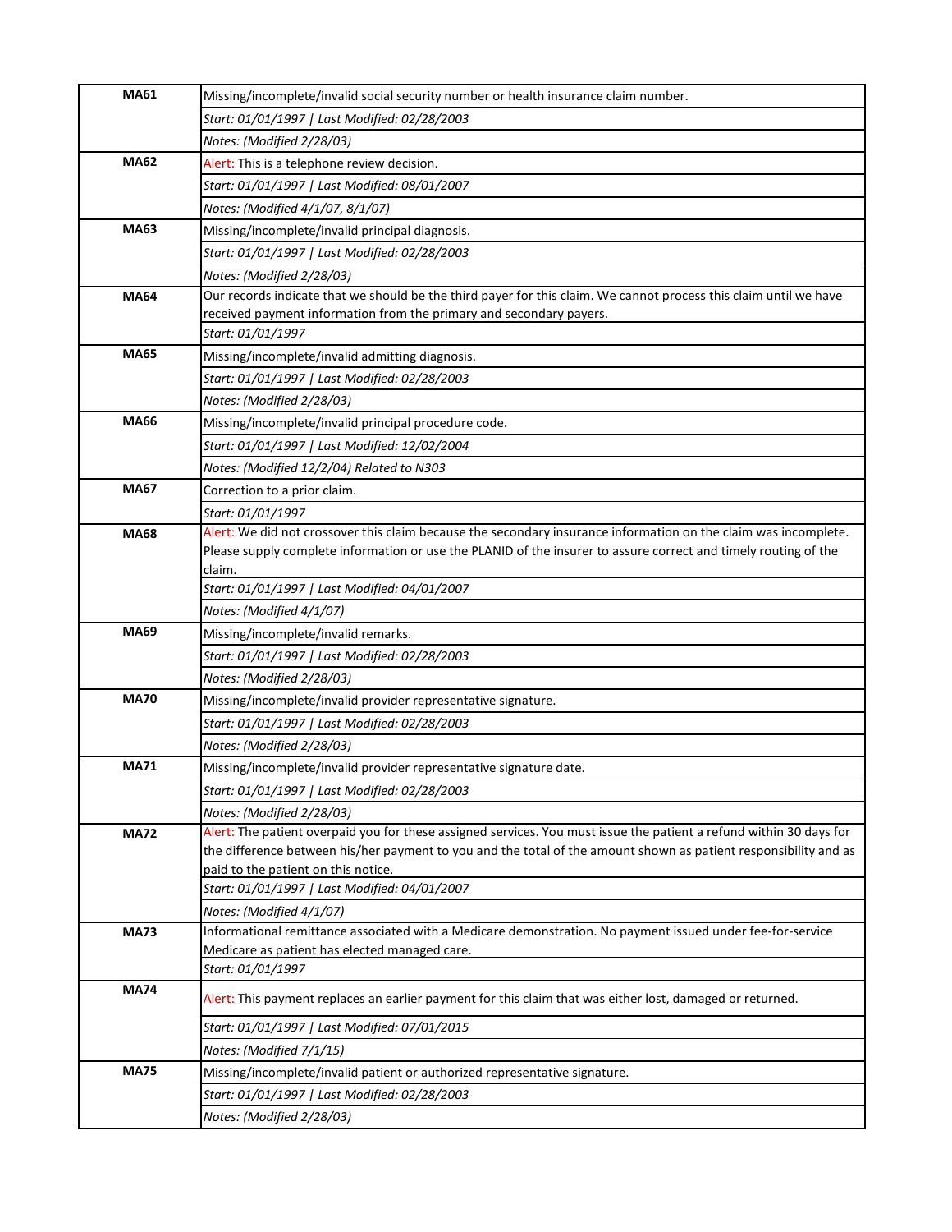| Code | Description |
|---|---|
| **MA61** | Missing/incomplete/invalid social security number or health insurance claim number. |
| | *Start: 01/01/1997 \| Last Modified: 02/28/2003* |
| | *Notes: (Modified 2/28/03)* |
| **MA62** | Alert: This is a telephone review decision. |
| | *Start: 01/01/1997 \| Last Modified: 08/01/2007* |
| | *Notes: (Modified 4/1/07, 8/1/07)* |
| **MA63** | Missing/incomplete/invalid principal diagnosis. |
| | *Start: 01/01/1997 \| Last Modified: 02/28/2003* |
| | *Notes: (Modified 2/28/03)* |
| **MA64** | Our records indicate that we should be the third payer for this claim. We cannot process this claim until we have received payment information from the primary and secondary payers. |
| | *Start: 01/01/1997* |
| **MA65** | Missing/incomplete/invalid admitting diagnosis. |
| | *Start: 01/01/1997 \| Last Modified: 02/28/2003* |
| | *Notes: (Modified 2/28/03)* |
| **MA66** | Missing/incomplete/invalid principal procedure code. |
| | *Start: 01/01/1997 \| Last Modified: 12/02/2004* |
| | *Notes: (Modified 12/2/04) Related to N303* |
| **MA67** | Correction to a prior claim. |
| | *Start: 01/01/1997* |
| **MA68** | Alert: We did not crossover this claim because the secondary insurance information on the claim was incomplete. Please supply complete information or use the PLANID of the insurer to assure correct and timely routing of the claim. |
| | *Start: 01/01/1997 \| Last Modified: 04/01/2007* |
| | *Notes: (Modified 4/1/07)* |
| **MA69** | Missing/incomplete/invalid remarks. |
| | *Start: 01/01/1997 \| Last Modified: 02/28/2003* |
| | *Notes: (Modified 2/28/03)* |
| **MA70** | Missing/incomplete/invalid provider representative signature. |
| | *Start: 01/01/1997 \| Last Modified: 02/28/2003* |
| | *Notes: (Modified 2/28/03)* |
| **MA71** | Missing/incomplete/invalid provider representative signature date. |
| | *Start: 01/01/1997 \| Last Modified: 02/28/2003* |
| | *Notes: (Modified 2/28/03)* |
| **MA72** | Alert: The patient overpaid you for these assigned services. You must issue the patient a refund within 30 days for the difference between his/her payment to you and the total of the amount shown as patient responsibility and as paid to the patient on this notice. |
| | *Start: 01/01/1997 \| Last Modified: 04/01/2007* |
| | *Notes: (Modified 4/1/07)* |
| **MA73** | Informational remittance associated with a Medicare demonstration. No payment issued under fee-for-service Medicare as patient has elected managed care. |
| | *Start: 01/01/1997* |
| **MA74** | Alert: This payment replaces an earlier payment for this claim that was either lost, damaged or returned. |
| | *Start: 01/01/1997 \| Last Modified: 07/01/2015* |
| | *Notes: (Modified 7/1/15)* |
| **MA75** | Missing/incomplete/invalid patient or authorized representative signature. |
| | *Start: 01/01/1997 \| Last Modified: 02/28/2003* |
| | *Notes: (Modified 2/28/03)* |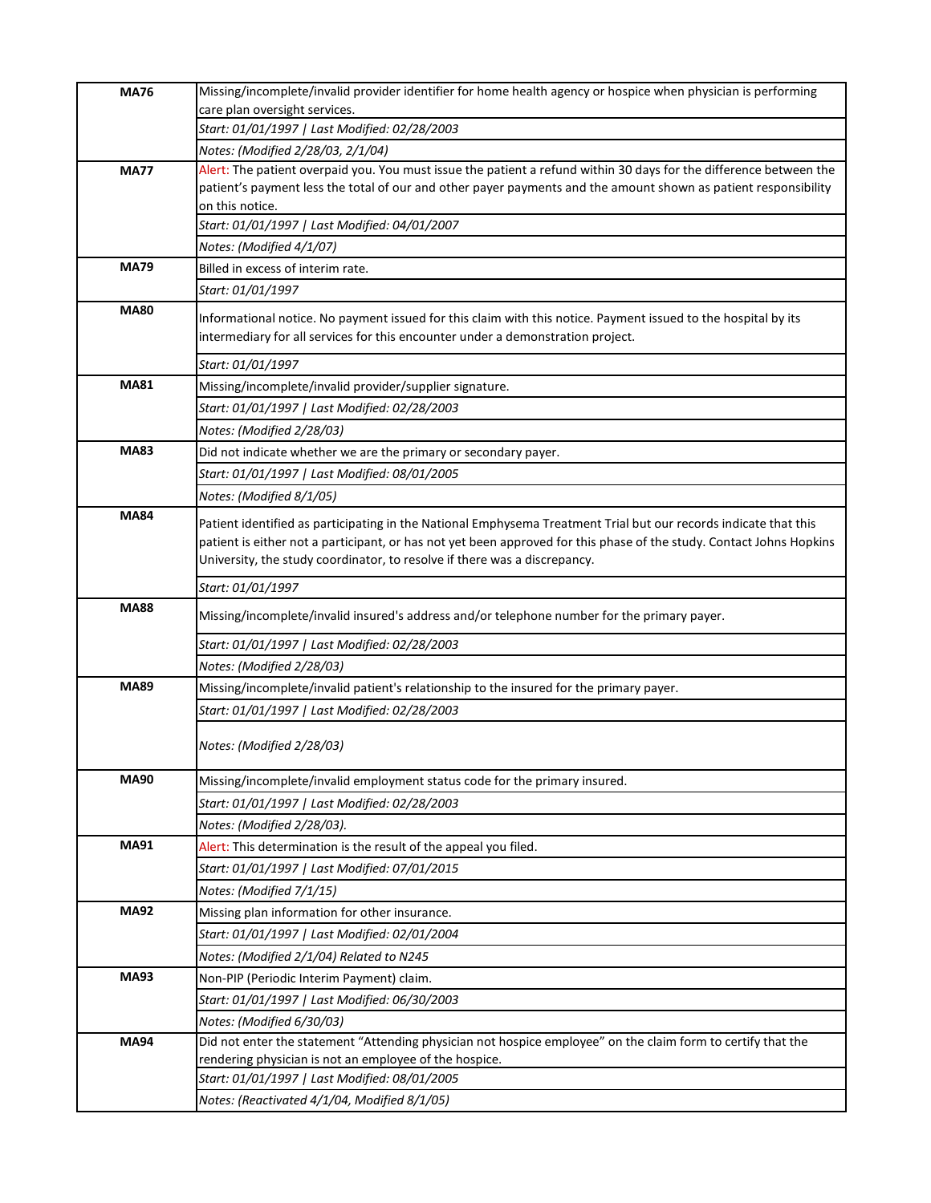| | |
|---|---|
| **MA76** | Missing/incomplete/invalid provider identifier for home health agency or hospice when physician is performing care plan oversight services. |
| | *Start: 01/01/1997 \| Last Modified: 02/28/2003* |
| | *Notes: (Modified 2/28/03, 2/1/04)* |
| **MA77** | Alert: The patient overpaid you. You must issue the patient a refund within 30 days for the difference between the patient's payment less the total of our and other payer payments and the amount shown as patient responsibility on this notice. |
| | *Start: 01/01/1997 \| Last Modified: 04/01/2007* |
| | *Notes: (Modified 4/1/07)* |
| **MA79** | Billed in excess of interim rate. |
| | *Start: 01/01/1997* |
| **MA80** | Informational notice. No payment issued for this claim with this notice. Payment issued to the hospital by its intermediary for all services for this encounter under a demonstration project. |
| | *Start: 01/01/1997* |
| **MA81** | Missing/incomplete/invalid provider/supplier signature. |
| | *Start: 01/01/1997 \| Last Modified: 02/28/2003* |
| | *Notes: (Modified 2/28/03)* |
| **MA83** | Did not indicate whether we are the primary or secondary payer. |
| | *Start: 01/01/1997 \| Last Modified: 08/01/2005* |
| | *Notes: (Modified 8/1/05)* |
| **MA84** | Patient identified as participating in the National Emphysema Treatment Trial but our records indicate that this patient is either not a participant, or has not yet been approved for this phase of the study. Contact Johns Hopkins University, the study coordinator, to resolve if there was a discrepancy. |
| | *Start: 01/01/1997* |
| **MA88** | Missing/incomplete/invalid insured's address and/or telephone number for the primary payer. |
| | *Start: 01/01/1997 \| Last Modified: 02/28/2003* |
| | *Notes: (Modified 2/28/03)* |
| **MA89** | Missing/incomplete/invalid patient's relationship to the insured for the primary payer. |
| | *Start: 01/01/1997 \| Last Modified: 02/28/2003* |
| | *Notes: (Modified 2/28/03)* |
| **MA90** | Missing/incomplete/invalid employment status code for the primary insured. |
| | *Start: 01/01/1997 \| Last Modified: 02/28/2003* |
| | *Notes: (Modified 2/28/03).* |
| **MA91** | Alert: This determination is the result of the appeal you filed. |
| | *Start: 01/01/1997 \| Last Modified: 07/01/2015* |
| | *Notes: (Modified 7/1/15)* |
| **MA92** | Missing plan information for other insurance. |
| | *Start: 01/01/1997 \| Last Modified: 02/01/2004* |
| | *Notes: (Modified 2/1/04) Related to N245* |
| **MA93** | Non-PIP (Periodic Interim Payment) claim. |
| | *Start: 01/01/1997 \| Last Modified: 06/30/2003* |
| | *Notes: (Modified 6/30/03)* |
| **MA94** | Did not enter the statement "Attending physician not hospice employee" on the claim form to certify that the rendering physician is not an employee of the hospice. |
| | *Start: 01/01/1997 \| Last Modified: 08/01/2005* |
| | *Notes: (Reactivated 4/1/04, Modified 8/1/05)* |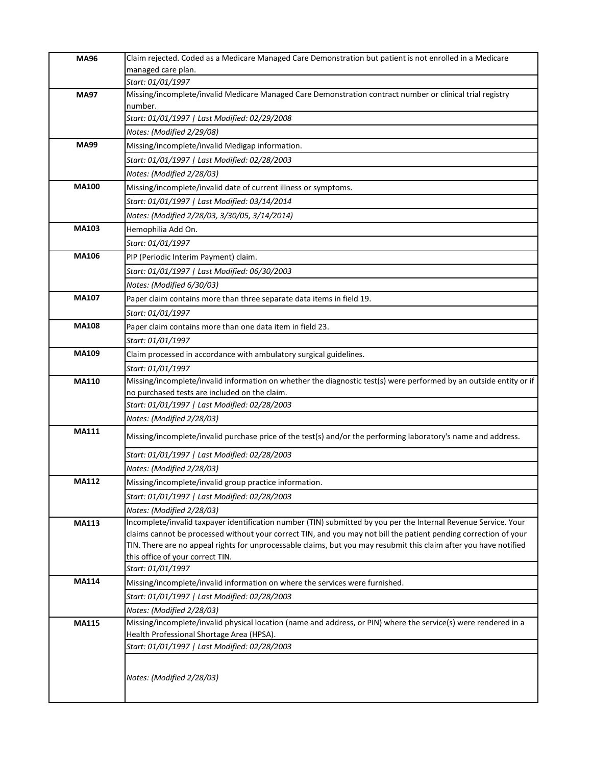| | |
|---|---|
| **MA96** | Claim rejected. Coded as a Medicare Managed Care Demonstration but patient is not enrolled in a Medicare managed care plan. |
| | *Start: 01/01/1997* |
| **MA97** | Missing/incomplete/invalid Medicare Managed Care Demonstration contract number or clinical trial registry number. |
| | *Start: 01/01/1997 \| Last Modified: 02/29/2008* |
| | *Notes: (Modified 2/29/08)* |
| **MA99** | Missing/incomplete/invalid Medigap information. |
| | *Start: 01/01/1997 \| Last Modified: 02/28/2003* |
| | *Notes: (Modified 2/28/03)* |
| **MA100** | Missing/incomplete/invalid date of current illness or symptoms. |
| | *Start: 01/01/1997 \| Last Modified: 03/14/2014* |
| | *Notes: (Modified 2/28/03, 3/30/05, 3/14/2014)* |
| **MA103** | Hemophilia Add On. |
| | *Start: 01/01/1997* |
| **MA106** | PIP (Periodic Interim Payment) claim. |
| | *Start: 01/01/1997 \| Last Modified: 06/30/2003* |
| | *Notes: (Modified 6/30/03)* |
| **MA107** | Paper claim contains more than three separate data items in field 19. |
| | *Start: 01/01/1997* |
| **MA108** | Paper claim contains more than one data item in field 23. |
| | *Start: 01/01/1997* |
| **MA109** | Claim processed in accordance with ambulatory surgical guidelines. |
| | *Start: 01/01/1997* |
| **MA110** | Missing/incomplete/invalid information on whether the diagnostic test(s) were performed by an outside entity or if no purchased tests are included on the claim. |
| | *Start: 01/01/1997 \| Last Modified: 02/28/2003* |
| | *Notes: (Modified 2/28/03)* |
| **MA111** | Missing/incomplete/invalid purchase price of the test(s) and/or the performing laboratory's name and address. |
| | *Start: 01/01/1997 \| Last Modified: 02/28/2003* |
| | *Notes: (Modified 2/28/03)* |
| **MA112** | Missing/incomplete/invalid group practice information. |
| | *Start: 01/01/1997 \| Last Modified: 02/28/2003* |
| | *Notes: (Modified 2/28/03)* |
| **MA113** | Incomplete/invalid taxpayer identification number (TIN) submitted by you per the Internal Revenue Service. Your claims cannot be processed without your correct TIN, and you may not bill the patient pending correction of your TIN. There are no appeal rights for unprocessable claims, but you may resubmit this claim after you have notified this office of your correct TIN. |
| | *Start: 01/01/1997* |
| **MA114** | Missing/incomplete/invalid information on where the services were furnished. |
| | *Start: 01/01/1997 \| Last Modified: 02/28/2003* |
| | *Notes: (Modified 2/28/03)* |
| **MA115** | Missing/incomplete/invalid physical location (name and address, or PIN) where the service(s) were rendered in a Health Professional Shortage Area (HPSA). |
| | *Start: 01/01/1997 \| Last Modified: 02/28/2003* |
| | *Notes: (Modified 2/28/03)* |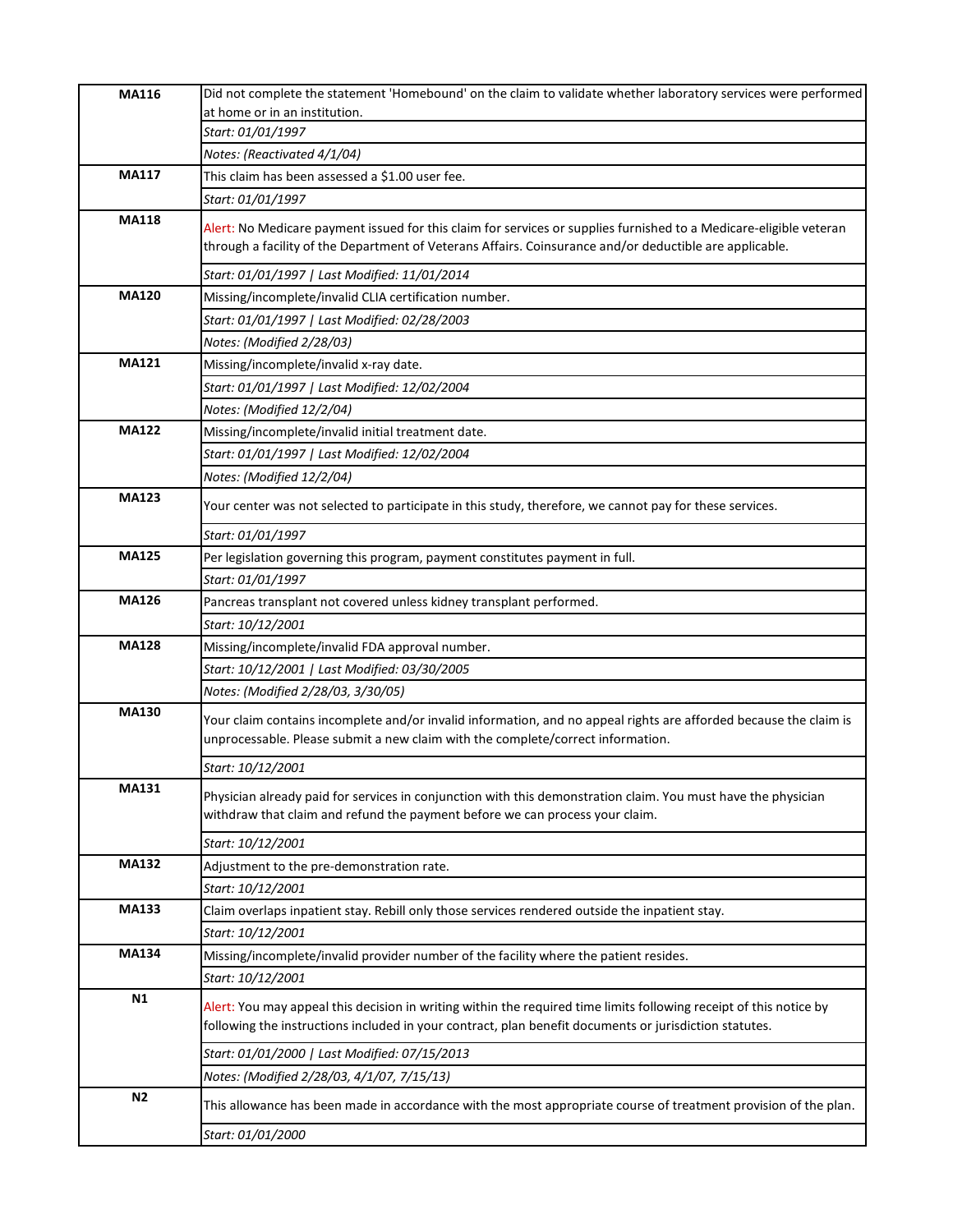| Code | Description |
| --- | --- |
| **MA116** | Did not complete the statement 'Homebound' on the claim to validate whether laboratory services were performed at home or in an institution. |
| | *Start: 01/01/1997* |
| | *Notes: (Reactivated 4/1/04)* |
| **MA117** | This claim has been assessed a $1.00 user fee. |
| | *Start: 01/01/1997* |
| **MA118** | Alert: No Medicare payment issued for this claim for services or supplies furnished to a Medicare-eligible veteran through a facility of the Department of Veterans Affairs. Coinsurance and/or deductible are applicable. |
| | *Start: 01/01/1997 \| Last Modified: 11/01/2014* |
| **MA120** | Missing/incomplete/invalid CLIA certification number. |
| | *Start: 01/01/1997 \| Last Modified: 02/28/2003* |
| | *Notes: (Modified 2/28/03)* |
| **MA121** | Missing/incomplete/invalid x-ray date. |
| | *Start: 01/01/1997 \| Last Modified: 12/02/2004* |
| | *Notes: (Modified 12/2/04)* |
| **MA122** | Missing/incomplete/invalid initial treatment date. |
| | *Start: 01/01/1997 \| Last Modified: 12/02/2004* |
| | *Notes: (Modified 12/2/04)* |
| **MA123** | Your center was not selected to participate in this study, therefore, we cannot pay for these services. |
| | *Start: 01/01/1997* |
| **MA125** | Per legislation governing this program, payment constitutes payment in full. |
| | *Start: 01/01/1997* |
| **MA126** | Pancreas transplant not covered unless kidney transplant performed. |
| | *Start: 10/12/2001* |
| **MA128** | Missing/incomplete/invalid FDA approval number. |
| | *Start: 10/12/2001 \| Last Modified: 03/30/2005* |
| | *Notes: (Modified 2/28/03, 3/30/05)* |
| **MA130** | Your claim contains incomplete and/or invalid information, and no appeal rights are afforded because the claim is unprocessable. Please submit a new claim with the complete/correct information. |
| | *Start: 10/12/2001* |
| **MA131** | Physician already paid for services in conjunction with this demonstration claim. You must have the physician withdraw that claim and refund the payment before we can process your claim. |
| | *Start: 10/12/2001* |
| **MA132** | Adjustment to the pre-demonstration rate. |
| | *Start: 10/12/2001* |
| **MA133** | Claim overlaps inpatient stay. Rebill only those services rendered outside the inpatient stay. |
| | *Start: 10/12/2001* |
| **MA134** | Missing/incomplete/invalid provider number of the facility where the patient resides. |
| | *Start: 10/12/2001* |
| **N1** | Alert: You may appeal this decision in writing within the required time limits following receipt of this notice by following the instructions included in your contract, plan benefit documents or jurisdiction statutes. |
| | *Start: 01/01/2000 \| Last Modified: 07/15/2013* |
| | *Notes: (Modified 2/28/03, 4/1/07, 7/15/13)* |
| **N2** | This allowance has been made in accordance with the most appropriate course of treatment provision of the plan. |
| | *Start: 01/01/2000* |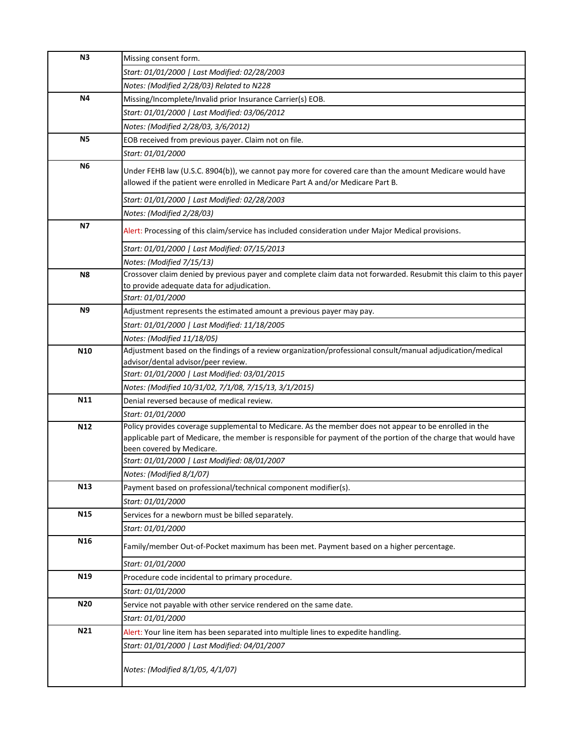| Code | Description |
|---|---|
| **N3** | Missing consent form. |
| | *Start: 01/01/2000 \| Last Modified: 02/28/2003* |
| | *Notes: (Modified 2/28/03) Related to N228* |
| **N4** | Missing/Incomplete/Invalid prior Insurance Carrier(s) EOB. |
| | *Start: 01/01/2000 \| Last Modified: 03/06/2012* |
| | *Notes: (Modified 2/28/03, 3/6/2012)* |
| **N5** | EOB received from previous payer. Claim not on file. |
| | *Start: 01/01/2000* |
| **N6** | Under FEHB law (U.S.C. 8904(b)), we cannot pay more for covered care than the amount Medicare would have allowed if the patient were enrolled in Medicare Part A and/or Medicare Part B. |
| | *Start: 01/01/2000 \| Last Modified: 02/28/2003* |
| | *Notes: (Modified 2/28/03)* |
| **N7** | Alert: Processing of this claim/service has included consideration under Major Medical provisions. |
| | *Start: 01/01/2000 \| Last Modified: 07/15/2013* |
| | *Notes: (Modified 7/15/13)* |
| **N8** | Crossover claim denied by previous payer and complete claim data not forwarded. Resubmit this claim to this payer to provide adequate data for adjudication. |
| | *Start: 01/01/2000* |
| **N9** | Adjustment represents the estimated amount a previous payer may pay. |
| | *Start: 01/01/2000 \| Last Modified: 11/18/2005* |
| | *Notes: (Modified 11/18/05)* |
| **N10** | Adjustment based on the findings of a review organization/professional consult/manual adjudication/medical advisor/dental advisor/peer review. |
| | *Start: 01/01/2000 \| Last Modified: 03/01/2015* |
| | *Notes: (Modified 10/31/02, 7/1/08, 7/15/13, 3/1/2015)* |
| **N11** | Denial reversed because of medical review. |
| | *Start: 01/01/2000* |
| **N12** | Policy provides coverage supplemental to Medicare. As the member does not appear to be enrolled in the applicable part of Medicare, the member is responsible for payment of the portion of the charge that would have been covered by Medicare. |
| | *Start: 01/01/2000 \| Last Modified: 08/01/2007* |
| | *Notes: (Modified 8/1/07)* |
| **N13** | Payment based on professional/technical component modifier(s). |
| | *Start: 01/01/2000* |
| **N15** | Services for a newborn must be billed separately. |
| | *Start: 01/01/2000* |
| **N16** | Family/member Out-of-Pocket maximum has been met. Payment based on a higher percentage. |
| | *Start: 01/01/2000* |
| **N19** | Procedure code incidental to primary procedure. |
| | *Start: 01/01/2000* |
| **N20** | Service not payable with other service rendered on the same date. |
| | *Start: 01/01/2000* |
| **N21** | Alert: Your line item has been separated into multiple lines to expedite handling. |
| | *Start: 01/01/2000 \| Last Modified: 04/01/2007* |
| | *Notes: (Modified 8/1/05, 4/1/07)* |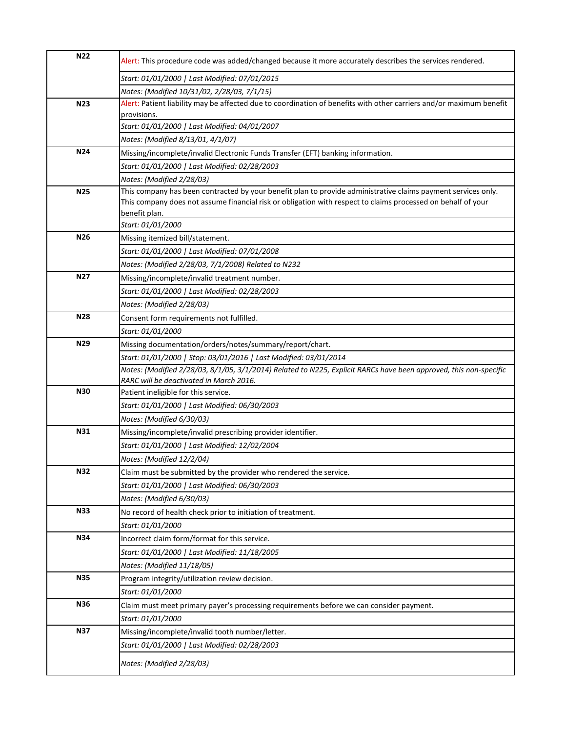| | |
|---|---|
| **N22** | Alert: This procedure code was added/changed because it more accurately describes the services rendered. |
| | *Start: 01/01/2000 \| Last Modified: 07/01/2015* |
| | *Notes: (Modified 10/31/02, 2/28/03, 7/1/15)* |
| **N23** | Alert: Patient liability may be affected due to coordination of benefits with other carriers and/or maximum benefit provisions. |
| | *Start: 01/01/2000 \| Last Modified: 04/01/2007* |
| | *Notes: (Modified 8/13/01, 4/1/07)* |
| **N24** | Missing/incomplete/invalid Electronic Funds Transfer (EFT) banking information. |
| | *Start: 01/01/2000 \| Last Modified: 02/28/2003* |
| | *Notes: (Modified 2/28/03)* |
| **N25** | This company has been contracted by your benefit plan to provide administrative claims payment services only. This company does not assume financial risk or obligation with respect to claims processed on behalf of your benefit plan. |
| | *Start: 01/01/2000* |
| **N26** | Missing itemized bill/statement. |
| | *Start: 01/01/2000 \| Last Modified: 07/01/2008* |
| | *Notes: (Modified 2/28/03, 7/1/2008) Related to N232* |
| **N27** | Missing/incomplete/invalid treatment number. |
| | *Start: 01/01/2000 \| Last Modified: 02/28/2003* |
| | *Notes: (Modified 2/28/03)* |
| **N28** | Consent form requirements not fulfilled. |
| | *Start: 01/01/2000* |
| **N29** | Missing documentation/orders/notes/summary/report/chart. |
| | *Start: 01/01/2000 \| Stop: 03/01/2016 \| Last Modified: 03/01/2014* |
| | *Notes: (Modified 2/28/03, 8/1/05, 3/1/2014) Related to N225, Explicit RARCs have been approved, this non-specific RARC will be deactivated in March 2016.* |
| **N30** | Patient ineligible for this service. |
| | *Start: 01/01/2000 \| Last Modified: 06/30/2003* |
| | *Notes: (Modified 6/30/03)* |
| **N31** | Missing/incomplete/invalid prescribing provider identifier. |
| | *Start: 01/01/2000 \| Last Modified: 12/02/2004* |
| | *Notes: (Modified 12/2/04)* |
| **N32** | Claim must be submitted by the provider who rendered the service. |
| | *Start: 01/01/2000 \| Last Modified: 06/30/2003* |
| | *Notes: (Modified 6/30/03)* |
| **N33** | No record of health check prior to initiation of treatment. |
| | *Start: 01/01/2000* |
| **N34** | Incorrect claim form/format for this service. |
| | *Start: 01/01/2000 \| Last Modified: 11/18/2005* |
| | *Notes: (Modified 11/18/05)* |
| **N35** | Program integrity/utilization review decision. |
| | *Start: 01/01/2000* |
| **N36** | Claim must meet primary payer's processing requirements before we can consider payment. |
| | *Start: 01/01/2000* |
| **N37** | Missing/incomplete/invalid tooth number/letter. |
| | *Start: 01/01/2000 \| Last Modified: 02/28/2003* |
| | *Notes: (Modified 2/28/03)* |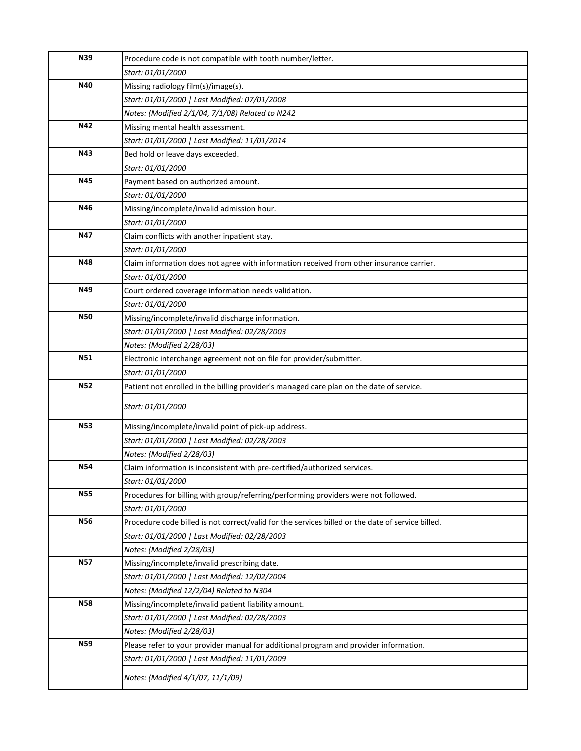| | |
|---|---|
| **N39** | Procedure code is not compatible with tooth number/letter. |
| | *Start: 01/01/2000* |
| **N40** | Missing radiology film(s)/image(s). |
| | *Start: 01/01/2000 \| Last Modified: 07/01/2008* |
| | *Notes: (Modified 2/1/04, 7/1/08) Related to N242* |
| **N42** | Missing mental health assessment. |
| | *Start: 01/01/2000 \| Last Modified: 11/01/2014* |
| **N43** | Bed hold or leave days exceeded. |
| | *Start: 01/01/2000* |
| **N45** | Payment based on authorized amount. |
| | *Start: 01/01/2000* |
| **N46** | Missing/incomplete/invalid admission hour. |
| | *Start: 01/01/2000* |
| **N47** | Claim conflicts with another inpatient stay. |
| | *Start: 01/01/2000* |
| **N48** | Claim information does not agree with information received from other insurance carrier. |
| | *Start: 01/01/2000* |
| **N49** | Court ordered coverage information needs validation. |
| | *Start: 01/01/2000* |
| **N50** | Missing/incomplete/invalid discharge information. |
| | *Start: 01/01/2000 \| Last Modified: 02/28/2003* |
| | *Notes: (Modified 2/28/03)* |
| **N51** | Electronic interchange agreement not on file for provider/submitter. |
| | *Start: 01/01/2000* |
| **N52** | Patient not enrolled in the billing provider's managed care plan on the date of service. |
| | *Start: 01/01/2000* |
| **N53** | Missing/incomplete/invalid point of pick-up address. |
| | *Start: 01/01/2000 \| Last Modified: 02/28/2003* |
| | *Notes: (Modified 2/28/03)* |
| **N54** | Claim information is inconsistent with pre-certified/authorized services. |
| | *Start: 01/01/2000* |
| **N55** | Procedures for billing with group/referring/performing providers were not followed. |
| | *Start: 01/01/2000* |
| **N56** | Procedure code billed is not correct/valid for the services billed or the date of service billed. |
| | *Start: 01/01/2000 \| Last Modified: 02/28/2003* |
| | *Notes: (Modified 2/28/03)* |
| **N57** | Missing/incomplete/invalid prescribing date. |
| | *Start: 01/01/2000 \| Last Modified: 12/02/2004* |
| | *Notes: (Modified 12/2/04) Related to N304* |
| **N58** | Missing/incomplete/invalid patient liability amount. |
| | *Start: 01/01/2000 \| Last Modified: 02/28/2003* |
| | *Notes: (Modified 2/28/03)* |
| **N59** | Please refer to your provider manual for additional program and provider information. |
| | *Start: 01/01/2000 \| Last Modified: 11/01/2009* |
| | *Notes: (Modified 4/1/07, 11/1/09)* |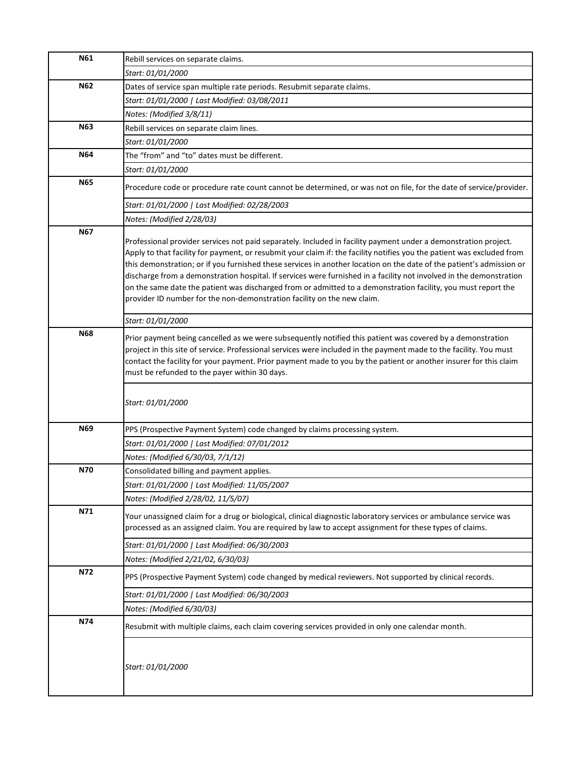| | |
|---|---|
| **N61** | Rebill services on separate claims. |
| | *Start: 01/01/2000* |
| **N62** | Dates of service span multiple rate periods. Resubmit separate claims. |
| | *Start: 01/01/2000 \| Last Modified: 03/08/2011* |
| | *Notes: (Modified 3/8/11)* |
| **N63** | Rebill services on separate claim lines. |
| | *Start: 01/01/2000* |
| **N64** | The "from" and "to" dates must be different. |
| | *Start: 01/01/2000* |
| **N65** | Procedure code or procedure rate count cannot be determined, or was not on file, for the date of service/provider. |
| | *Start: 01/01/2000 \| Last Modified: 02/28/2003* |
| | *Notes: (Modified 2/28/03)* |
| **N67** | Professional provider services not paid separately. Included in facility payment under a demonstration project. Apply to that facility for payment, or resubmit your claim if: the facility notifies you the patient was excluded from this demonstration; or if you furnished these services in another location on the date of the patient's admission or discharge from a demonstration hospital. If services were furnished in a facility not involved in the demonstration on the same date the patient was discharged from or admitted to a demonstration facility, you must report the provider ID number for the non-demonstration facility on the new claim. |
| | *Start: 01/01/2000* |
| **N68** | Prior payment being cancelled as we were subsequently notified this patient was covered by a demonstration project in this site of service. Professional services were included in the payment made to the facility. You must contact the facility for your payment. Prior payment made to you by the patient or another insurer for this claim must be refunded to the payer within 30 days. |
| | *Start: 01/01/2000* |
| **N69** | PPS (Prospective Payment System) code changed by claims processing system. |
| | *Start: 01/01/2000 \| Last Modified: 07/01/2012* |
| | *Notes: (Modified 6/30/03, 7/1/12)* |
| **N70** | Consolidated billing and payment applies. |
| | *Start: 01/01/2000 \| Last Modified: 11/05/2007* |
| | *Notes: (Modified 2/28/02, 11/5/07)* |
| **N71** | Your unassigned claim for a drug or biological, clinical diagnostic laboratory services or ambulance service was processed as an assigned claim. You are required by law to accept assignment for these types of claims. |
| | *Start: 01/01/2000 \| Last Modified: 06/30/2003* |
| | *Notes: (Modified 2/21/02, 6/30/03)* |
| **N72** | PPS (Prospective Payment System) code changed by medical reviewers. Not supported by clinical records. |
| | *Start: 01/01/2000 \| Last Modified: 06/30/2003* |
| | *Notes: (Modified 6/30/03)* |
| **N74** | Resubmit with multiple claims, each claim covering services provided in only one calendar month. |
| | *Start: 01/01/2000* |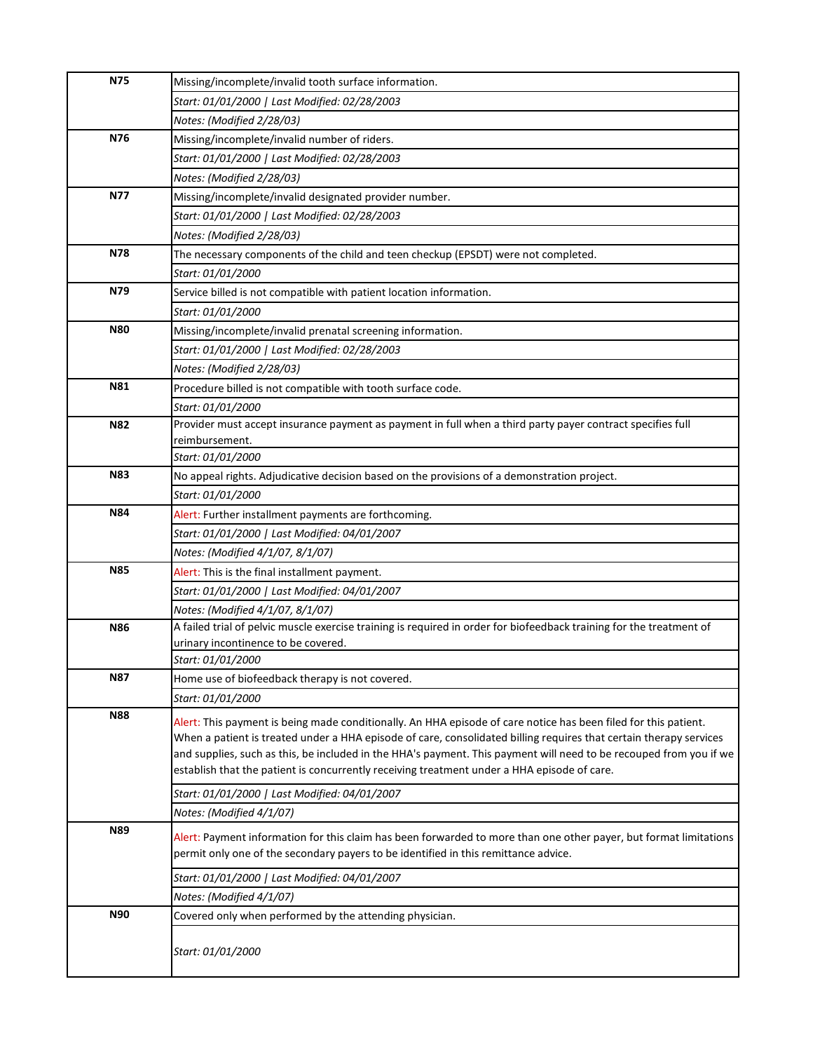| | |
|---|---|
| **N75** | Missing/incomplete/invalid tooth surface information. |
| | *Start: 01/01/2000 \| Last Modified: 02/28/2003* |
| | *Notes: (Modified 2/28/03)* |
| **N76** | Missing/incomplete/invalid number of riders. |
| | *Start: 01/01/2000 \| Last Modified: 02/28/2003* |
| | *Notes: (Modified 2/28/03)* |
| **N77** | Missing/incomplete/invalid designated provider number. |
| | *Start: 01/01/2000 \| Last Modified: 02/28/2003* |
| | *Notes: (Modified 2/28/03)* |
| **N78** | The necessary components of the child and teen checkup (EPSDT) were not completed. |
| | *Start: 01/01/2000* |
| **N79** | Service billed is not compatible with patient location information. |
| | *Start: 01/01/2000* |
| **N80** | Missing/incomplete/invalid prenatal screening information. |
| | *Start: 01/01/2000 \| Last Modified: 02/28/2003* |
| | *Notes: (Modified 2/28/03)* |
| **N81** | Procedure billed is not compatible with tooth surface code. |
| | *Start: 01/01/2000* |
| **N82** | Provider must accept insurance payment as payment in full when a third party payer contract specifies full reimbursement. |
| | *Start: 01/01/2000* |
| **N83** | No appeal rights. Adjudicative decision based on the provisions of a demonstration project. |
| | *Start: 01/01/2000* |
| **N84** | Alert: Further installment payments are forthcoming. |
| | *Start: 01/01/2000 \| Last Modified: 04/01/2007* |
| | *Notes: (Modified 4/1/07, 8/1/07)* |
| **N85** | Alert: This is the final installment payment. |
| | *Start: 01/01/2000 \| Last Modified: 04/01/2007* |
| | *Notes: (Modified 4/1/07, 8/1/07)* |
| **N86** | A failed trial of pelvic muscle exercise training is required in order for biofeedback training for the treatment of urinary incontinence to be covered. |
| | *Start: 01/01/2000* |
| **N87** | Home use of biofeedback therapy is not covered. |
| | *Start: 01/01/2000* |
| **N88** | Alert: This payment is being made conditionally. An HHA episode of care notice has been filed for this patient. When a patient is treated under a HHA episode of care, consolidated billing requires that certain therapy services and supplies, such as this, be included in the HHA's payment. This payment will need to be recouped from you if we establish that the patient is concurrently receiving treatment under a HHA episode of care. |
| | *Start: 01/01/2000 \| Last Modified: 04/01/2007* |
| | *Notes: (Modified 4/1/07)* |
| **N89** | Alert: Payment information for this claim has been forwarded to more than one other payer, but format limitations permit only one of the secondary payers to be identified in this remittance advice. |
| | *Start: 01/01/2000 \| Last Modified: 04/01/2007* |
| | *Notes: (Modified 4/1/07)* |
| **N90** | Covered only when performed by the attending physician. |
| | *Start: 01/01/2000* |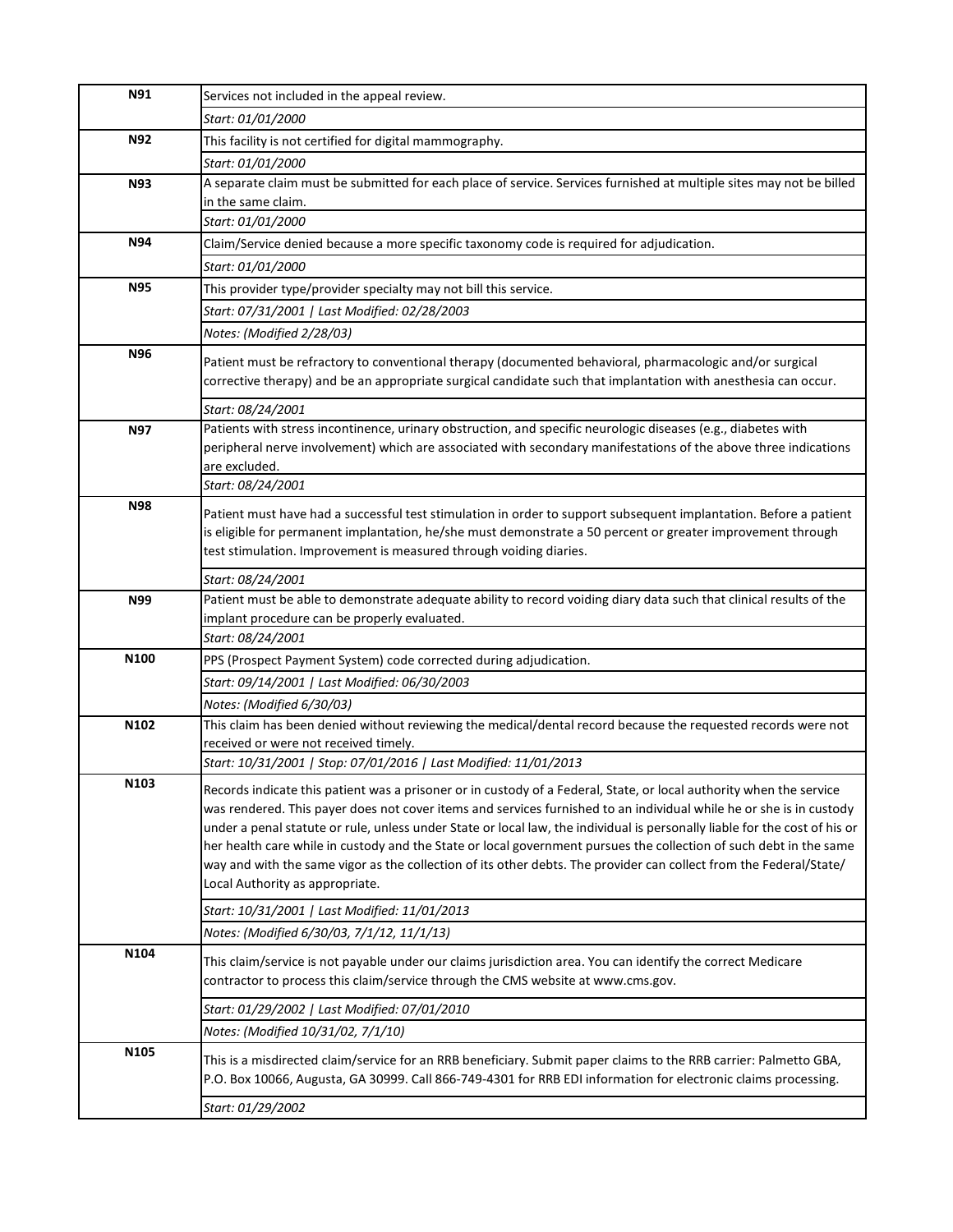| | |
|---|---|
| **N91** | Services not included in the appeal review. |
| | *Start: 01/01/2000* |
| **N92** | This facility is not certified for digital mammography. |
| | *Start: 01/01/2000* |
| **N93** | A separate claim must be submitted for each place of service. Services furnished at multiple sites may not be billed in the same claim. |
| | *Start: 01/01/2000* |
| **N94** | Claim/Service denied because a more specific taxonomy code is required for adjudication. |
| | *Start: 01/01/2000* |
| **N95** | This provider type/provider specialty may not bill this service. |
| | *Start: 07/31/2001 \| Last Modified: 02/28/2003* |
| | *Notes: (Modified 2/28/03)* |
| **N96** | Patient must be refractory to conventional therapy (documented behavioral, pharmacologic and/or surgical corrective therapy) and be an appropriate surgical candidate such that implantation with anesthesia can occur. |
| | *Start: 08/24/2001* |
| **N97** | Patients with stress incontinence, urinary obstruction, and specific neurologic diseases (e.g., diabetes with peripheral nerve involvement) which are associated with secondary manifestations of the above three indications are excluded. |
| | *Start: 08/24/2001* |
| **N98** | Patient must have had a successful test stimulation in order to support subsequent implantation. Before a patient is eligible for permanent implantation, he/she must demonstrate a 50 percent or greater improvement through test stimulation. Improvement is measured through voiding diaries. |
| | *Start: 08/24/2001* |
| **N99** | Patient must be able to demonstrate adequate ability to record voiding diary data such that clinical results of the implant procedure can be properly evaluated. |
| | *Start: 08/24/2001* |
| **N100** | PPS (Prospect Payment System) code corrected during adjudication. |
| | *Start: 09/14/2001 \| Last Modified: 06/30/2003* |
| | *Notes: (Modified 6/30/03)* |
| **N102** | This claim has been denied without reviewing the medical/dental record because the requested records were not received or were not received timely. |
| | *Start: 10/31/2001 \| Stop: 07/01/2016 \| Last Modified: 11/01/2013* |
| **N103** | Records indicate this patient was a prisoner or in custody of a Federal, State, or local authority when the service was rendered. This payer does not cover items and services furnished to an individual while he or she is in custody under a penal statute or rule, unless under State or local law, the individual is personally liable for the cost of his or her health care while in custody and the State or local government pursues the collection of such debt in the same way and with the same vigor as the collection of its other debts. The provider can collect from the Federal/State/ Local Authority as appropriate. |
| | *Start: 10/31/2001 \| Last Modified: 11/01/2013* |
| | *Notes: (Modified 6/30/03, 7/1/12, 11/1/13)* |
| **N104** | This claim/service is not payable under our claims jurisdiction area. You can identify the correct Medicare contractor to process this claim/service through the CMS website at www.cms.gov. |
| | *Start: 01/29/2002 \| Last Modified: 07/01/2010* |
| | *Notes: (Modified 10/31/02, 7/1/10)* |
| **N105** | This is a misdirected claim/service for an RRB beneficiary. Submit paper claims to the RRB carrier: Palmetto GBA, P.O. Box 10066, Augusta, GA 30999. Call 866-749-4301 for RRB EDI information for electronic claims processing. |
| | *Start: 01/29/2002* |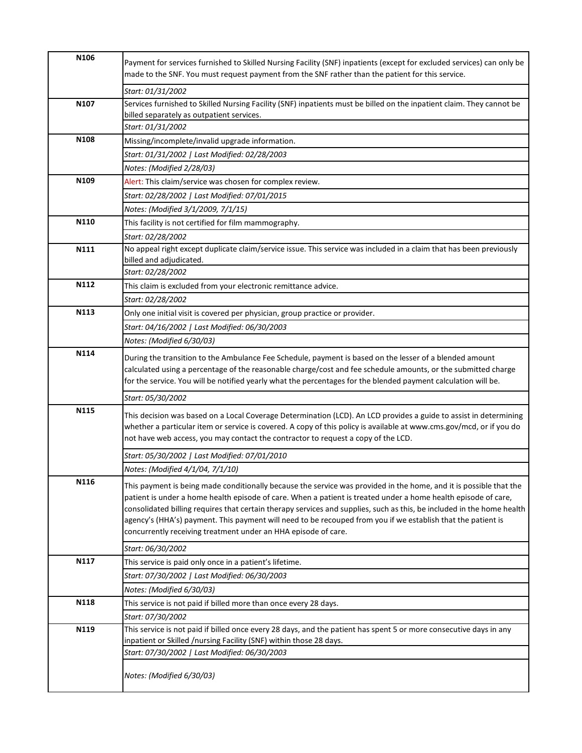| Code | Description |
|---|---|
| N106 | Payment for services furnished to Skilled Nursing Facility (SNF) inpatients (except for excluded services) can only be made to the SNF. You must request payment from the SNF rather than the patient for this service. |
| | *Start: 01/31/2002* |
| N107 | Services furnished to Skilled Nursing Facility (SNF) inpatients must be billed on the inpatient claim. They cannot be billed separately as outpatient services. |
| | *Start: 01/31/2002* |
| N108 | Missing/incomplete/invalid upgrade information. |
| | *Start: 01/31/2002 \| Last Modified: 02/28/2003* |
| | *Notes: (Modified 2/28/03)* |
| N109 | Alert: This claim/service was chosen for complex review. |
| | *Start: 02/28/2002 \| Last Modified: 07/01/2015* |
| | *Notes: (Modified 3/1/2009, 7/1/15)* |
| N110 | This facility is not certified for film mammography. |
| | *Start: 02/28/2002* |
| N111 | No appeal right except duplicate claim/service issue. This service was included in a claim that has been previously billed and adjudicated. |
| | *Start: 02/28/2002* |
| N112 | This claim is excluded from your electronic remittance advice. |
| | *Start: 02/28/2002* |
| N113 | Only one initial visit is covered per physician, group practice or provider. |
| | *Start: 04/16/2002 \| Last Modified: 06/30/2003* |
| | *Notes: (Modified 6/30/03)* |
| N114 | During the transition to the Ambulance Fee Schedule, payment is based on the lesser of a blended amount calculated using a percentage of the reasonable charge/cost and fee schedule amounts, or the submitted charge for the service. You will be notified yearly what the percentages for the blended payment calculation will be. |
| | *Start: 05/30/2002* |
| N115 | This decision was based on a Local Coverage Determination (LCD). An LCD provides a guide to assist in determining whether a particular item or service is covered. A copy of this policy is available at www.cms.gov/mcd, or if you do not have web access, you may contact the contractor to request a copy of the LCD. |
| | *Start: 05/30/2002 \| Last Modified: 07/01/2010* |
| | *Notes: (Modified 4/1/04, 7/1/10)* |
| N116 | This payment is being made conditionally because the service was provided in the home, and it is possible that the patient is under a home health episode of care. When a patient is treated under a home health episode of care, consolidated billing requires that certain therapy services and supplies, such as this, be included in the home health agency's (HHA's) payment. This payment will need to be recouped from you if we establish that the patient is concurrently receiving treatment under an HHA episode of care. |
| | *Start: 06/30/2002* |
| N117 | This service is paid only once in a patient's lifetime. |
| | *Start: 07/30/2002 \| Last Modified: 06/30/2003* |
| | *Notes: (Modified 6/30/03)* |
| N118 | This service is not paid if billed more than once every 28 days. |
| | *Start: 07/30/2002* |
| N119 | This service is not paid if billed once every 28 days, and the patient has spent 5 or more consecutive days in any inpatient or Skilled /nursing Facility (SNF) within those 28 days. |
| | *Start: 07/30/2002 \| Last Modified: 06/30/2003* |
| | *Notes: (Modified 6/30/03)* |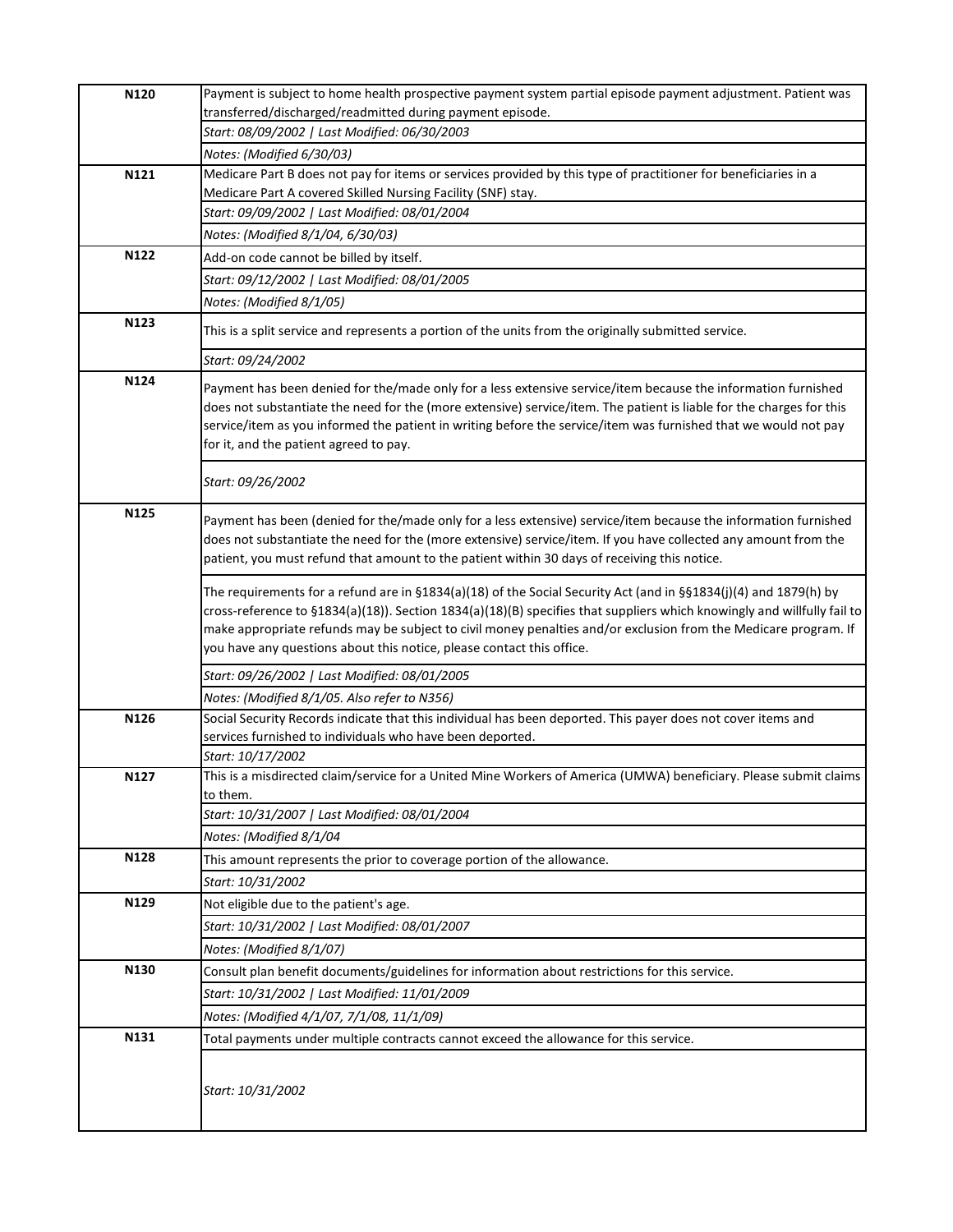| | |
|---|---|
| N120 | Payment is subject to home health prospective payment system partial episode payment adjustment. Patient was transferred/discharged/readmitted during payment episode. |
| | *Start: 08/09/2002 \| Last Modified: 06/30/2003* |
| | *Notes: (Modified 6/30/03)* |
| N121 | Medicare Part B does not pay for items or services provided by this type of practitioner for beneficiaries in a Medicare Part A covered Skilled Nursing Facility (SNF) stay. |
| | *Start: 09/09/2002 \| Last Modified: 08/01/2004* |
| | *Notes: (Modified 8/1/04, 6/30/03)* |
| N122 | Add-on code cannot be billed by itself. |
| | *Start: 09/12/2002 \| Last Modified: 08/01/2005* |
| | *Notes: (Modified 8/1/05)* |
| N123 | This is a split service and represents a portion of the units from the originally submitted service. |
| | *Start: 09/24/2002* |
| N124 | Payment has been denied for the/made only for a less extensive service/item because the information furnished does not substantiate the need for the (more extensive) service/item. The patient is liable for the charges for this service/item as you informed the patient in writing before the service/item was furnished that we would not pay for it, and the patient agreed to pay. |
| | *Start: 09/26/2002* |
| N125 | Payment has been (denied for the/made only for a less extensive) service/item because the information furnished does not substantiate the need for the (more extensive) service/item. If you have collected any amount from the patient, you must refund that amount to the patient within 30 days of receiving this notice. |
| | The requirements for a refund are in §1834(a)(18) of the Social Security Act (and in §§1834(j)(4) and 1879(h) by cross-reference to §1834(a)(18)). Section 1834(a)(18)(B) specifies that suppliers which knowingly and willfully fail to make appropriate refunds may be subject to civil money penalties and/or exclusion from the Medicare program. If you have any questions about this notice, please contact this office. |
| | *Start: 09/26/2002 \| Last Modified: 08/01/2005* |
| | *Notes: (Modified 8/1/05. Also refer to N356)* |
| N126 | Social Security Records indicate that this individual has been deported. This payer does not cover items and services furnished to individuals who have been deported. |
| | *Start: 10/17/2002* |
| N127 | This is a misdirected claim/service for a United Mine Workers of America (UMWA) beneficiary. Please submit claims to them. |
| | *Start: 10/31/2007 \| Last Modified: 08/01/2004* |
| | *Notes: (Modified 8/1/04* |
| N128 | This amount represents the prior to coverage portion of the allowance. |
| | *Start: 10/31/2002* |
| N129 | Not eligible due to the patient's age. |
| | *Start: 10/31/2002 \| Last Modified: 08/01/2007* |
| | *Notes: (Modified 8/1/07)* |
| N130 | Consult plan benefit documents/guidelines for information about restrictions for this service. |
| | *Start: 10/31/2002 \| Last Modified: 11/01/2009* |
| | *Notes: (Modified 4/1/07, 7/1/08, 11/1/09)* |
| N131 | Total payments under multiple contracts cannot exceed the allowance for this service. |
| | *Start: 10/31/2002* |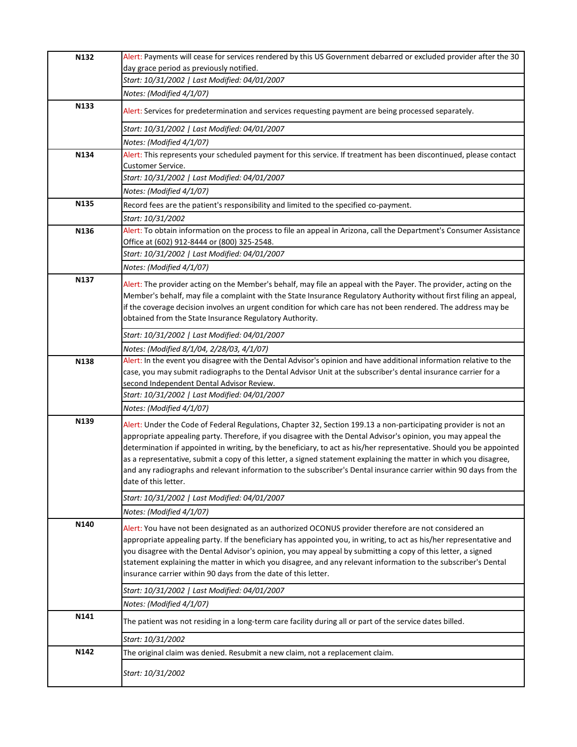| | |
|---|---|
| N132 | Alert: Payments will cease for services rendered by this US Government debarred or excluded provider after the 30 day grace period as previously notified. |
| | *Start: 10/31/2002 \| Last Modified: 04/01/2007* |
| | *Notes: (Modified 4/1/07)* |
| N133 | Alert: Services for predetermination and services requesting payment are being processed separately. |
| | *Start: 10/31/2002 \| Last Modified: 04/01/2007* |
| | *Notes: (Modified 4/1/07)* |
| N134 | Alert: This represents your scheduled payment for this service. If treatment has been discontinued, please contact Customer Service. |
| | *Start: 10/31/2002 \| Last Modified: 04/01/2007* |
| | *Notes: (Modified 4/1/07)* |
| N135 | Record fees are the patient's responsibility and limited to the specified co-payment. |
| | *Start: 10/31/2002* |
| N136 | Alert: To obtain information on the process to file an appeal in Arizona, call the Department's Consumer Assistance Office at (602) 912-8444 or (800) 325-2548. |
| | *Start: 10/31/2002 \| Last Modified: 04/01/2007* |
| | *Notes: (Modified 4/1/07)* |
| N137 | Alert: The provider acting on the Member's behalf, may file an appeal with the Payer. The provider, acting on the Member's behalf, may file a complaint with the State Insurance Regulatory Authority without first filing an appeal, if the coverage decision involves an urgent condition for which care has not been rendered. The address may be obtained from the State Insurance Regulatory Authority. |
| | *Start: 10/31/2002 \| Last Modified: 04/01/2007* |
| | *Notes: (Modified 8/1/04, 2/28/03, 4/1/07)* |
| N138 | Alert: In the event you disagree with the Dental Advisor's opinion and have additional information relative to the case, you may submit radiographs to the Dental Advisor Unit at the subscriber's dental insurance carrier for a second Independent Dental Advisor Review. |
| | *Start: 10/31/2002 \| Last Modified: 04/01/2007* |
| | *Notes: (Modified 4/1/07)* |
| N139 | Alert: Under the Code of Federal Regulations, Chapter 32, Section 199.13 a non-participating provider is not an appropriate appealing party. Therefore, if you disagree with the Dental Advisor's opinion, you may appeal the determination if appointed in writing, by the beneficiary, to act as his/her representative. Should you be appointed as a representative, submit a copy of this letter, a signed statement explaining the matter in which you disagree, and any radiographs and relevant information to the subscriber's Dental insurance carrier within 90 days from the date of this letter. |
| | *Start: 10/31/2002 \| Last Modified: 04/01/2007* |
| | *Notes: (Modified 4/1/07)* |
| N140 | Alert: You have not been designated as an authorized OCONUS provider therefore are not considered an appropriate appealing party. If the beneficiary has appointed you, in writing, to act as his/her representative and you disagree with the Dental Advisor's opinion, you may appeal by submitting a copy of this letter, a signed statement explaining the matter in which you disagree, and any relevant information to the subscriber's Dental insurance carrier within 90 days from the date of this letter. |
| | *Start: 10/31/2002 \| Last Modified: 04/01/2007* |
| | *Notes: (Modified 4/1/07)* |
| N141 | The patient was not residing in a long-term care facility during all or part of the service dates billed. |
| | *Start: 10/31/2002* |
| N142 | The original claim was denied. Resubmit a new claim, not a replacement claim. |
| | *Start: 10/31/2002* |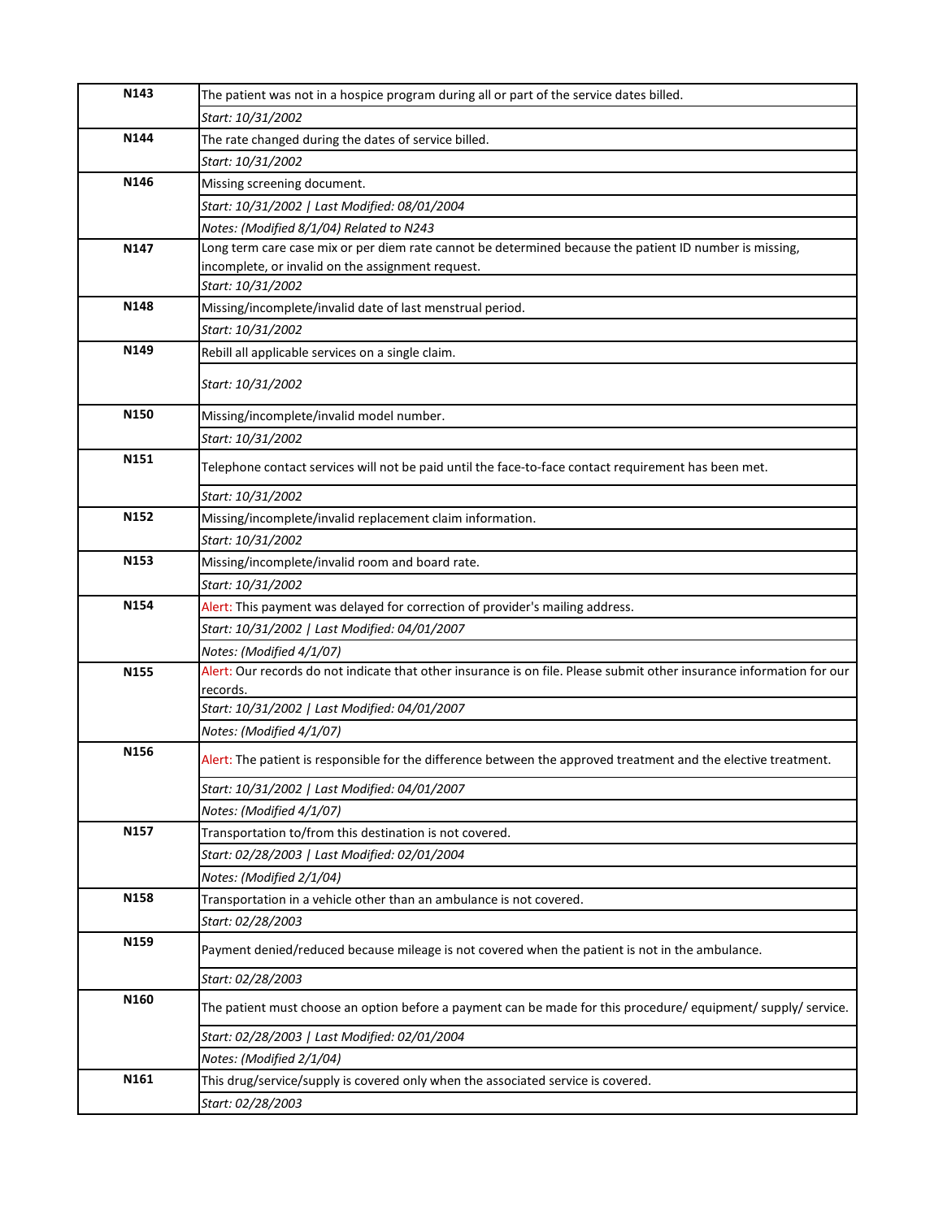| | |
|---|---|
| **N143** | The patient was not in a hospice program during all or part of the service dates billed. |
| | *Start: 10/31/2002* |
| **N144** | The rate changed during the dates of service billed. |
| | *Start: 10/31/2002* |
| **N146** | Missing screening document. |
| | *Start: 10/31/2002 \| Last Modified: 08/01/2004* |
| | *Notes: (Modified 8/1/04) Related to N243* |
| **N147** | Long term care case mix or per diem rate cannot be determined because the patient ID number is missing, incomplete, or invalid on the assignment request. |
| | *Start: 10/31/2002* |
| **N148** | Missing/incomplete/invalid date of last menstrual period. |
| | *Start: 10/31/2002* |
| **N149** | Rebill all applicable services on a single claim. |
| | *Start: 10/31/2002* |
| **N150** | Missing/incomplete/invalid model number. |
| | *Start: 10/31/2002* |
| **N151** | Telephone contact services will not be paid until the face-to-face contact requirement has been met. |
| | *Start: 10/31/2002* |
| **N152** | Missing/incomplete/invalid replacement claim information. |
| | *Start: 10/31/2002* |
| **N153** | Missing/incomplete/invalid room and board rate. |
| | *Start: 10/31/2002* |
| **N154** | Alert: This payment was delayed for correction of provider's mailing address. |
| | *Start: 10/31/2002 \| Last Modified: 04/01/2007* |
| | *Notes: (Modified 4/1/07)* |
| **N155** | Alert: Our records do not indicate that other insurance is on file. Please submit other insurance information for our records. |
| | *Start: 10/31/2002 \| Last Modified: 04/01/2007* |
| | *Notes: (Modified 4/1/07)* |
| **N156** | Alert: The patient is responsible for the difference between the approved treatment and the elective treatment. |
| | *Start: 10/31/2002 \| Last Modified: 04/01/2007* |
| | *Notes: (Modified 4/1/07)* |
| **N157** | Transportation to/from this destination is not covered. |
| | *Start: 02/28/2003 \| Last Modified: 02/01/2004* |
| | *Notes: (Modified 2/1/04)* |
| **N158** | Transportation in a vehicle other than an ambulance is not covered. |
| | *Start: 02/28/2003* |
| **N159** | Payment denied/reduced because mileage is not covered when the patient is not in the ambulance. |
| | *Start: 02/28/2003* |
| **N160** | The patient must choose an option before a payment can be made for this procedure/ equipment/ supply/ service. |
| | *Start: 02/28/2003 \| Last Modified: 02/01/2004* |
| | *Notes: (Modified 2/1/04)* |
| **N161** | This drug/service/supply is covered only when the associated service is covered. |
| | *Start: 02/28/2003* |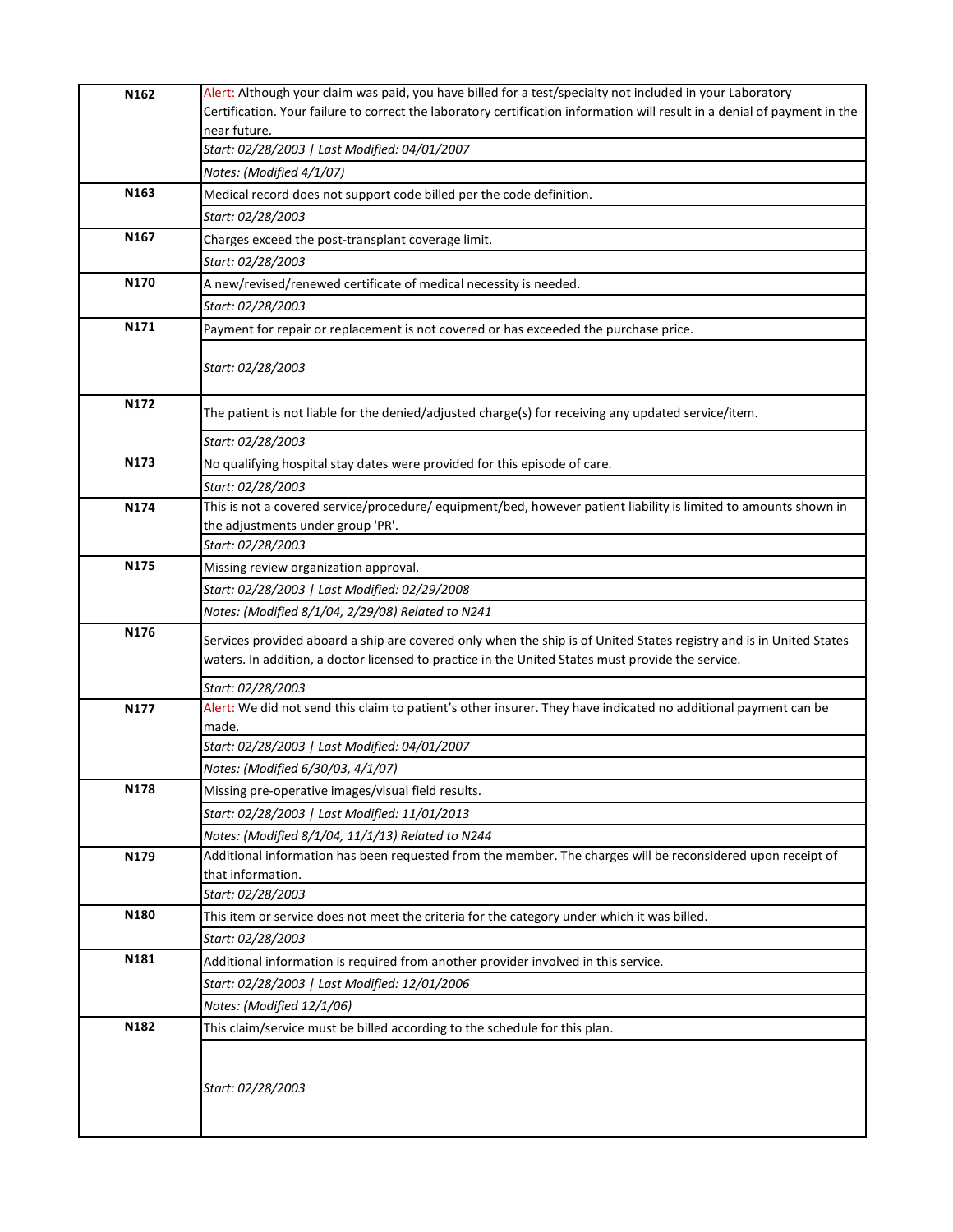| Code | Description |
|---|---|
| N162 | Alert: Although your claim was paid, you have billed for a test/specialty not included in your Laboratory Certification. Your failure to correct the laboratory certification information will result in a denial of payment in the near future. |
| | *Start: 02/28/2003 \| Last Modified: 04/01/2007* |
| | *Notes: (Modified 4/1/07)* |
| N163 | Medical record does not support code billed per the code definition. |
| | *Start: 02/28/2003* |
| N167 | Charges exceed the post-transplant coverage limit. |
| | *Start: 02/28/2003* |
| N170 | A new/revised/renewed certificate of medical necessity is needed. |
| | *Start: 02/28/2003* |
| N171 | Payment for repair or replacement is not covered or has exceeded the purchase price. |
| | *Start: 02/28/2003* |
| N172 | The patient is not liable for the denied/adjusted charge(s) for receiving any updated service/item. |
| | *Start: 02/28/2003* |
| N173 | No qualifying hospital stay dates were provided for this episode of care. |
| | *Start: 02/28/2003* |
| N174 | This is not a covered service/procedure/ equipment/bed, however patient liability is limited to amounts shown in the adjustments under group 'PR'. |
| | *Start: 02/28/2003* |
| N175 | Missing review organization approval. |
| | *Start: 02/28/2003 \| Last Modified: 02/29/2008* |
| | *Notes: (Modified 8/1/04, 2/29/08) Related to N241* |
| N176 | Services provided aboard a ship are covered only when the ship is of United States registry and is in United States waters. In addition, a doctor licensed to practice in the United States must provide the service. |
| | *Start: 02/28/2003* |
| N177 | Alert: We did not send this claim to patient's other insurer. They have indicated no additional payment can be made. |
| | *Start: 02/28/2003 \| Last Modified: 04/01/2007* |
| | *Notes: (Modified 6/30/03, 4/1/07)* |
| N178 | Missing pre-operative images/visual field results. |
| | *Start: 02/28/2003 \| Last Modified: 11/01/2013* |
| | *Notes: (Modified 8/1/04, 11/1/13) Related to N244* |
| N179 | Additional information has been requested from the member. The charges will be reconsidered upon receipt of that information. |
| | *Start: 02/28/2003* |
| N180 | This item or service does not meet the criteria for the category under which it was billed. |
| | *Start: 02/28/2003* |
| N181 | Additional information is required from another provider involved in this service. |
| | *Start: 02/28/2003 \| Last Modified: 12/01/2006* |
| | *Notes: (Modified 12/1/06)* |
| N182 | This claim/service must be billed according to the schedule for this plan. |
| | *Start: 02/28/2003* |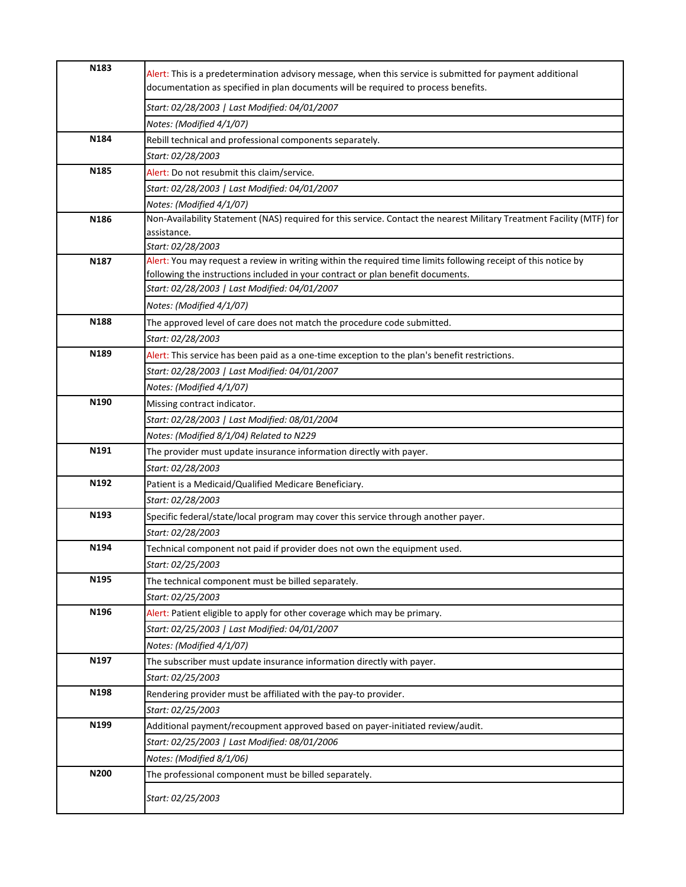| | |
|---|---|
| **N183** | Alert: This is a predetermination advisory message, when this service is submitted for payment additional documentation as specified in plan documents will be required to process benefits. |
| | *Start: 02/28/2003 \| Last Modified: 04/01/2007* |
| | *Notes: (Modified 4/1/07)* |
| **N184** | Rebill technical and professional components separately. |
| | *Start: 02/28/2003* |
| **N185** | Alert: Do not resubmit this claim/service. |
| | *Start: 02/28/2003 \| Last Modified: 04/01/2007* |
| | *Notes: (Modified 4/1/07)* |
| **N186** | Non-Availability Statement (NAS) required for this service. Contact the nearest Military Treatment Facility (MTF) for assistance. |
| | *Start: 02/28/2003* |
| **N187** | Alert: You may request a review in writing within the required time limits following receipt of this notice by following the instructions included in your contract or plan benefit documents. |
| | *Start: 02/28/2003 \| Last Modified: 04/01/2007* |
| | *Notes: (Modified 4/1/07)* |
| **N188** | The approved level of care does not match the procedure code submitted. |
| | *Start: 02/28/2003* |
| **N189** | Alert: This service has been paid as a one-time exception to the plan's benefit restrictions. |
| | *Start: 02/28/2003 \| Last Modified: 04/01/2007* |
| | *Notes: (Modified 4/1/07)* |
| **N190** | Missing contract indicator. |
| | *Start: 02/28/2003 \| Last Modified: 08/01/2004* |
| | *Notes: (Modified 8/1/04) Related to N229* |
| **N191** | The provider must update insurance information directly with payer. |
| | *Start: 02/28/2003* |
| **N192** | Patient is a Medicaid/Qualified Medicare Beneficiary. |
| | *Start: 02/28/2003* |
| **N193** | Specific federal/state/local program may cover this service through another payer. |
| | *Start: 02/28/2003* |
| **N194** | Technical component not paid if provider does not own the equipment used. |
| | *Start: 02/25/2003* |
| **N195** | The technical component must be billed separately. |
| | *Start: 02/25/2003* |
| **N196** | Alert: Patient eligible to apply for other coverage which may be primary. |
| | *Start: 02/25/2003 \| Last Modified: 04/01/2007* |
| | *Notes: (Modified 4/1/07)* |
| **N197** | The subscriber must update insurance information directly with payer. |
| | *Start: 02/25/2003* |
| **N198** | Rendering provider must be affiliated with the pay-to provider. |
| | *Start: 02/25/2003* |
| **N199** | Additional payment/recoupment approved based on payer-initiated review/audit. |
| | *Start: 02/25/2003 \| Last Modified: 08/01/2006* |
| | *Notes: (Modified 8/1/06)* |
| **N200** | The professional component must be billed separately. |
| | *Start: 02/25/2003* |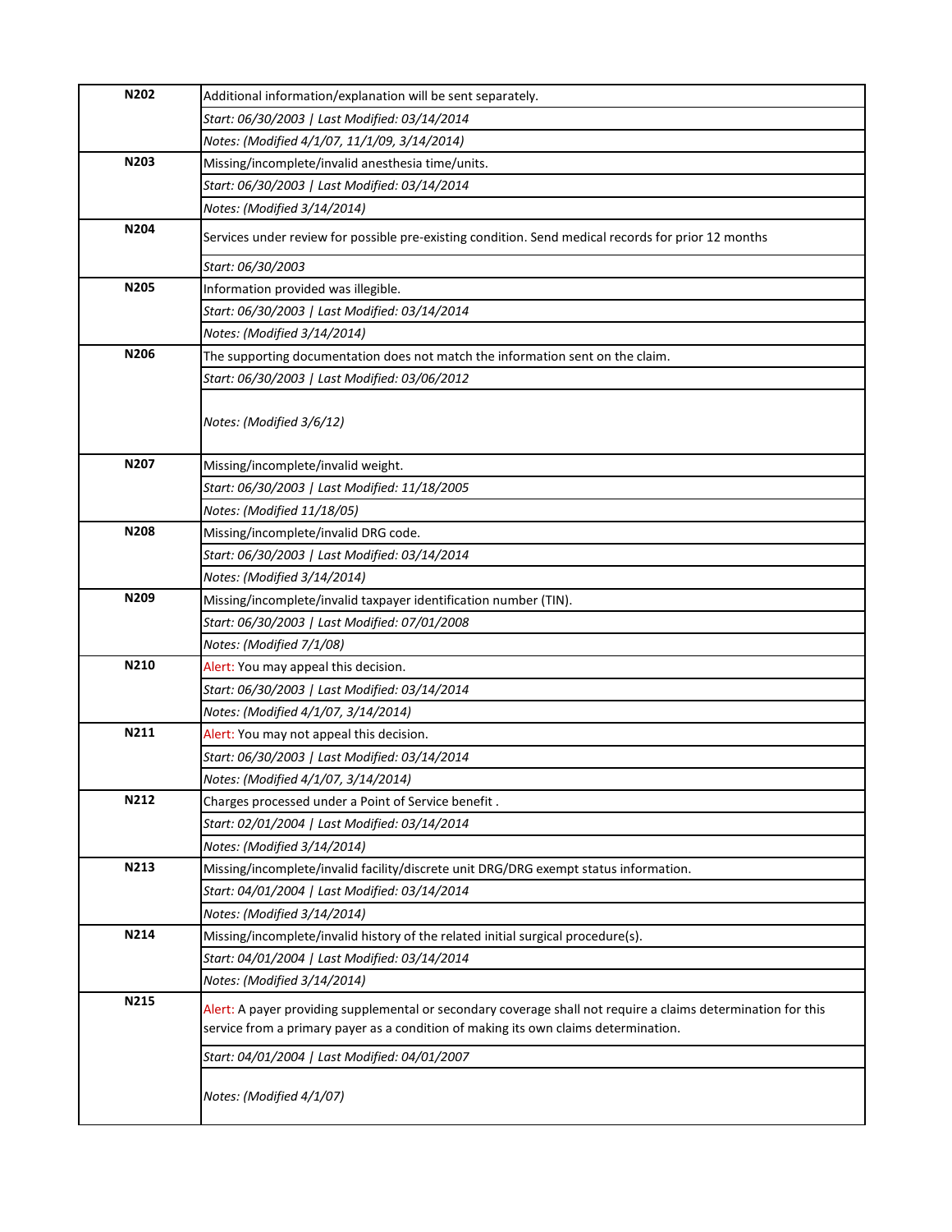| Code | Description |
|---|---|
| N202 | Additional information/explanation will be sent separately. |
| | *Start: 06/30/2003 \| Last Modified: 03/14/2014* |
| | *Notes: (Modified 4/1/07, 11/1/09, 3/14/2014)* |
| N203 | Missing/incomplete/invalid anesthesia time/units. |
| | *Start: 06/30/2003 \| Last Modified: 03/14/2014* |
| | *Notes: (Modified 3/14/2014)* |
| N204 | Services under review for possible pre-existing condition. Send medical records for prior 12 months |
| | *Start: 06/30/2003* |
| N205 | Information provided was illegible. |
| | *Start: 06/30/2003 \| Last Modified: 03/14/2014* |
| | *Notes: (Modified 3/14/2014)* |
| N206 | The supporting documentation does not match the information sent on the claim. |
| | *Start: 06/30/2003 \| Last Modified: 03/06/2012* |
| | *Notes: (Modified 3/6/12)* |
| N207 | Missing/incomplete/invalid weight. |
| | *Start: 06/30/2003 \| Last Modified: 11/18/2005* |
| | *Notes: (Modified 11/18/05)* |
| N208 | Missing/incomplete/invalid DRG code. |
| | *Start: 06/30/2003 \| Last Modified: 03/14/2014* |
| | *Notes: (Modified 3/14/2014)* |
| N209 | Missing/incomplete/invalid taxpayer identification number (TIN). |
| | *Start: 06/30/2003 \| Last Modified: 07/01/2008* |
| | *Notes: (Modified 7/1/08)* |
| N210 | Alert: You may appeal this decision. |
| | *Start: 06/30/2003 \| Last Modified: 03/14/2014* |
| | *Notes: (Modified 4/1/07, 3/14/2014)* |
| N211 | Alert: You may not appeal this decision. |
| | *Start: 06/30/2003 \| Last Modified: 03/14/2014* |
| | *Notes: (Modified 4/1/07, 3/14/2014)* |
| N212 | Charges processed under a Point of Service benefit . |
| | *Start: 02/01/2004 \| Last Modified: 03/14/2014* |
| | *Notes: (Modified 3/14/2014)* |
| N213 | Missing/incomplete/invalid facility/discrete unit DRG/DRG exempt status information. |
| | *Start: 04/01/2004 \| Last Modified: 03/14/2014* |
| | *Notes: (Modified 3/14/2014)* |
| N214 | Missing/incomplete/invalid history of the related initial surgical procedure(s). |
| | *Start: 04/01/2004 \| Last Modified: 03/14/2014* |
| | *Notes: (Modified 3/14/2014)* |
| N215 | Alert: A payer providing supplemental or secondary coverage shall not require a claims determination for this service from a primary payer as a condition of making its own claims determination. |
| | *Start: 04/01/2004 \| Last Modified: 04/01/2007* |
| | *Notes: (Modified 4/1/07)* |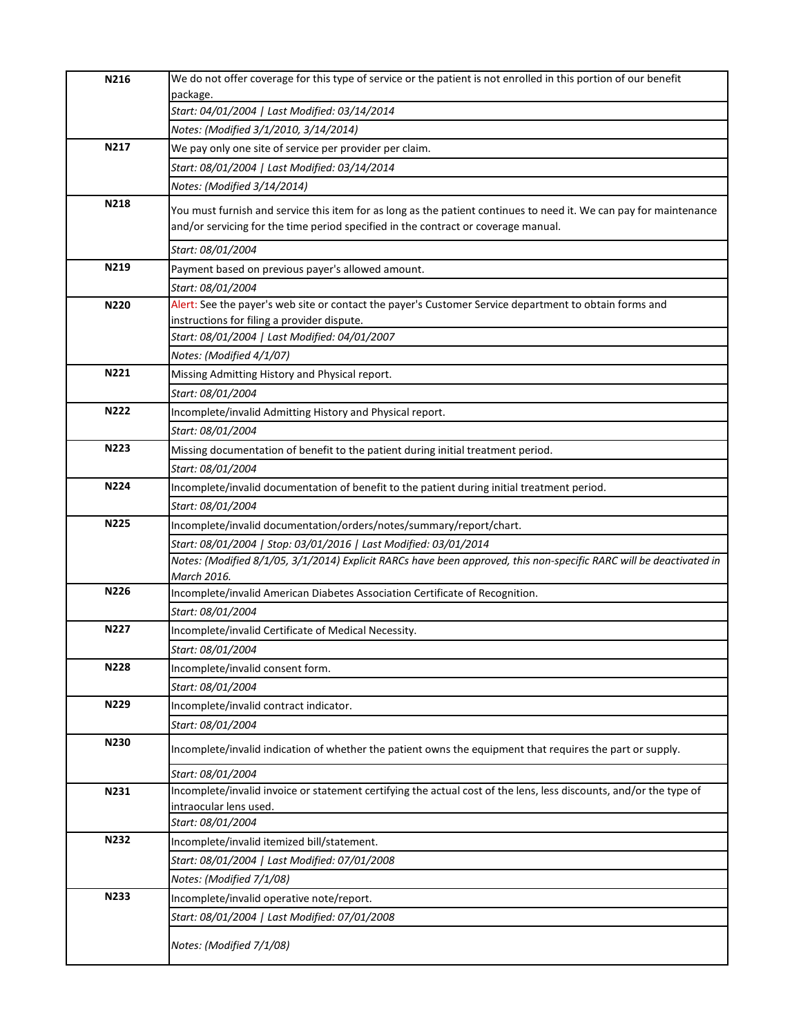| | |
|---|---|
| **N216** | We do not offer coverage for this type of service or the patient is not enrolled in this portion of our benefit package. |
| | *Start: 04/01/2004 \| Last Modified: 03/14/2014* |
| | *Notes: (Modified 3/1/2010, 3/14/2014)* |
| **N217** | We pay only one site of service per provider per claim. |
| | *Start: 08/01/2004 \| Last Modified: 03/14/2014* |
| | *Notes: (Modified 3/14/2014)* |
| **N218** | You must furnish and service this item for as long as the patient continues to need it. We can pay for maintenance and/or servicing for the time period specified in the contract or coverage manual. |
| | *Start: 08/01/2004* |
| **N219** | Payment based on previous payer's allowed amount. |
| | *Start: 08/01/2004* |
| **N220** | Alert: See the payer's web site or contact the payer's Customer Service department to obtain forms and instructions for filing a provider dispute. |
| | *Start: 08/01/2004 \| Last Modified: 04/01/2007* |
| | *Notes: (Modified 4/1/07)* |
| **N221** | Missing Admitting History and Physical report. |
| | *Start: 08/01/2004* |
| **N222** | Incomplete/invalid Admitting History and Physical report. |
| | *Start: 08/01/2004* |
| **N223** | Missing documentation of benefit to the patient during initial treatment period. |
| | *Start: 08/01/2004* |
| **N224** | Incomplete/invalid documentation of benefit to the patient during initial treatment period. |
| | *Start: 08/01/2004* |
| **N225** | Incomplete/invalid documentation/orders/notes/summary/report/chart. |
| | *Start: 08/01/2004 \| Stop: 03/01/2016 \| Last Modified: 03/01/2014* |
| | *Notes: (Modified 8/1/05, 3/1/2014) Explicit RARCs have been approved, this non-specific RARC will be deactivated in March 2016.* |
| **N226** | Incomplete/invalid American Diabetes Association Certificate of Recognition. |
| | *Start: 08/01/2004* |
| **N227** | Incomplete/invalid Certificate of Medical Necessity. |
| | *Start: 08/01/2004* |
| **N228** | Incomplete/invalid consent form. |
| | *Start: 08/01/2004* |
| **N229** | Incomplete/invalid contract indicator. |
| | *Start: 08/01/2004* |
| **N230** | Incomplete/invalid indication of whether the patient owns the equipment that requires the part or supply. |
| | *Start: 08/01/2004* |
| **N231** | Incomplete/invalid invoice or statement certifying the actual cost of the lens, less discounts, and/or the type of intraocular lens used. |
| | *Start: 08/01/2004* |
| **N232** | Incomplete/invalid itemized bill/statement. |
| | *Start: 08/01/2004 \| Last Modified: 07/01/2008* |
| | *Notes: (Modified 7/1/08)* |
| **N233** | Incomplete/invalid operative note/report. |
| | *Start: 08/01/2004 \| Last Modified: 07/01/2008* |
| | *Notes: (Modified 7/1/08)* |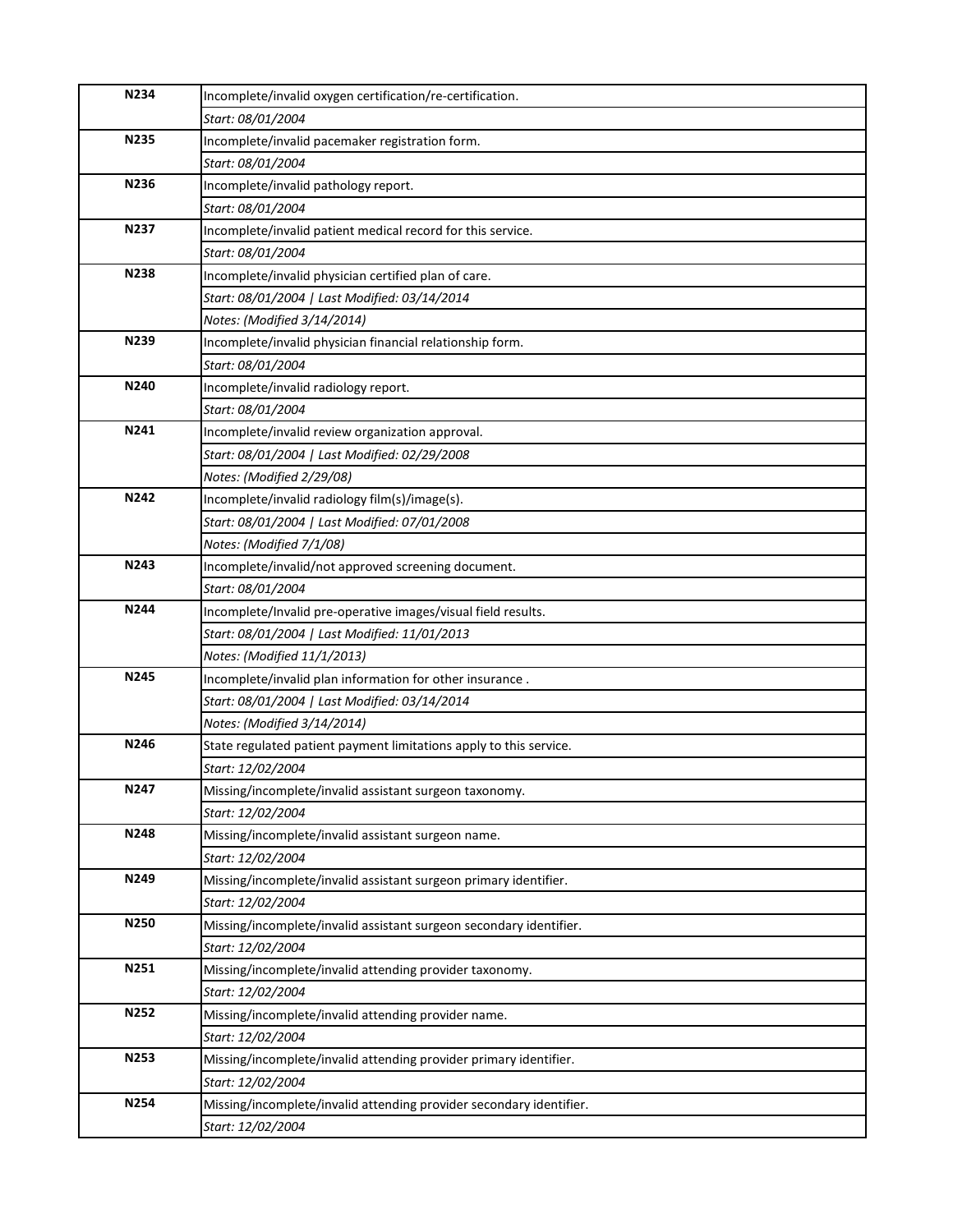| | |
|---|---|
| **N234** | Incomplete/invalid oxygen certification/re-certification. |
| | *Start: 08/01/2004* |
| **N235** | Incomplete/invalid pacemaker registration form. |
| | *Start: 08/01/2004* |
| **N236** | Incomplete/invalid pathology report. |
| | *Start: 08/01/2004* |
| **N237** | Incomplete/invalid patient medical record for this service. |
| | *Start: 08/01/2004* |
| **N238** | Incomplete/invalid physician certified plan of care. |
| | *Start: 08/01/2004 \| Last Modified: 03/14/2014* |
| | *Notes: (Modified 3/14/2014)* |
| **N239** | Incomplete/invalid physician financial relationship form. |
| | *Start: 08/01/2004* |
| **N240** | Incomplete/invalid radiology report. |
| | *Start: 08/01/2004* |
| **N241** | Incomplete/invalid review organization approval. |
| | *Start: 08/01/2004 \| Last Modified: 02/29/2008* |
| | *Notes: (Modified 2/29/08)* |
| **N242** | Incomplete/invalid radiology film(s)/image(s). |
| | *Start: 08/01/2004 \| Last Modified: 07/01/2008* |
| | *Notes: (Modified 7/1/08)* |
| **N243** | Incomplete/invalid/not approved screening document. |
| | *Start: 08/01/2004* |
| **N244** | Incomplete/Invalid pre-operative images/visual field results. |
| | *Start: 08/01/2004 \| Last Modified: 11/01/2013* |
| | *Notes: (Modified 11/1/2013)* |
| **N245** | Incomplete/invalid plan information for other insurance . |
| | *Start: 08/01/2004 \| Last Modified: 03/14/2014* |
| | *Notes: (Modified 3/14/2014)* |
| **N246** | State regulated patient payment limitations apply to this service. |
| | *Start: 12/02/2004* |
| **N247** | Missing/incomplete/invalid assistant surgeon taxonomy. |
| | *Start: 12/02/2004* |
| **N248** | Missing/incomplete/invalid assistant surgeon name. |
| | *Start: 12/02/2004* |
| **N249** | Missing/incomplete/invalid assistant surgeon primary identifier. |
| | *Start: 12/02/2004* |
| **N250** | Missing/incomplete/invalid assistant surgeon secondary identifier. |
| | *Start: 12/02/2004* |
| **N251** | Missing/incomplete/invalid attending provider taxonomy. |
| | *Start: 12/02/2004* |
| **N252** | Missing/incomplete/invalid attending provider name. |
| | *Start: 12/02/2004* |
| **N253** | Missing/incomplete/invalid attending provider primary identifier. |
| | *Start: 12/02/2004* |
| **N254** | Missing/incomplete/invalid attending provider secondary identifier. |
| | *Start: 12/02/2004* |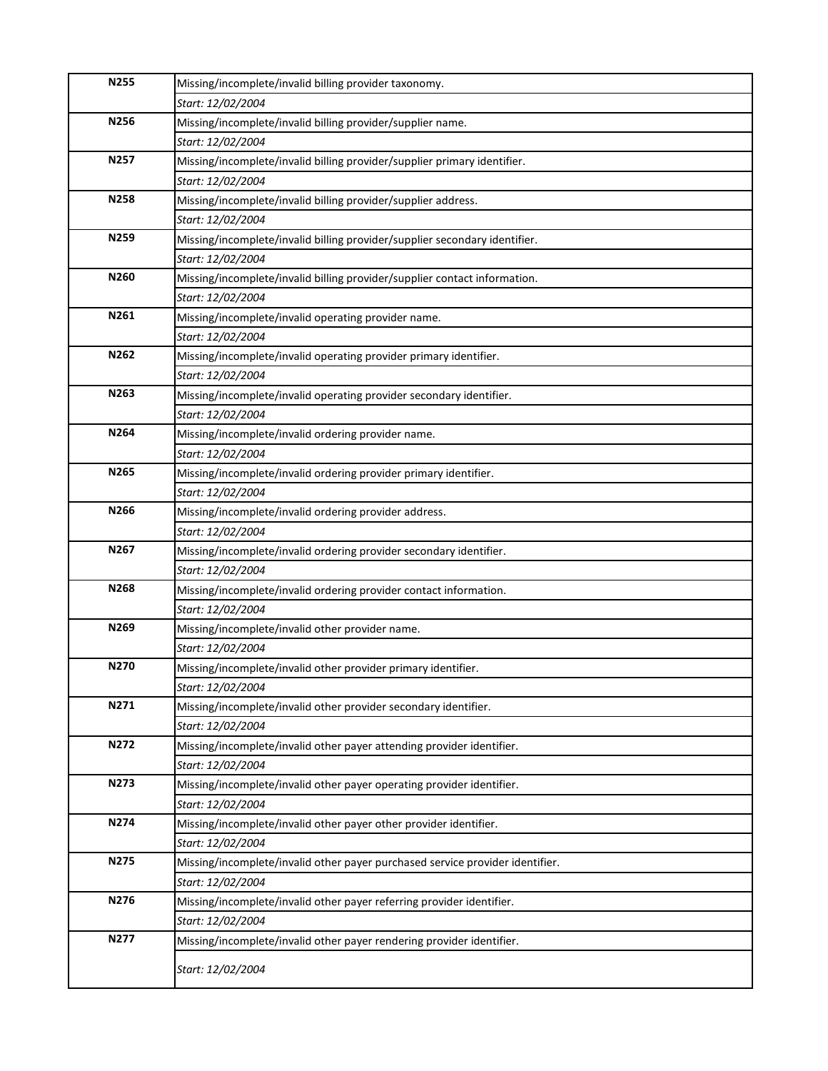| | |
|---|---|
| **N255** | Missing/incomplete/invalid billing provider taxonomy. |
| | *Start: 12/02/2004* |
| **N256** | Missing/incomplete/invalid billing provider/supplier name. |
| | *Start: 12/02/2004* |
| **N257** | Missing/incomplete/invalid billing provider/supplier primary identifier. |
| | *Start: 12/02/2004* |
| **N258** | Missing/incomplete/invalid billing provider/supplier address. |
| | *Start: 12/02/2004* |
| **N259** | Missing/incomplete/invalid billing provider/supplier secondary identifier. |
| | *Start: 12/02/2004* |
| **N260** | Missing/incomplete/invalid billing provider/supplier contact information. |
| | *Start: 12/02/2004* |
| **N261** | Missing/incomplete/invalid operating provider name. |
| | *Start: 12/02/2004* |
| **N262** | Missing/incomplete/invalid operating provider primary identifier. |
| | *Start: 12/02/2004* |
| **N263** | Missing/incomplete/invalid operating provider secondary identifier. |
| | *Start: 12/02/2004* |
| **N264** | Missing/incomplete/invalid ordering provider name. |
| | *Start: 12/02/2004* |
| **N265** | Missing/incomplete/invalid ordering provider primary identifier. |
| | *Start: 12/02/2004* |
| **N266** | Missing/incomplete/invalid ordering provider address. |
| | *Start: 12/02/2004* |
| **N267** | Missing/incomplete/invalid ordering provider secondary identifier. |
| | *Start: 12/02/2004* |
| **N268** | Missing/incomplete/invalid ordering provider contact information. |
| | *Start: 12/02/2004* |
| **N269** | Missing/incomplete/invalid other provider name. |
| | *Start: 12/02/2004* |
| **N270** | Missing/incomplete/invalid other provider primary identifier. |
| | *Start: 12/02/2004* |
| **N271** | Missing/incomplete/invalid other provider secondary identifier. |
| | *Start: 12/02/2004* |
| **N272** | Missing/incomplete/invalid other payer attending provider identifier. |
| | *Start: 12/02/2004* |
| **N273** | Missing/incomplete/invalid other payer operating provider identifier. |
| | *Start: 12/02/2004* |
| **N274** | Missing/incomplete/invalid other payer other provider identifier. |
| | *Start: 12/02/2004* |
| **N275** | Missing/incomplete/invalid other payer purchased service provider identifier. |
| | *Start: 12/02/2004* |
| **N276** | Missing/incomplete/invalid other payer referring provider identifier. |
| | *Start: 12/02/2004* |
| **N277** | Missing/incomplete/invalid other payer rendering provider identifier. |
| | *Start: 12/02/2004* |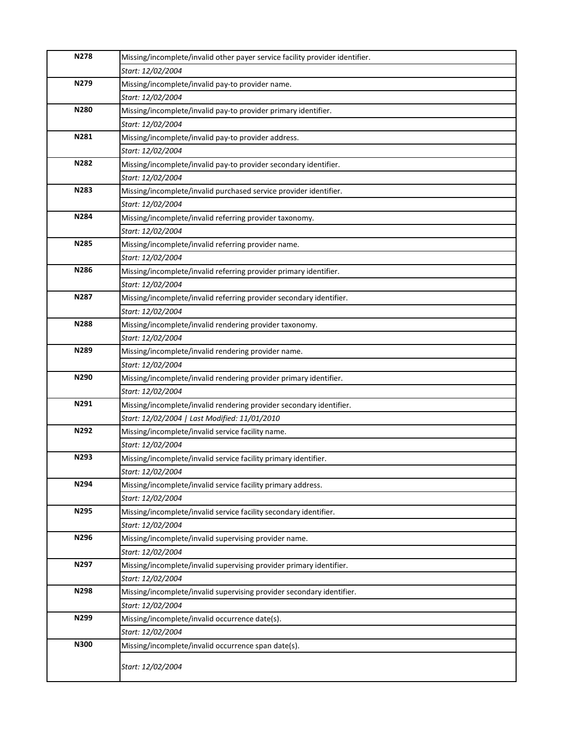| | |
|---|---|
| **N278** | Missing/incomplete/invalid other payer service facility provider identifier. |
| | *Start: 12/02/2004* |
| **N279** | Missing/incomplete/invalid pay-to provider name. |
| | *Start: 12/02/2004* |
| **N280** | Missing/incomplete/invalid pay-to provider primary identifier. |
| | *Start: 12/02/2004* |
| **N281** | Missing/incomplete/invalid pay-to provider address. |
| | *Start: 12/02/2004* |
| **N282** | Missing/incomplete/invalid pay-to provider secondary identifier. |
| | *Start: 12/02/2004* |
| **N283** | Missing/incomplete/invalid purchased service provider identifier. |
| | *Start: 12/02/2004* |
| **N284** | Missing/incomplete/invalid referring provider taxonomy. |
| | *Start: 12/02/2004* |
| **N285** | Missing/incomplete/invalid referring provider name. |
| | *Start: 12/02/2004* |
| **N286** | Missing/incomplete/invalid referring provider primary identifier. |
| | *Start: 12/02/2004* |
| **N287** | Missing/incomplete/invalid referring provider secondary identifier. |
| | *Start: 12/02/2004* |
| **N288** | Missing/incomplete/invalid rendering provider taxonomy. |
| | *Start: 12/02/2004* |
| **N289** | Missing/incomplete/invalid rendering provider name. |
| | *Start: 12/02/2004* |
| **N290** | Missing/incomplete/invalid rendering provider primary identifier. |
| | *Start: 12/02/2004* |
| **N291** | Missing/incomplete/invalid rendering provider secondary identifier. |
| | *Start: 12/02/2004 \| Last Modified: 11/01/2010* |
| **N292** | Missing/incomplete/invalid service facility name. |
| | *Start: 12/02/2004* |
| **N293** | Missing/incomplete/invalid service facility primary identifier. |
| | *Start: 12/02/2004* |
| **N294** | Missing/incomplete/invalid service facility primary address. |
| | *Start: 12/02/2004* |
| **N295** | Missing/incomplete/invalid service facility secondary identifier. |
| | *Start: 12/02/2004* |
| **N296** | Missing/incomplete/invalid supervising provider name. |
| | *Start: 12/02/2004* |
| **N297** | Missing/incomplete/invalid supervising provider primary identifier. |
| | *Start: 12/02/2004* |
| **N298** | Missing/incomplete/invalid supervising provider secondary identifier. |
| | *Start: 12/02/2004* |
| **N299** | Missing/incomplete/invalid occurrence date(s). |
| | *Start: 12/02/2004* |
| **N300** | Missing/incomplete/invalid occurrence span date(s). |
| | *Start: 12/02/2004* |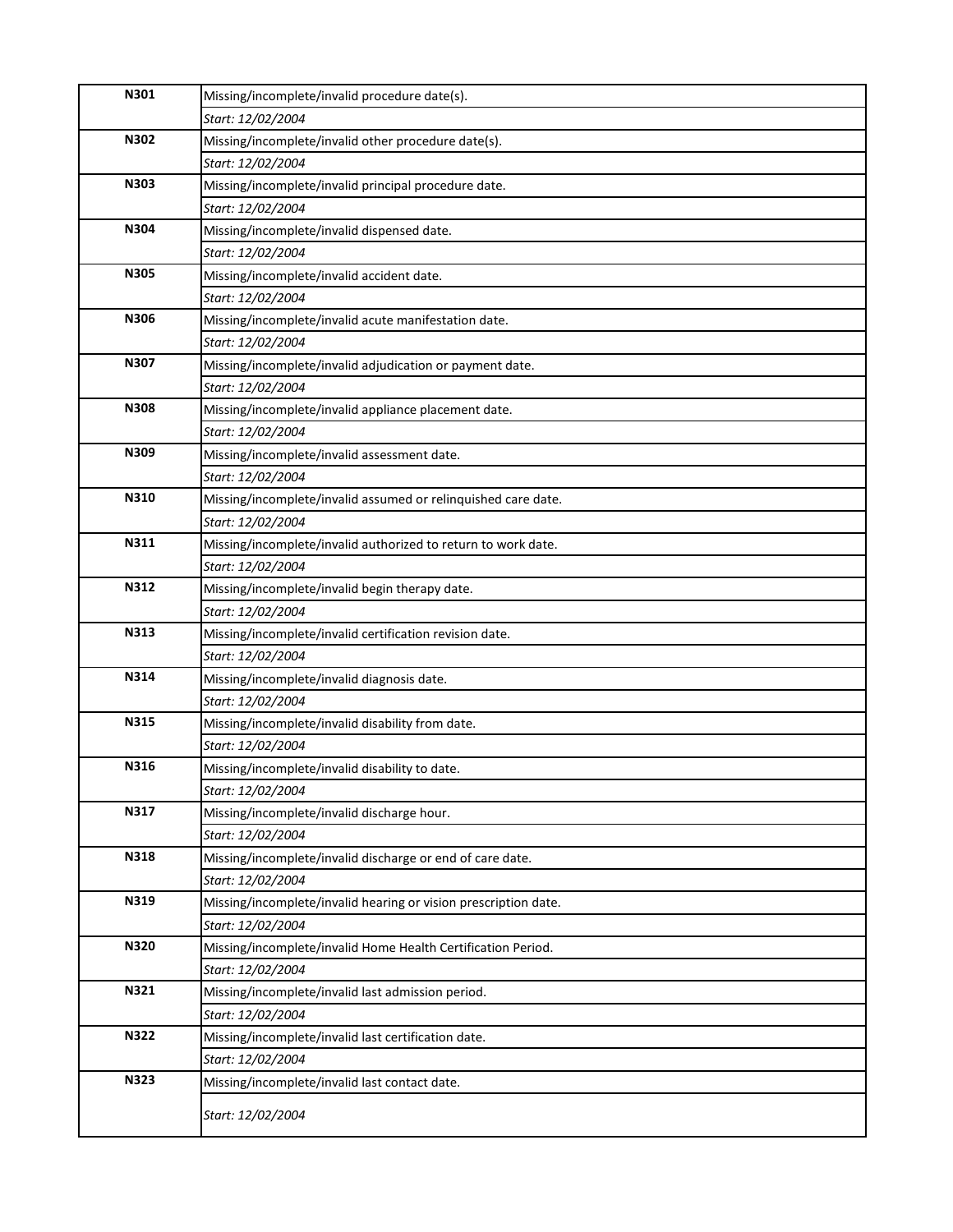| Code | Description |
|---|---|
| **N301** | Missing/incomplete/invalid procedure date(s). |
| | *Start: 12/02/2004* |
| **N302** | Missing/incomplete/invalid other procedure date(s). |
| | *Start: 12/02/2004* |
| **N303** | Missing/incomplete/invalid principal procedure date. |
| | *Start: 12/02/2004* |
| **N304** | Missing/incomplete/invalid dispensed date. |
| | *Start: 12/02/2004* |
| **N305** | Missing/incomplete/invalid accident date. |
| | *Start: 12/02/2004* |
| **N306** | Missing/incomplete/invalid acute manifestation date. |
| | *Start: 12/02/2004* |
| **N307** | Missing/incomplete/invalid adjudication or payment date. |
| | *Start: 12/02/2004* |
| **N308** | Missing/incomplete/invalid appliance placement date. |
| | *Start: 12/02/2004* |
| **N309** | Missing/incomplete/invalid assessment date. |
| | *Start: 12/02/2004* |
| **N310** | Missing/incomplete/invalid assumed or relinquished care date. |
| | *Start: 12/02/2004* |
| **N311** | Missing/incomplete/invalid authorized to return to work date. |
| | *Start: 12/02/2004* |
| **N312** | Missing/incomplete/invalid begin therapy date. |
| | *Start: 12/02/2004* |
| **N313** | Missing/incomplete/invalid certification revision date. |
| | *Start: 12/02/2004* |
| **N314** | Missing/incomplete/invalid diagnosis date. |
| | *Start: 12/02/2004* |
| **N315** | Missing/incomplete/invalid disability from date. |
| | *Start: 12/02/2004* |
| **N316** | Missing/incomplete/invalid disability to date. |
| | *Start: 12/02/2004* |
| **N317** | Missing/incomplete/invalid discharge hour. |
| | *Start: 12/02/2004* |
| **N318** | Missing/incomplete/invalid discharge or end of care date. |
| | *Start: 12/02/2004* |
| **N319** | Missing/incomplete/invalid hearing or vision prescription date. |
| | *Start: 12/02/2004* |
| **N320** | Missing/incomplete/invalid Home Health Certification Period. |
| | *Start: 12/02/2004* |
| **N321** | Missing/incomplete/invalid last admission period. |
| | *Start: 12/02/2004* |
| **N322** | Missing/incomplete/invalid last certification date. |
| | *Start: 12/02/2004* |
| **N323** | Missing/incomplete/invalid last contact date. |
| | *Start: 12/02/2004* |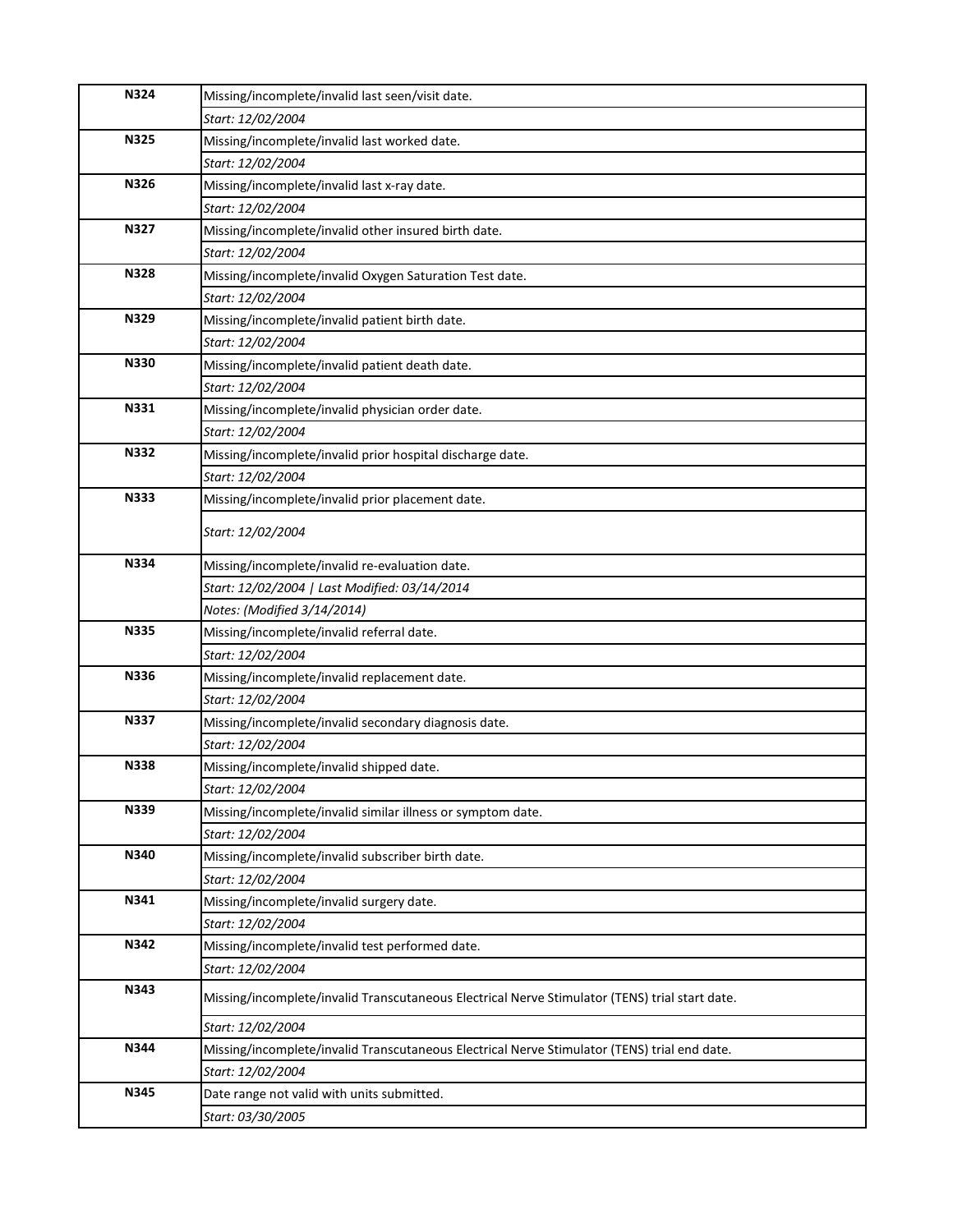| | |
|---|---|
| **N324** | Missing/incomplete/invalid last seen/visit date. |
| | *Start: 12/02/2004* |
| **N325** | Missing/incomplete/invalid last worked date. |
| | *Start: 12/02/2004* |
| **N326** | Missing/incomplete/invalid last x-ray date. |
| | *Start: 12/02/2004* |
| **N327** | Missing/incomplete/invalid other insured birth date. |
| | *Start: 12/02/2004* |
| **N328** | Missing/incomplete/invalid Oxygen Saturation Test date. |
| | *Start: 12/02/2004* |
| **N329** | Missing/incomplete/invalid patient birth date. |
| | *Start: 12/02/2004* |
| **N330** | Missing/incomplete/invalid patient death date. |
| | *Start: 12/02/2004* |
| **N331** | Missing/incomplete/invalid physician order date. |
| | *Start: 12/02/2004* |
| **N332** | Missing/incomplete/invalid prior hospital discharge date. |
| | *Start: 12/02/2004* |
| **N333** | Missing/incomplete/invalid prior placement date. |
| | *Start: 12/02/2004* |
| **N334** | Missing/incomplete/invalid re-evaluation date. |
| | *Start: 12/02/2004 \| Last Modified: 03/14/2014* |
| | *Notes: (Modified 3/14/2014)* |
| **N335** | Missing/incomplete/invalid referral date. |
| | *Start: 12/02/2004* |
| **N336** | Missing/incomplete/invalid replacement date. |
| | *Start: 12/02/2004* |
| **N337** | Missing/incomplete/invalid secondary diagnosis date. |
| | *Start: 12/02/2004* |
| **N338** | Missing/incomplete/invalid shipped date. |
| | *Start: 12/02/2004* |
| **N339** | Missing/incomplete/invalid similar illness or symptom date. |
| | *Start: 12/02/2004* |
| **N340** | Missing/incomplete/invalid subscriber birth date. |
| | *Start: 12/02/2004* |
| **N341** | Missing/incomplete/invalid surgery date. |
| | *Start: 12/02/2004* |
| **N342** | Missing/incomplete/invalid test performed date. |
| | *Start: 12/02/2004* |
| **N343** | Missing/incomplete/invalid Transcutaneous Electrical Nerve Stimulator (TENS) trial start date. |
| | *Start: 12/02/2004* |
| **N344** | Missing/incomplete/invalid Transcutaneous Electrical Nerve Stimulator (TENS) trial end date. |
| | *Start: 12/02/2004* |
| **N345** | Date range not valid with units submitted. |
| | *Start: 03/30/2005* |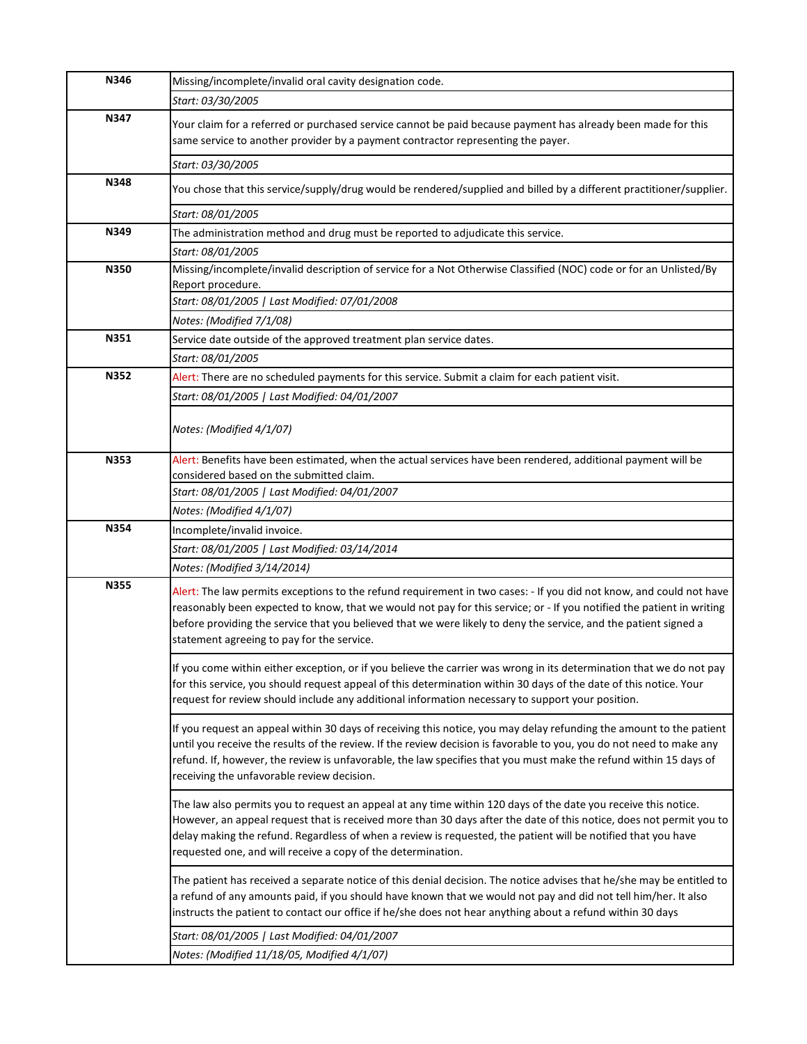| Code | Description |
|---|---|
| N346 | Missing/incomplete/invalid oral cavity designation code. |
| | *Start: 03/30/2005* |
| N347 | Your claim for a referred or purchased service cannot be paid because payment has already been made for this same service to another provider by a payment contractor representing the payer. |
| | *Start: 03/30/2005* |
| N348 | You chose that this service/supply/drug would be rendered/supplied and billed by a different practitioner/supplier. |
| | *Start: 08/01/2005* |
| N349 | The administration method and drug must be reported to adjudicate this service. |
| | *Start: 08/01/2005* |
| N350 | Missing/incomplete/invalid description of service for a Not Otherwise Classified (NOC) code or for an Unlisted/By Report procedure. |
| | *Start: 08/01/2005 \| Last Modified: 07/01/2008* |
| | *Notes: (Modified 7/1/08)* |
| N351 | Service date outside of the approved treatment plan service dates. |
| | *Start: 08/01/2005* |
| N352 | Alert: There are no scheduled payments for this service. Submit a claim for each patient visit. |
| | *Start: 08/01/2005 \| Last Modified: 04/01/2007* |
| | *Notes: (Modified 4/1/07)* |
| N353 | Alert: Benefits have been estimated, when the actual services have been rendered, additional payment will be considered based on the submitted claim. |
| | *Start: 08/01/2005 \| Last Modified: 04/01/2007* |
| | *Notes: (Modified 4/1/07)* |
| N354 | Incomplete/invalid invoice. |
| | *Start: 08/01/2005 \| Last Modified: 03/14/2014* |
| | *Notes: (Modified 3/14/2014)* |
| N355 | Alert: The law permits exceptions to the refund requirement in two cases: - If you did not know, and could not have reasonably been expected to know, that we would not pay for this service; or - If you notified the patient in writing before providing the service that you believed that we were likely to deny the service, and the patient signed a statement agreeing to pay for the service. |
| | If you come within either exception, or if you believe the carrier was wrong in its determination that we do not pay for this service, you should request appeal of this determination within 30 days of the date of this notice. Your request for review should include any additional information necessary to support your position. |
| | If you request an appeal within 30 days of receiving this notice, you may delay refunding the amount to the patient until you receive the results of the review. If the review decision is favorable to you, you do not need to make any refund. If, however, the review is unfavorable, the law specifies that you must make the refund within 15 days of receiving the unfavorable review decision. |
| | The law also permits you to request an appeal at any time within 120 days of the date you receive this notice. However, an appeal request that is received more than 30 days after the date of this notice, does not permit you to delay making the refund. Regardless of when a review is requested, the patient will be notified that you have requested one, and will receive a copy of the determination. |
| | The patient has received a separate notice of this denial decision. The notice advises that he/she may be entitled to a refund of any amounts paid, if you should have known that we would not pay and did not tell him/her. It also instructs the patient to contact our office if he/she does not hear anything about a refund within 30 days |
| | *Start: 08/01/2005 \| Last Modified: 04/01/2007* |
| | *Notes: (Modified 11/18/05, Modified 4/1/07)* |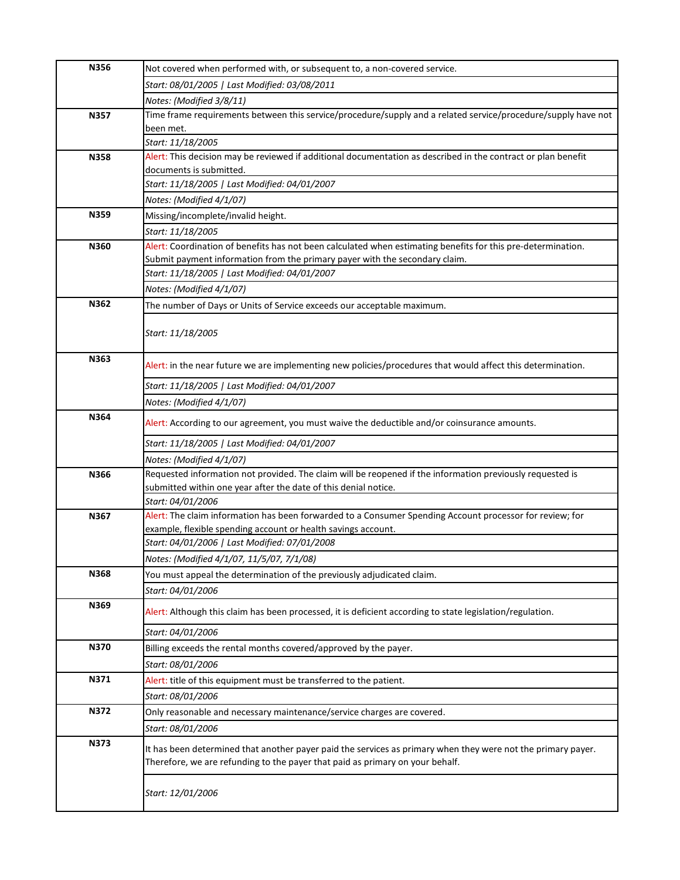| Code | Description |
|---|---|
| **N356** | Not covered when performed with, or subsequent to, a non-covered service. |
| | *Start: 08/01/2005 \| Last Modified: 03/08/2011* |
| | *Notes: (Modified 3/8/11)* |
| **N357** | Time frame requirements between this service/procedure/supply and a related service/procedure/supply have not been met. |
| | *Start: 11/18/2005* |
| **N358** | Alert: This decision may be reviewed if additional documentation as described in the contract or plan benefit documents is submitted. |
| | *Start: 11/18/2005 \| Last Modified: 04/01/2007* |
| | *Notes: (Modified 4/1/07)* |
| **N359** | Missing/incomplete/invalid height. |
| | *Start: 11/18/2005* |
| **N360** | Alert: Coordination of benefits has not been calculated when estimating benefits for this pre-determination. Submit payment information from the primary payer with the secondary claim. |
| | *Start: 11/18/2005 \| Last Modified: 04/01/2007* |
| | *Notes: (Modified 4/1/07)* |
| **N362** | The number of Days or Units of Service exceeds our acceptable maximum. |
| | *Start: 11/18/2005* |
| **N363** | Alert: in the near future we are implementing new policies/procedures that would affect this determination. |
| | *Start: 11/18/2005 \| Last Modified: 04/01/2007* |
| | *Notes: (Modified 4/1/07)* |
| **N364** | Alert: According to our agreement, you must waive the deductible and/or coinsurance amounts. |
| | *Start: 11/18/2005 \| Last Modified: 04/01/2007* |
| | *Notes: (Modified 4/1/07)* |
| **N366** | Requested information not provided. The claim will be reopened if the information previously requested is submitted within one year after the date of this denial notice. |
| | *Start: 04/01/2006* |
| **N367** | Alert: The claim information has been forwarded to a Consumer Spending Account processor for review; for example, flexible spending account or health savings account. |
| | *Start: 04/01/2006 \| Last Modified: 07/01/2008* |
| | *Notes: (Modified 4/1/07, 11/5/07, 7/1/08)* |
| **N368** | You must appeal the determination of the previously adjudicated claim. |
| | *Start: 04/01/2006* |
| **N369** | Alert: Although this claim has been processed, it is deficient according to state legislation/regulation. |
| | *Start: 04/01/2006* |
| **N370** | Billing exceeds the rental months covered/approved by the payer. |
| | *Start: 08/01/2006* |
| **N371** | Alert: title of this equipment must be transferred to the patient. |
| | *Start: 08/01/2006* |
| **N372** | Only reasonable and necessary maintenance/service charges are covered. |
| | *Start: 08/01/2006* |
| **N373** | It has been determined that another payer paid the services as primary when they were not the primary payer. Therefore, we are refunding to the payer that paid as primary on your behalf. |
| | *Start: 12/01/2006* |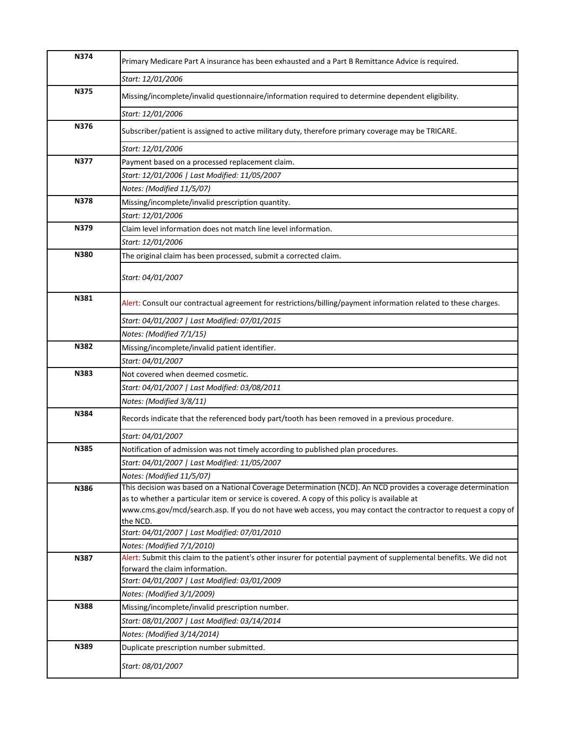| | |
|---|---|
| N374 | Primary Medicare Part A insurance has been exhausted and a Part B Remittance Advice is required. |
| | *Start: 12/01/2006* |
| N375 | Missing/incomplete/invalid questionnaire/information required to determine dependent eligibility. |
| | *Start: 12/01/2006* |
| N376 | Subscriber/patient is assigned to active military duty, therefore primary coverage may be TRICARE. |
| | *Start: 12/01/2006* |
| N377 | Payment based on a processed replacement claim. |
| | *Start: 12/01/2006 \| Last Modified: 11/05/2007* |
| | *Notes: (Modified 11/5/07)* |
| N378 | Missing/incomplete/invalid prescription quantity. |
| | *Start: 12/01/2006* |
| N379 | Claim level information does not match line level information. |
| | *Start: 12/01/2006* |
| N380 | The original claim has been processed, submit a corrected claim. |
| | *Start: 04/01/2007* |
| N381 | Alert: Consult our contractual agreement for restrictions/billing/payment information related to these charges. |
| | *Start: 04/01/2007 \| Last Modified: 07/01/2015* |
| | *Notes: (Modified 7/1/15)* |
| N382 | Missing/incomplete/invalid patient identifier. |
| | *Start: 04/01/2007* |
| N383 | Not covered when deemed cosmetic. |
| | *Start: 04/01/2007 \| Last Modified: 03/08/2011* |
| | *Notes: (Modified 3/8/11)* |
| N384 | Records indicate that the referenced body part/tooth has been removed in a previous procedure. |
| | *Start: 04/01/2007* |
| N385 | Notification of admission was not timely according to published plan procedures. |
| | *Start: 04/01/2007 \| Last Modified: 11/05/2007* |
| | *Notes: (Modified 11/5/07)* |
| N386 | This decision was based on a National Coverage Determination (NCD). An NCD provides a coverage determination as to whether a particular item or service is covered. A copy of this policy is available at www.cms.gov/mcd/search.asp. If you do not have web access, you may contact the contractor to request a copy of the NCD. |
| | *Start: 04/01/2007 \| Last Modified: 07/01/2010* |
| | *Notes: (Modified 7/1/2010)* |
| N387 | Alert: Submit this claim to the patient's other insurer for potential payment of supplemental benefits. We did not forward the claim information. |
| | *Start: 04/01/2007 \| Last Modified: 03/01/2009* |
| | *Notes: (Modified 3/1/2009)* |
| N388 | Missing/incomplete/invalid prescription number. |
| | *Start: 08/01/2007 \| Last Modified: 03/14/2014* |
| | *Notes: (Modified 3/14/2014)* |
| N389 | Duplicate prescription number submitted. |
| | *Start: 08/01/2007* |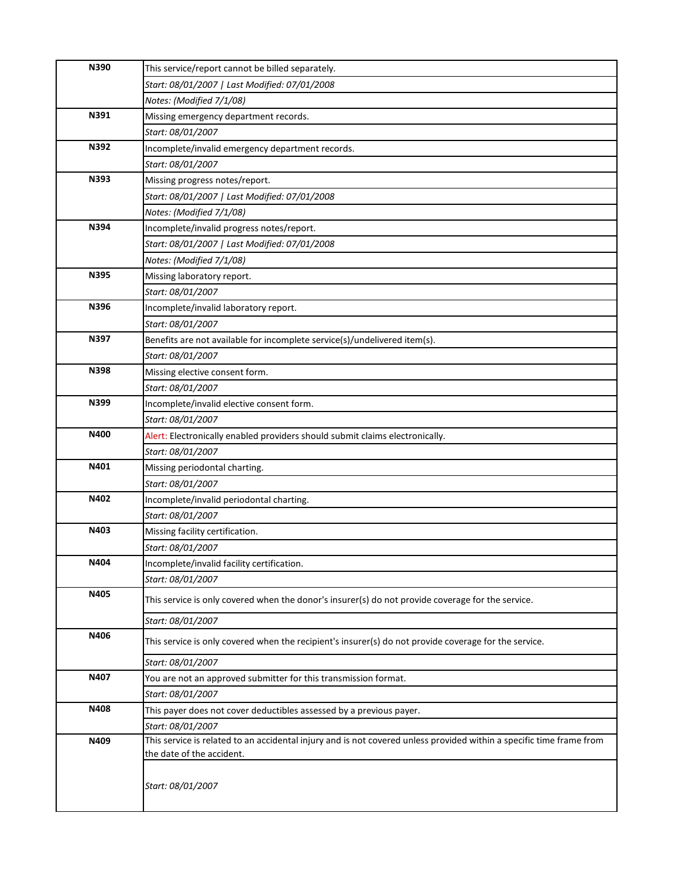| | |
|---|---|
| **N390** | This service/report cannot be billed separately. |
| | *Start: 08/01/2007 \| Last Modified: 07/01/2008* |
| | *Notes: (Modified 7/1/08)* |
| **N391** | Missing emergency department records. |
| | *Start: 08/01/2007* |
| **N392** | Incomplete/invalid emergency department records. |
| | *Start: 08/01/2007* |
| **N393** | Missing progress notes/report. |
| | *Start: 08/01/2007 \| Last Modified: 07/01/2008* |
| | *Notes: (Modified 7/1/08)* |
| **N394** | Incomplete/invalid progress notes/report. |
| | *Start: 08/01/2007 \| Last Modified: 07/01/2008* |
| | *Notes: (Modified 7/1/08)* |
| **N395** | Missing laboratory report. |
| | *Start: 08/01/2007* |
| **N396** | Incomplete/invalid laboratory report. |
| | *Start: 08/01/2007* |
| **N397** | Benefits are not available for incomplete service(s)/undelivered item(s). |
| | *Start: 08/01/2007* |
| **N398** | Missing elective consent form. |
| | *Start: 08/01/2007* |
| **N399** | Incomplete/invalid elective consent form. |
| | *Start: 08/01/2007* |
| **N400** | Alert: Electronically enabled providers should submit claims electronically. |
| | *Start: 08/01/2007* |
| **N401** | Missing periodontal charting. |
| | *Start: 08/01/2007* |
| **N402** | Incomplete/invalid periodontal charting. |
| | *Start: 08/01/2007* |
| **N403** | Missing facility certification. |
| | *Start: 08/01/2007* |
| **N404** | Incomplete/invalid facility certification. |
| | *Start: 08/01/2007* |
| **N405** | This service is only covered when the donor's insurer(s) do not provide coverage for the service. |
| | *Start: 08/01/2007* |
| **N406** | This service is only covered when the recipient's insurer(s) do not provide coverage for the service. |
| | *Start: 08/01/2007* |
| **N407** | You are not an approved submitter for this transmission format. |
| | *Start: 08/01/2007* |
| **N408** | This payer does not cover deductibles assessed by a previous payer. |
| | *Start: 08/01/2007* |
| **N409** | This service is related to an accidental injury and is not covered unless provided within a specific time frame from the date of the accident. |
| | *Start: 08/01/2007* |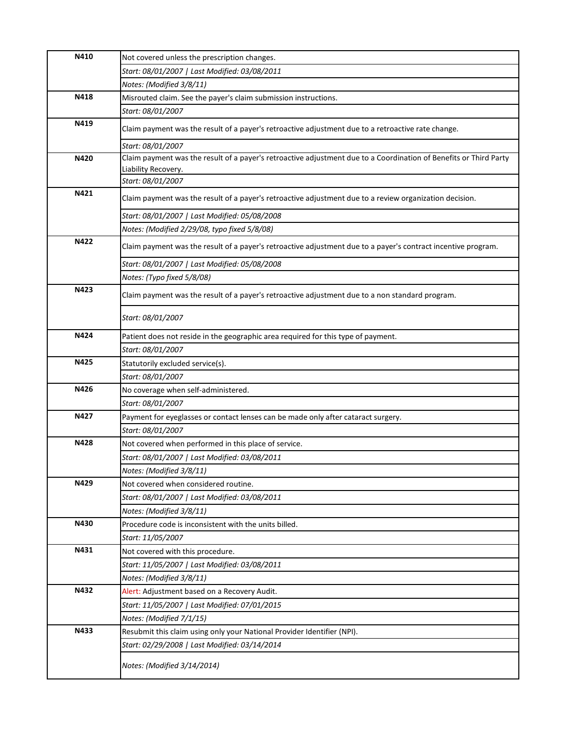| | |
|---|---|
| **N410** | Not covered unless the prescription changes. |
| | *Start: 08/01/2007 \| Last Modified: 03/08/2011* |
| | *Notes: (Modified 3/8/11)* |
| **N418** | Misrouted claim. See the payer's claim submission instructions. |
| | *Start: 08/01/2007* |
| **N419** | Claim payment was the result of a payer's retroactive adjustment due to a retroactive rate change. |
| | *Start: 08/01/2007* |
| **N420** | Claim payment was the result of a payer's retroactive adjustment due to a Coordination of Benefits or Third Party Liability Recovery. |
| | *Start: 08/01/2007* |
| **N421** | Claim payment was the result of a payer's retroactive adjustment due to a review organization decision. |
| | *Start: 08/01/2007 \| Last Modified: 05/08/2008* |
| | *Notes: (Modified 2/29/08, typo fixed 5/8/08)* |
| **N422** | Claim payment was the result of a payer's retroactive adjustment due to a payer's contract incentive program. |
| | *Start: 08/01/2007 \| Last Modified: 05/08/2008* |
| | *Notes: (Typo fixed 5/8/08)* |
| **N423** | Claim payment was the result of a payer's retroactive adjustment due to a non standard program. |
| | *Start: 08/01/2007* |
| **N424** | Patient does not reside in the geographic area required for this type of payment. |
| | *Start: 08/01/2007* |
| **N425** | Statutorily excluded service(s). |
| | *Start: 08/01/2007* |
| **N426** | No coverage when self-administered. |
| | *Start: 08/01/2007* |
| **N427** | Payment for eyeglasses or contact lenses can be made only after cataract surgery. |
| | *Start: 08/01/2007* |
| **N428** | Not covered when performed in this place of service. |
| | *Start: 08/01/2007 \| Last Modified: 03/08/2011* |
| | *Notes: (Modified 3/8/11)* |
| **N429** | Not covered when considered routine. |
| | *Start: 08/01/2007 \| Last Modified: 03/08/2011* |
| | *Notes: (Modified 3/8/11)* |
| **N430** | Procedure code is inconsistent with the units billed. |
| | *Start: 11/05/2007* |
| **N431** | Not covered with this procedure. |
| | *Start: 11/05/2007 \| Last Modified: 03/08/2011* |
| | *Notes: (Modified 3/8/11)* |
| **N432** | Alert: Adjustment based on a Recovery Audit. |
| | *Start: 11/05/2007 \| Last Modified: 07/01/2015* |
| | *Notes: (Modified 7/1/15)* |
| **N433** | Resubmit this claim using only your National Provider Identifier (NPI). |
| | *Start: 02/29/2008 \| Last Modified: 03/14/2014* |
| | *Notes: (Modified 3/14/2014)* |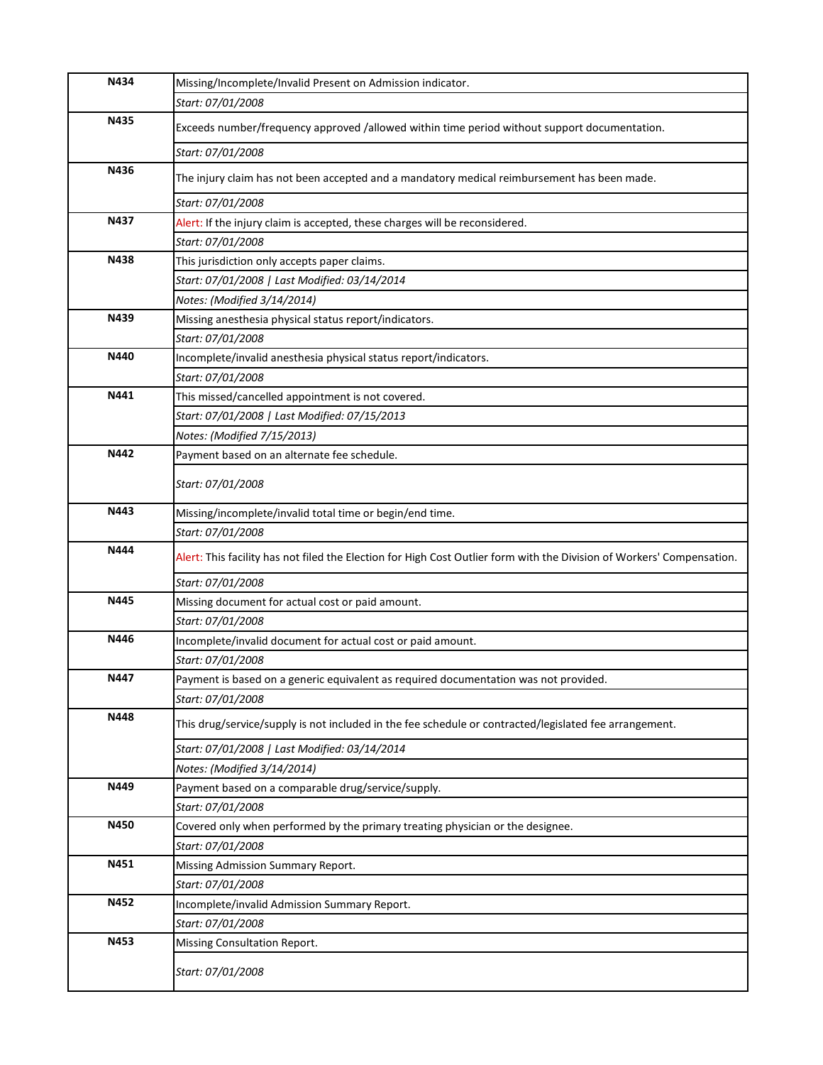| | |
|---|---|
| **N434** | Missing/Incomplete/Invalid Present on Admission indicator. |
| | *Start: 07/01/2008* |
| **N435** | Exceeds number/frequency approved /allowed within time period without support documentation. |
| | *Start: 07/01/2008* |
| **N436** | The injury claim has not been accepted and a mandatory medical reimbursement has been made. |
| | *Start: 07/01/2008* |
| **N437** | Alert: If the injury claim is accepted, these charges will be reconsidered. |
| | *Start: 07/01/2008* |
| **N438** | This jurisdiction only accepts paper claims. |
| | *Start: 07/01/2008 \| Last Modified: 03/14/2014* |
| | *Notes: (Modified 3/14/2014)* |
| **N439** | Missing anesthesia physical status report/indicators. |
| | *Start: 07/01/2008* |
| **N440** | Incomplete/invalid anesthesia physical status report/indicators. |
| | *Start: 07/01/2008* |
| **N441** | This missed/cancelled appointment is not covered. |
| | *Start: 07/01/2008 \| Last Modified: 07/15/2013* |
| | *Notes: (Modified 7/15/2013)* |
| **N442** | Payment based on an alternate fee schedule. |
| | *Start: 07/01/2008* |
| **N443** | Missing/incomplete/invalid total time or begin/end time. |
| | *Start: 07/01/2008* |
| **N444** | Alert: This facility has not filed the Election for High Cost Outlier form with the Division of Workers' Compensation. |
| | *Start: 07/01/2008* |
| **N445** | Missing document for actual cost or paid amount. |
| | *Start: 07/01/2008* |
| **N446** | Incomplete/invalid document for actual cost or paid amount. |
| | *Start: 07/01/2008* |
| **N447** | Payment is based on a generic equivalent as required documentation was not provided. |
| | *Start: 07/01/2008* |
| **N448** | This drug/service/supply is not included in the fee schedule or contracted/legislated fee arrangement. |
| | *Start: 07/01/2008 \| Last Modified: 03/14/2014* |
| | *Notes: (Modified 3/14/2014)* |
| **N449** | Payment based on a comparable drug/service/supply. |
| | *Start: 07/01/2008* |
| **N450** | Covered only when performed by the primary treating physician or the designee. |
| | *Start: 07/01/2008* |
| **N451** | Missing Admission Summary Report. |
| | *Start: 07/01/2008* |
| **N452** | Incomplete/invalid Admission Summary Report. |
| | *Start: 07/01/2008* |
| **N453** | Missing Consultation Report. |
| | *Start: 07/01/2008* |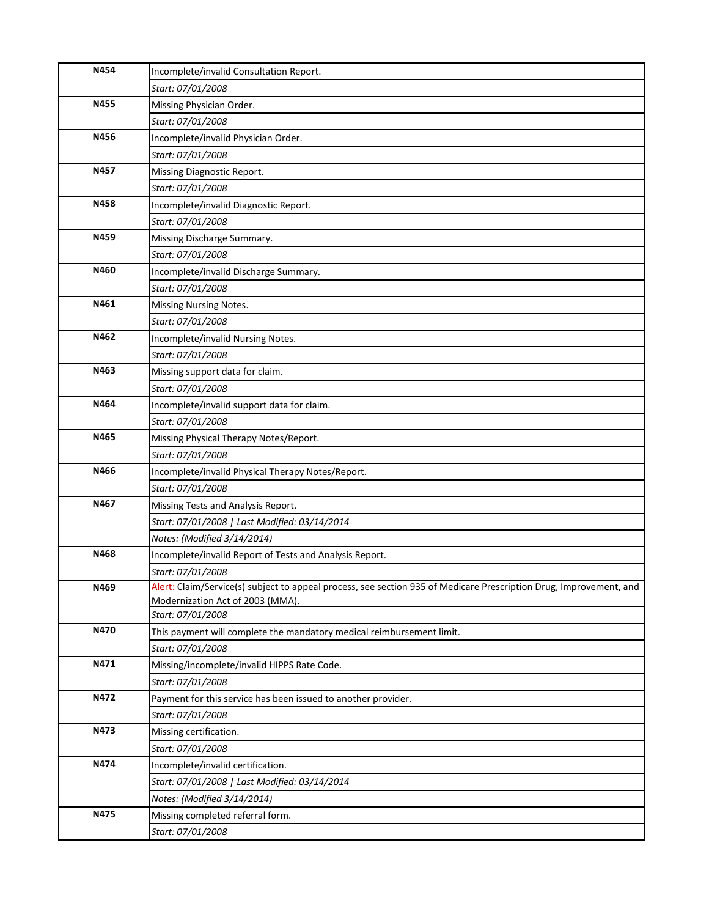| Code | Description |
|---|---|
| **N454** | Incomplete/invalid Consultation Report. |
| | *Start: 07/01/2008* |
| **N455** | Missing Physician Order. |
| | *Start: 07/01/2008* |
| **N456** | Incomplete/invalid Physician Order. |
| | *Start: 07/01/2008* |
| **N457** | Missing Diagnostic Report. |
| | *Start: 07/01/2008* |
| **N458** | Incomplete/invalid Diagnostic Report. |
| | *Start: 07/01/2008* |
| **N459** | Missing Discharge Summary. |
| | *Start: 07/01/2008* |
| **N460** | Incomplete/invalid Discharge Summary. |
| | *Start: 07/01/2008* |
| **N461** | Missing Nursing Notes. |
| | *Start: 07/01/2008* |
| **N462** | Incomplete/invalid Nursing Notes. |
| | *Start: 07/01/2008* |
| **N463** | Missing support data for claim. |
| | *Start: 07/01/2008* |
| **N464** | Incomplete/invalid support data for claim. |
| | *Start: 07/01/2008* |
| **N465** | Missing Physical Therapy Notes/Report. |
| | *Start: 07/01/2008* |
| **N466** | Incomplete/invalid Physical Therapy Notes/Report. |
| | *Start: 07/01/2008* |
| **N467** | Missing Tests and Analysis Report. |
| | *Start: 07/01/2008 \| Last Modified: 03/14/2014* |
| | *Notes: (Modified 3/14/2014)* |
| **N468** | Incomplete/invalid Report of Tests and Analysis Report. |
| | *Start: 07/01/2008* |
| **N469** | Alert: Claim/Service(s) subject to appeal process, see section 935 of Medicare Prescription Drug, Improvement, and Modernization Act of 2003 (MMA). |
| | *Start: 07/01/2008* |
| **N470** | This payment will complete the mandatory medical reimbursement limit. |
| | *Start: 07/01/2008* |
| **N471** | Missing/incomplete/invalid HIPPS Rate Code. |
| | *Start: 07/01/2008* |
| **N472** | Payment for this service has been issued to another provider. |
| | *Start: 07/01/2008* |
| **N473** | Missing certification. |
| | *Start: 07/01/2008* |
| **N474** | Incomplete/invalid certification. |
| | *Start: 07/01/2008 \| Last Modified: 03/14/2014* |
| | *Notes: (Modified 3/14/2014)* |
| **N475** | Missing completed referral form. |
| | *Start: 07/01/2008* |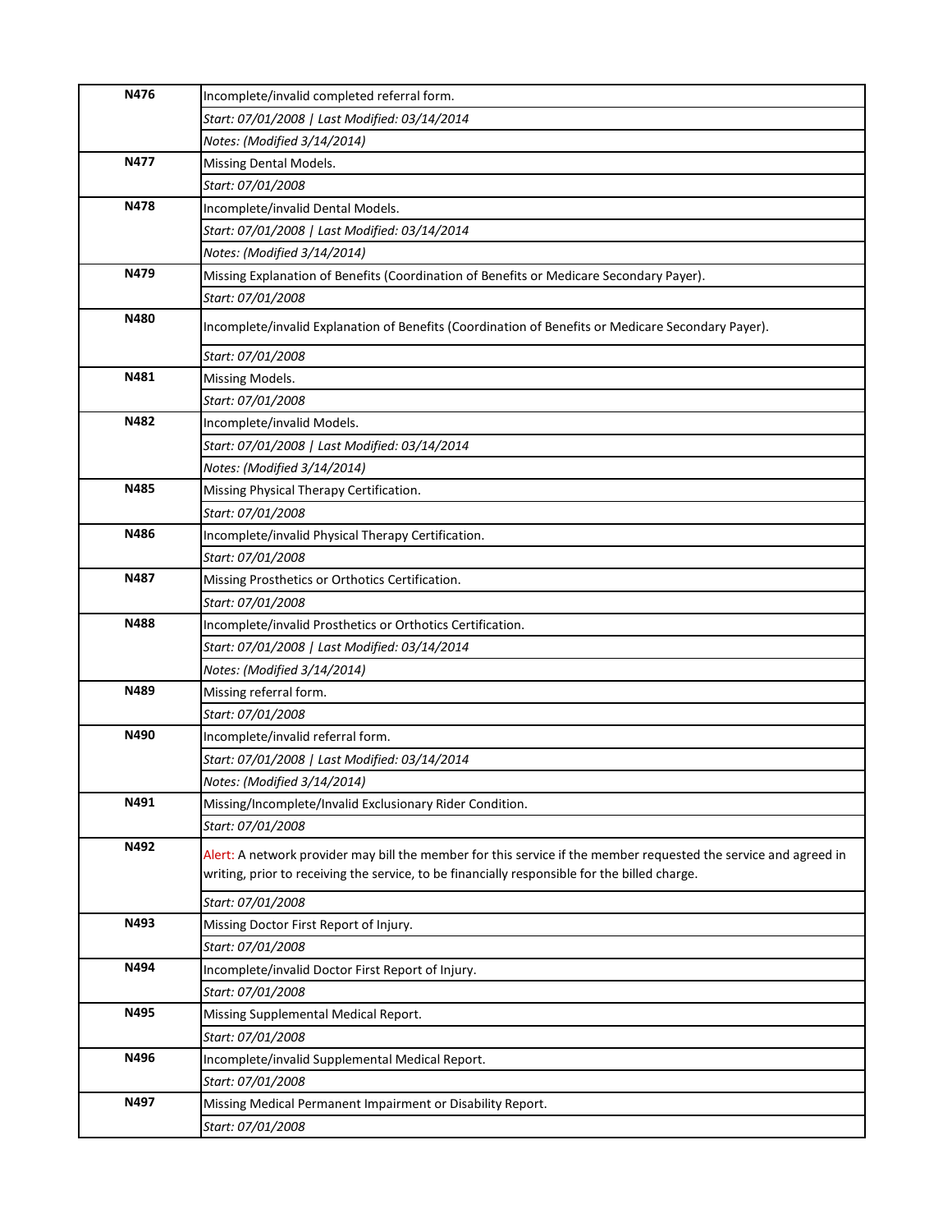| | |
|---|---|
| **N476** | Incomplete/invalid completed referral form. |
| | *Start: 07/01/2008 \| Last Modified: 03/14/2014* |
| | *Notes: (Modified 3/14/2014)* |
| **N477** | Missing Dental Models. |
| | *Start: 07/01/2008* |
| **N478** | Incomplete/invalid Dental Models. |
| | *Start: 07/01/2008 \| Last Modified: 03/14/2014* |
| | *Notes: (Modified 3/14/2014)* |
| **N479** | Missing Explanation of Benefits (Coordination of Benefits or Medicare Secondary Payer). |
| | *Start: 07/01/2008* |
| **N480** | Incomplete/invalid Explanation of Benefits (Coordination of Benefits or Medicare Secondary Payer). |
| | *Start: 07/01/2008* |
| **N481** | Missing Models. |
| | *Start: 07/01/2008* |
| **N482** | Incomplete/invalid Models. |
| | *Start: 07/01/2008 \| Last Modified: 03/14/2014* |
| | *Notes: (Modified 3/14/2014)* |
| **N485** | Missing Physical Therapy Certification. |
| | *Start: 07/01/2008* |
| **N486** | Incomplete/invalid Physical Therapy Certification. |
| | *Start: 07/01/2008* |
| **N487** | Missing Prosthetics or Orthotics Certification. |
| | *Start: 07/01/2008* |
| **N488** | Incomplete/invalid Prosthetics or Orthotics Certification. |
| | *Start: 07/01/2008 \| Last Modified: 03/14/2014* |
| | *Notes: (Modified 3/14/2014)* |
| **N489** | Missing referral form. |
| | *Start: 07/01/2008* |
| **N490** | Incomplete/invalid referral form. |
| | *Start: 07/01/2008 \| Last Modified: 03/14/2014* |
| | *Notes: (Modified 3/14/2014)* |
| **N491** | Missing/Incomplete/Invalid Exclusionary Rider Condition. |
| | *Start: 07/01/2008* |
| **N492** | Alert: A network provider may bill the member for this service if the member requested the service and agreed in writing, prior to receiving the service, to be financially responsible for the billed charge. |
| | *Start: 07/01/2008* |
| **N493** | Missing Doctor First Report of Injury. |
| | *Start: 07/01/2008* |
| **N494** | Incomplete/invalid Doctor First Report of Injury. |
| | *Start: 07/01/2008* |
| **N495** | Missing Supplemental Medical Report. |
| | *Start: 07/01/2008* |
| **N496** | Incomplete/invalid Supplemental Medical Report. |
| | *Start: 07/01/2008* |
| **N497** | Missing Medical Permanent Impairment or Disability Report. |
| | *Start: 07/01/2008* |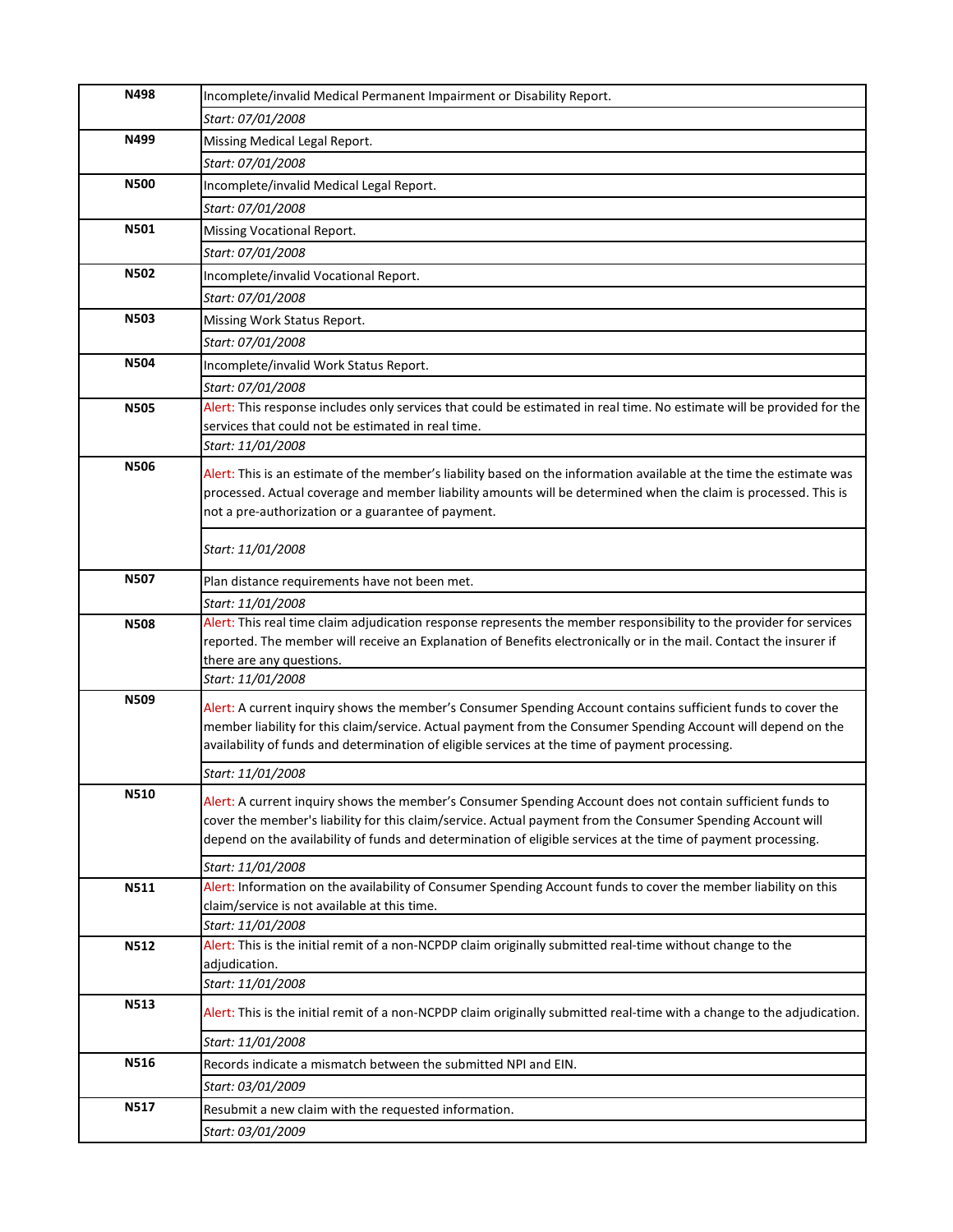| | |
|---|---|
| **N498** | Incomplete/invalid Medical Permanent Impairment or Disability Report. |
| | *Start: 07/01/2008* |
| **N499** | Missing Medical Legal Report. |
| | *Start: 07/01/2008* |
| **N500** | Incomplete/invalid Medical Legal Report. |
| | *Start: 07/01/2008* |
| **N501** | Missing Vocational Report. |
| | *Start: 07/01/2008* |
| **N502** | Incomplete/invalid Vocational Report. |
| | *Start: 07/01/2008* |
| **N503** | Missing Work Status Report. |
| | *Start: 07/01/2008* |
| **N504** | Incomplete/invalid Work Status Report. |
| | *Start: 07/01/2008* |
| **N505** | Alert: This response includes only services that could be estimated in real time. No estimate will be provided for the services that could not be estimated in real time. |
| | *Start: 11/01/2008* |
| **N506** | Alert: This is an estimate of the member's liability based on the information available at the time the estimate was processed. Actual coverage and member liability amounts will be determined when the claim is processed. This is not a pre-authorization or a guarantee of payment. |
| | *Start: 11/01/2008* |
| **N507** | Plan distance requirements have not been met. |
| | *Start: 11/01/2008* |
| **N508** | Alert: This real time claim adjudication response represents the member responsibility to the provider for services reported. The member will receive an Explanation of Benefits electronically or in the mail. Contact the insurer if there are any questions. |
| | *Start: 11/01/2008* |
| **N509** | Alert: A current inquiry shows the member's Consumer Spending Account contains sufficient funds to cover the member liability for this claim/service. Actual payment from the Consumer Spending Account will depend on the availability of funds and determination of eligible services at the time of payment processing. |
| | *Start: 11/01/2008* |
| **N510** | Alert: A current inquiry shows the member's Consumer Spending Account does not contain sufficient funds to cover the member's liability for this claim/service. Actual payment from the Consumer Spending Account will depend on the availability of funds and determination of eligible services at the time of payment processing. |
| | *Start: 11/01/2008* |
| **N511** | Alert: Information on the availability of Consumer Spending Account funds to cover the member liability on this claim/service is not available at this time. |
| | *Start: 11/01/2008* |
| **N512** | Alert: This is the initial remit of a non-NCPDP claim originally submitted real-time without change to the adjudication. |
| | *Start: 11/01/2008* |
| **N513** | Alert: This is the initial remit of a non-NCPDP claim originally submitted real-time with a change to the adjudication. |
| | *Start: 11/01/2008* |
| **N516** | Records indicate a mismatch between the submitted NPI and EIN. |
| | *Start: 03/01/2009* |
| **N517** | Resubmit a new claim with the requested information. |
| | *Start: 03/01/2009* |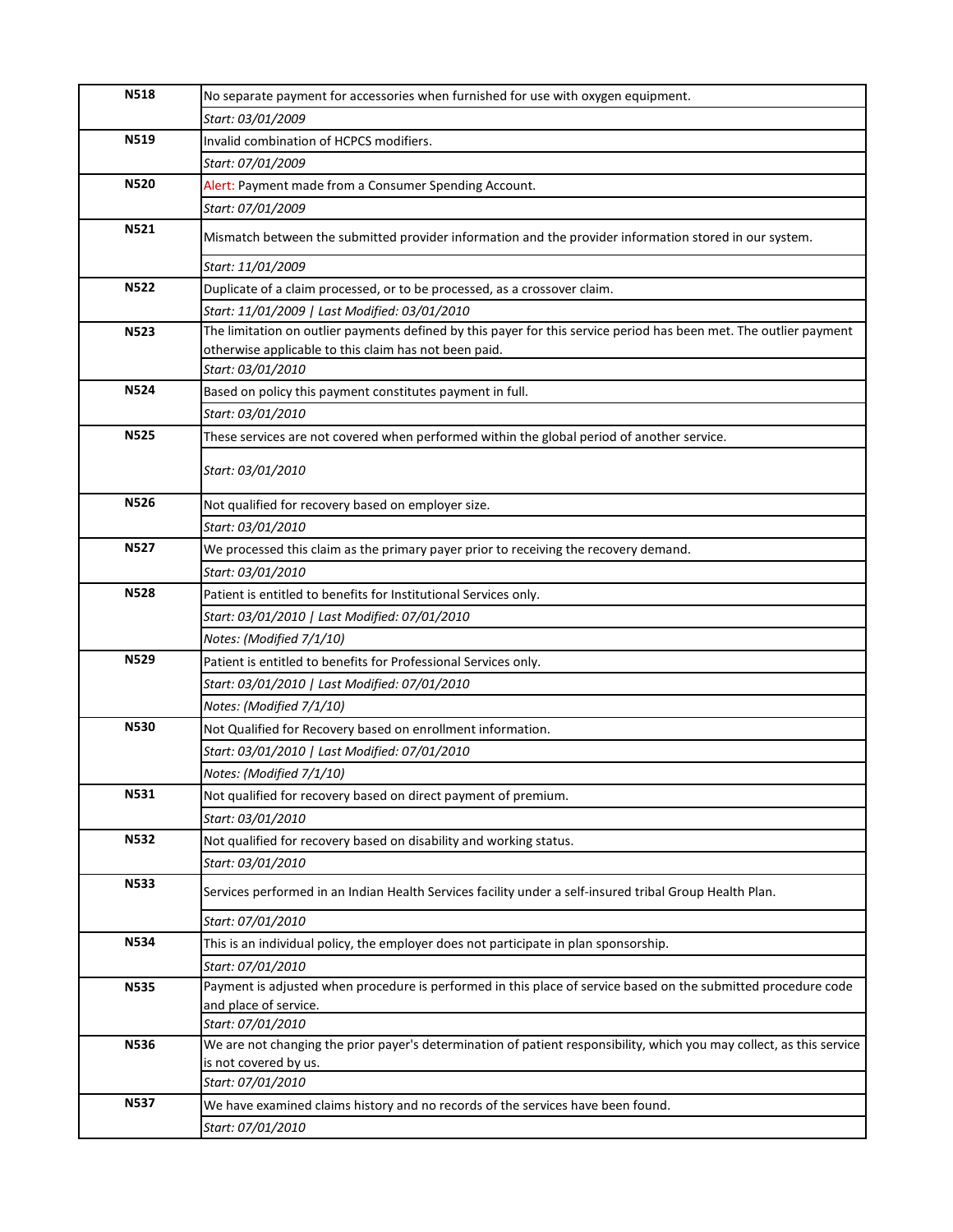| | |
|---|---|
| **N518** | No separate payment for accessories when furnished for use with oxygen equipment. |
| | *Start: 03/01/2009* |
| **N519** | Invalid combination of HCPCS modifiers. |
| | *Start: 07/01/2009* |
| **N520** | Alert: Payment made from a Consumer Spending Account. |
| | *Start: 07/01/2009* |
| **N521** | Mismatch between the submitted provider information and the provider information stored in our system. |
| | *Start: 11/01/2009* |
| **N522** | Duplicate of a claim processed, or to be processed, as a crossover claim. |
| | *Start: 11/01/2009 \| Last Modified: 03/01/2010* |
| **N523** | The limitation on outlier payments defined by this payer for this service period has been met. The outlier payment otherwise applicable to this claim has not been paid. |
| | *Start: 03/01/2010* |
| **N524** | Based on policy this payment constitutes payment in full. |
| | *Start: 03/01/2010* |
| **N525** | These services are not covered when performed within the global period of another service. |
| | *Start: 03/01/2010* |
| **N526** | Not qualified for recovery based on employer size. |
| | *Start: 03/01/2010* |
| **N527** | We processed this claim as the primary payer prior to receiving the recovery demand. |
| | *Start: 03/01/2010* |
| **N528** | Patient is entitled to benefits for Institutional Services only. |
| | *Start: 03/01/2010 \| Last Modified: 07/01/2010* |
| | *Notes: (Modified 7/1/10)* |
| **N529** | Patient is entitled to benefits for Professional Services only. |
| | *Start: 03/01/2010 \| Last Modified: 07/01/2010* |
| | *Notes: (Modified 7/1/10)* |
| **N530** | Not Qualified for Recovery based on enrollment information. |
| | *Start: 03/01/2010 \| Last Modified: 07/01/2010* |
| | *Notes: (Modified 7/1/10)* |
| **N531** | Not qualified for recovery based on direct payment of premium. |
| | *Start: 03/01/2010* |
| **N532** | Not qualified for recovery based on disability and working status. |
| | *Start: 03/01/2010* |
| **N533** | Services performed in an Indian Health Services facility under a self-insured tribal Group Health Plan. |
| | *Start: 07/01/2010* |
| **N534** | This is an individual policy, the employer does not participate in plan sponsorship. |
| | *Start: 07/01/2010* |
| **N535** | Payment is adjusted when procedure is performed in this place of service based on the submitted procedure code and place of service. |
| | *Start: 07/01/2010* |
| **N536** | We are not changing the prior payer's determination of patient responsibility, which you may collect, as this service is not covered by us. |
| | *Start: 07/01/2010* |
| **N537** | We have examined claims history and no records of the services have been found. |
| | *Start: 07/01/2010* |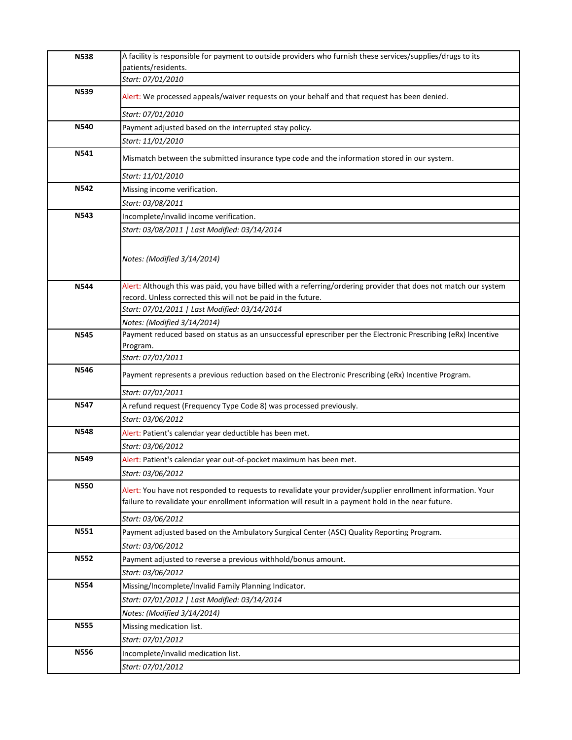| | |
|---|---|
| **N538** | A facility is responsible for payment to outside providers who furnish these services/supplies/drugs to its patients/residents. |
| | *Start: 07/01/2010* |
| **N539** | Alert: We processed appeals/waiver requests on your behalf and that request has been denied. |
| | *Start: 07/01/2010* |
| **N540** | Payment adjusted based on the interrupted stay policy. |
| | *Start: 11/01/2010* |
| **N541** | Mismatch between the submitted insurance type code and the information stored in our system. |
| | *Start: 11/01/2010* |
| **N542** | Missing income verification. |
| | *Start: 03/08/2011* |
| **N543** | Incomplete/invalid income verification. |
| | *Start: 03/08/2011 \| Last Modified: 03/14/2014* |
| | *Notes: (Modified 3/14/2014)* |
| **N544** | Alert: Although this was paid, you have billed with a referring/ordering provider that does not match our system record. Unless corrected this will not be paid in the future. |
| | *Start: 07/01/2011 \| Last Modified: 03/14/2014* |
| | *Notes: (Modified 3/14/2014)* |
| **N545** | Payment reduced based on status as an unsuccessful eprescriber per the Electronic Prescribing (eRx) Incentive Program. |
| | *Start: 07/01/2011* |
| **N546** | Payment represents a previous reduction based on the Electronic Prescribing (eRx) Incentive Program. |
| | *Start: 07/01/2011* |
| **N547** | A refund request (Frequency Type Code 8) was processed previously. |
| | *Start: 03/06/2012* |
| **N548** | Alert: Patient's calendar year deductible has been met. |
| | *Start: 03/06/2012* |
| **N549** | Alert: Patient's calendar year out-of-pocket maximum has been met. |
| | *Start: 03/06/2012* |
| **N550** | Alert: You have not responded to requests to revalidate your provider/supplier enrollment information. Your failure to revalidate your enrollment information will result in a payment hold in the near future. |
| | *Start: 03/06/2012* |
| **N551** | Payment adjusted based on the Ambulatory Surgical Center (ASC) Quality Reporting Program. |
| | *Start: 03/06/2012* |
| **N552** | Payment adjusted to reverse a previous withhold/bonus amount. |
| | *Start: 03/06/2012* |
| **N554** | Missing/Incomplete/Invalid Family Planning Indicator. |
| | *Start: 07/01/2012 \| Last Modified: 03/14/2014* |
| | *Notes: (Modified 3/14/2014)* |
| **N555** | Missing medication list. |
| | *Start: 07/01/2012* |
| **N556** | Incomplete/invalid medication list. |
| | *Start: 07/01/2012* |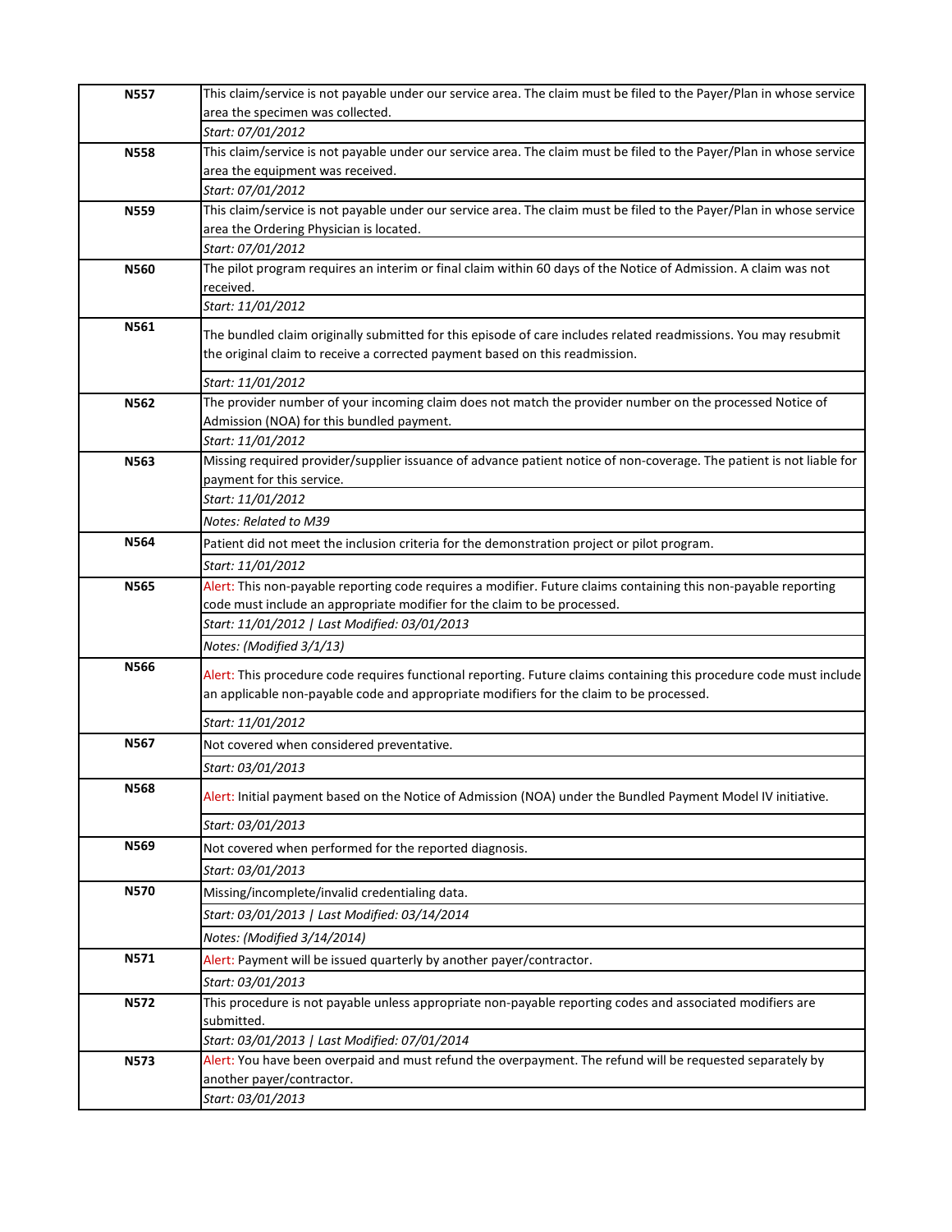| | |
|---|---|
| **N557** | This claim/service is not payable under our service area. The claim must be filed to the Payer/Plan in whose service area the specimen was collected. |
| | *Start: 07/01/2012* |
| **N558** | This claim/service is not payable under our service area. The claim must be filed to the Payer/Plan in whose service area the equipment was received. |
| | *Start: 07/01/2012* |
| **N559** | This claim/service is not payable under our service area. The claim must be filed to the Payer/Plan in whose service area the Ordering Physician is located. |
| | *Start: 07/01/2012* |
| **N560** | The pilot program requires an interim or final claim within 60 days of the Notice of Admission. A claim was not received. |
| | *Start: 11/01/2012* |
| **N561** | The bundled claim originally submitted for this episode of care includes related readmissions. You may resubmit the original claim to receive a corrected payment based on this readmission. |
| | *Start: 11/01/2012* |
| **N562** | The provider number of your incoming claim does not match the provider number on the processed Notice of Admission (NOA) for this bundled payment. |
| | *Start: 11/01/2012* |
| **N563** | Missing required provider/supplier issuance of advance patient notice of non-coverage. The patient is not liable for payment for this service. |
| | *Start: 11/01/2012* |
| | *Notes: Related to M39* |
| **N564** | Patient did not meet the inclusion criteria for the demonstration project or pilot program. |
| | *Start: 11/01/2012* |
| **N565** | Alert: This non-payable reporting code requires a modifier. Future claims containing this non-payable reporting code must include an appropriate modifier for the claim to be processed. |
| | *Start: 11/01/2012 \| Last Modified: 03/01/2013* |
| | *Notes: (Modified 3/1/13)* |
| **N566** | Alert: This procedure code requires functional reporting. Future claims containing this procedure code must include an applicable non-payable code and appropriate modifiers for the claim to be processed. |
| | *Start: 11/01/2012* |
| **N567** | Not covered when considered preventative. |
| | *Start: 03/01/2013* |
| **N568** | Alert: Initial payment based on the Notice of Admission (NOA) under the Bundled Payment Model IV initiative. |
| | *Start: 03/01/2013* |
| **N569** | Not covered when performed for the reported diagnosis. |
| | *Start: 03/01/2013* |
| **N570** | Missing/incomplete/invalid credentialing data. |
| | *Start: 03/01/2013 \| Last Modified: 03/14/2014* |
| | *Notes: (Modified 3/14/2014)* |
| **N571** | Alert: Payment will be issued quarterly by another payer/contractor. |
| | *Start: 03/01/2013* |
| **N572** | This procedure is not payable unless appropriate non-payable reporting codes and associated modifiers are submitted. |
| | *Start: 03/01/2013 \| Last Modified: 07/01/2014* |
| **N573** | Alert: You have been overpaid and must refund the overpayment. The refund will be requested separately by another payer/contractor. |
| | *Start: 03/01/2013* |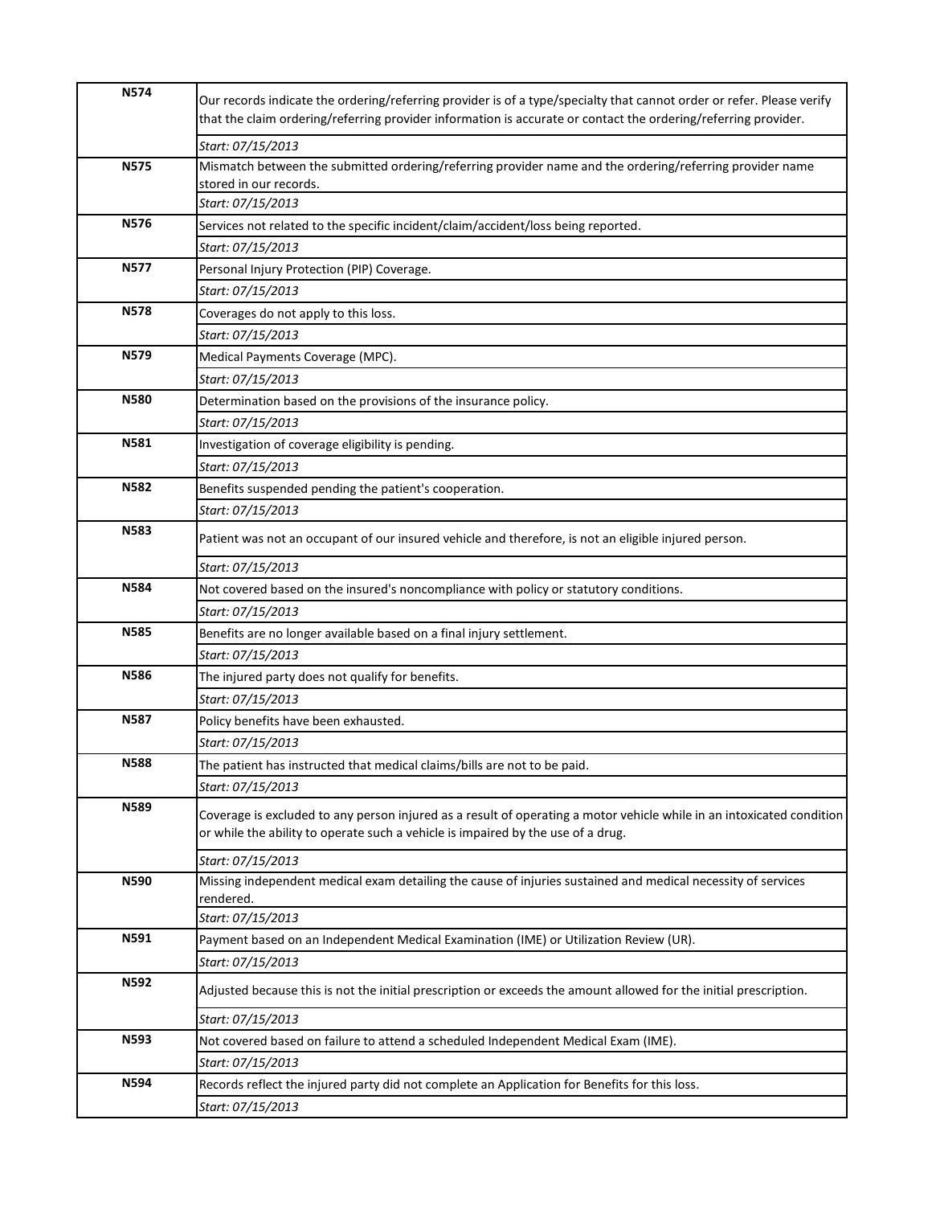| | |
|---|---|
| **N574** | Our records indicate the ordering/referring provider is of a type/specialty that cannot order or refer. Please verify that the claim ordering/referring provider information is accurate or contact the ordering/referring provider. |
| | *Start: 07/15/2013* |
| **N575** | Mismatch between the submitted ordering/referring provider name and the ordering/referring provider name stored in our records. |
| | *Start: 07/15/2013* |
| **N576** | Services not related to the specific incident/claim/accident/loss being reported. |
| | *Start: 07/15/2013* |
| **N577** | Personal Injury Protection (PIP) Coverage. |
| | *Start: 07/15/2013* |
| **N578** | Coverages do not apply to this loss. |
| | *Start: 07/15/2013* |
| **N579** | Medical Payments Coverage (MPC). |
| | *Start: 07/15/2013* |
| **N580** | Determination based on the provisions of the insurance policy. |
| | *Start: 07/15/2013* |
| **N581** | Investigation of coverage eligibility is pending. |
| | *Start: 07/15/2013* |
| **N582** | Benefits suspended pending the patient's cooperation. |
| | *Start: 07/15/2013* |
| **N583** | Patient was not an occupant of our insured vehicle and therefore, is not an eligible injured person. |
| | *Start: 07/15/2013* |
| **N584** | Not covered based on the insured's noncompliance with policy or statutory conditions. |
| | *Start: 07/15/2013* |
| **N585** | Benefits are no longer available based on a final injury settlement. |
| | *Start: 07/15/2013* |
| **N586** | The injured party does not qualify for benefits. |
| | *Start: 07/15/2013* |
| **N587** | Policy benefits have been exhausted. |
| | *Start: 07/15/2013* |
| **N588** | The patient has instructed that medical claims/bills are not to be paid. |
| | *Start: 07/15/2013* |
| **N589** | Coverage is excluded to any person injured as a result of operating a motor vehicle while in an intoxicated condition or while the ability to operate such a vehicle is impaired by the use of a drug. |
| | *Start: 07/15/2013* |
| **N590** | Missing independent medical exam detailing the cause of injuries sustained and medical necessity of services rendered. |
| | *Start: 07/15/2013* |
| **N591** | Payment based on an Independent Medical Examination (IME) or Utilization Review (UR). |
| | *Start: 07/15/2013* |
| **N592** | Adjusted because this is not the initial prescription or exceeds the amount allowed for the initial prescription. |
| | *Start: 07/15/2013* |
| **N593** | Not covered based on failure to attend a scheduled Independent Medical Exam (IME). |
| | *Start: 07/15/2013* |
| **N594** | Records reflect the injured party did not complete an Application for Benefits for this loss. |
| | *Start: 07/15/2013* |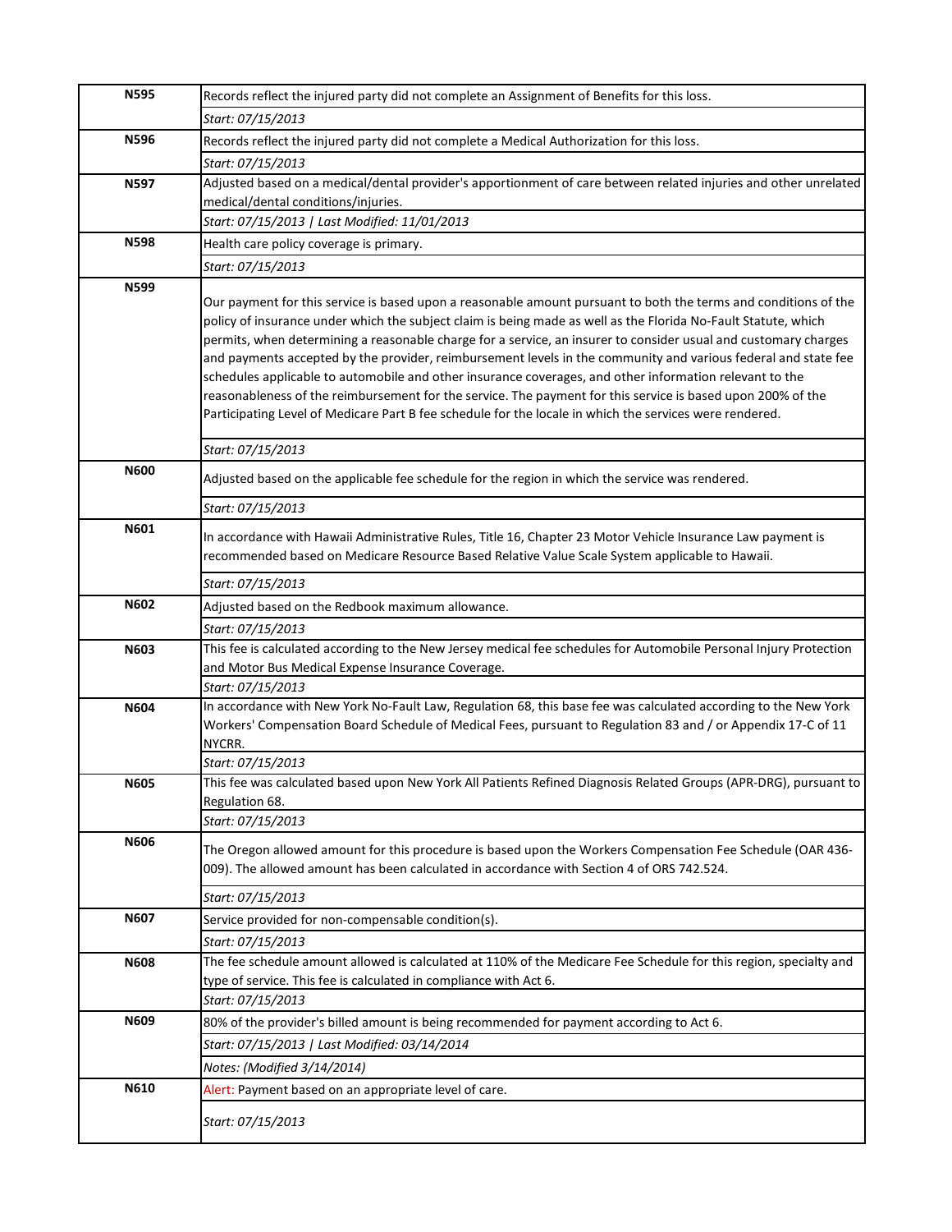| Code | Description |
|---|---|
| N595 | Records reflect the injured party did not complete an Assignment of Benefits for this loss. |
| | *Start: 07/15/2013* |
| N596 | Records reflect the injured party did not complete a Medical Authorization for this loss. |
| | *Start: 07/15/2013* |
| N597 | Adjusted based on a medical/dental provider's apportionment of care between related injuries and other unrelated medical/dental conditions/injuries. |
| | *Start: 07/15/2013 \| Last Modified: 11/01/2013* |
| N598 | Health care policy coverage is primary. |
| | *Start: 07/15/2013* |
| N599 | Our payment for this service is based upon a reasonable amount pursuant to both the terms and conditions of the policy of insurance under which the subject claim is being made as well as the Florida No-Fault Statute, which permits, when determining a reasonable charge for a service, an insurer to consider usual and customary charges and payments accepted by the provider, reimbursement levels in the community and various federal and state fee schedules applicable to automobile and other insurance coverages, and other information relevant to the reasonableness of the reimbursement for the service. The payment for this service is based upon 200% of the Participating Level of Medicare Part B fee schedule for the locale in which the services were rendered. |
| | *Start: 07/15/2013* |
| N600 | Adjusted based on the applicable fee schedule for the region in which the service was rendered. |
| | *Start: 07/15/2013* |
| N601 | In accordance with Hawaii Administrative Rules, Title 16, Chapter 23 Motor Vehicle Insurance Law payment is recommended based on Medicare Resource Based Relative Value Scale System applicable to Hawaii. |
| | *Start: 07/15/2013* |
| N602 | Adjusted based on the Redbook maximum allowance. |
| | *Start: 07/15/2013* |
| N603 | This fee is calculated according to the New Jersey medical fee schedules for Automobile Personal Injury Protection and Motor Bus Medical Expense Insurance Coverage. |
| | *Start: 07/15/2013* |
| N604 | In accordance with New York No-Fault Law, Regulation 68, this base fee was calculated according to the New York Workers' Compensation Board Schedule of Medical Fees, pursuant to Regulation 83 and / or Appendix 17-C of 11 NYCRR. |
| | *Start: 07/15/2013* |
| N605 | This fee was calculated based upon New York All Patients Refined Diagnosis Related Groups (APR-DRG), pursuant to Regulation 68. |
| | *Start: 07/15/2013* |
| N606 | The Oregon allowed amount for this procedure is based upon the Workers Compensation Fee Schedule (OAR 436-009). The allowed amount has been calculated in accordance with Section 4 of ORS 742.524. |
| | *Start: 07/15/2013* |
| N607 | Service provided for non-compensable condition(s). |
| | *Start: 07/15/2013* |
| N608 | The fee schedule amount allowed is calculated at 110% of the Medicare Fee Schedule for this region, specialty and type of service. This fee is calculated in compliance with Act 6. |
| | *Start: 07/15/2013* |
| N609 | 80% of the provider's billed amount is being recommended for payment according to Act 6. |
| | *Start: 07/15/2013 \| Last Modified: 03/14/2014* |
| | *Notes: (Modified 3/14/2014)* |
| N610 | Alert: Payment based on an appropriate level of care. |
| | *Start: 07/15/2013* |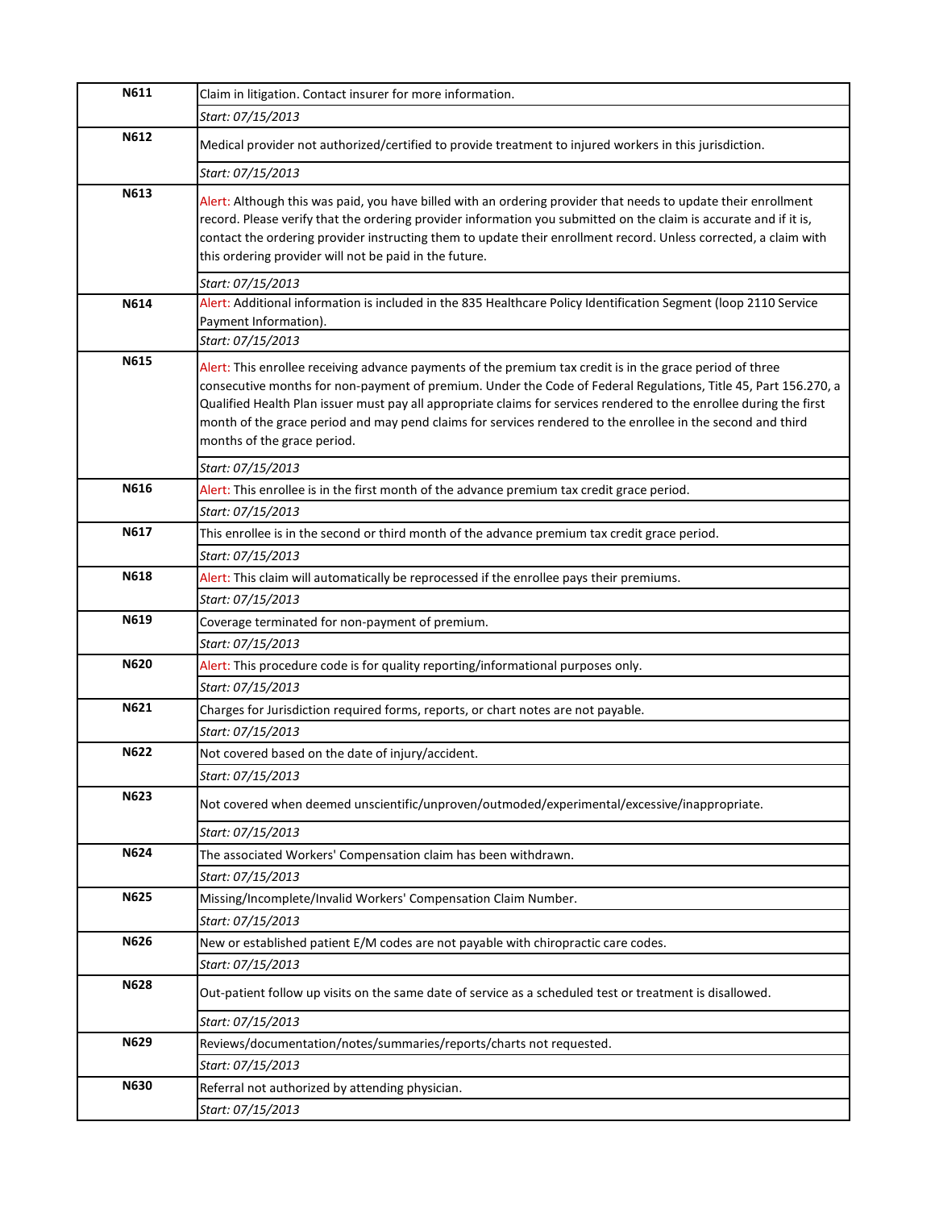| | |
|---|---|
| **N611** | Claim in litigation. Contact insurer for more information. |
| | *Start: 07/15/2013* |
| **N612** | Medical provider not authorized/certified to provide treatment to injured workers in this jurisdiction. |
| | *Start: 07/15/2013* |
| **N613** | Alert: Although this was paid, you have billed with an ordering provider that needs to update their enrollment record. Please verify that the ordering provider information you submitted on the claim is accurate and if it is, contact the ordering provider instructing them to update their enrollment record. Unless corrected, a claim with this ordering provider will not be paid in the future. |
| | *Start: 07/15/2013* |
| **N614** | Alert: Additional information is included in the 835 Healthcare Policy Identification Segment (loop 2110 Service Payment Information). |
| | *Start: 07/15/2013* |
| **N615** | Alert: This enrollee receiving advance payments of the premium tax credit is in the grace period of three consecutive months for non-payment of premium. Under the Code of Federal Regulations, Title 45, Part 156.270, a Qualified Health Plan issuer must pay all appropriate claims for services rendered to the enrollee during the first month of the grace period and may pend claims for services rendered to the enrollee in the second and third months of the grace period. |
| | *Start: 07/15/2013* |
| **N616** | Alert: This enrollee is in the first month of the advance premium tax credit grace period. |
| | *Start: 07/15/2013* |
| **N617** | This enrollee is in the second or third month of the advance premium tax credit grace period. |
| | *Start: 07/15/2013* |
| **N618** | Alert: This claim will automatically be reprocessed if the enrollee pays their premiums. |
| | *Start: 07/15/2013* |
| **N619** | Coverage terminated for non-payment of premium. |
| | *Start: 07/15/2013* |
| **N620** | Alert: This procedure code is for quality reporting/informational purposes only. |
| | *Start: 07/15/2013* |
| **N621** | Charges for Jurisdiction required forms, reports, or chart notes are not payable. |
| | *Start: 07/15/2013* |
| **N622** | Not covered based on the date of injury/accident. |
| | *Start: 07/15/2013* |
| **N623** | Not covered when deemed unscientific/unproven/outmoded/experimental/excessive/inappropriate. |
| | *Start: 07/15/2013* |
| **N624** | The associated Workers' Compensation claim has been withdrawn. |
| | *Start: 07/15/2013* |
| **N625** | Missing/Incomplete/Invalid Workers' Compensation Claim Number. |
| | *Start: 07/15/2013* |
| **N626** | New or established patient E/M codes are not payable with chiropractic care codes. |
| | *Start: 07/15/2013* |
| **N628** | Out-patient follow up visits on the same date of service as a scheduled test or treatment is disallowed. |
| | *Start: 07/15/2013* |
| **N629** | Reviews/documentation/notes/summaries/reports/charts not requested. |
| | *Start: 07/15/2013* |
| **N630** | Referral not authorized by attending physician. |
| | *Start: 07/15/2013* |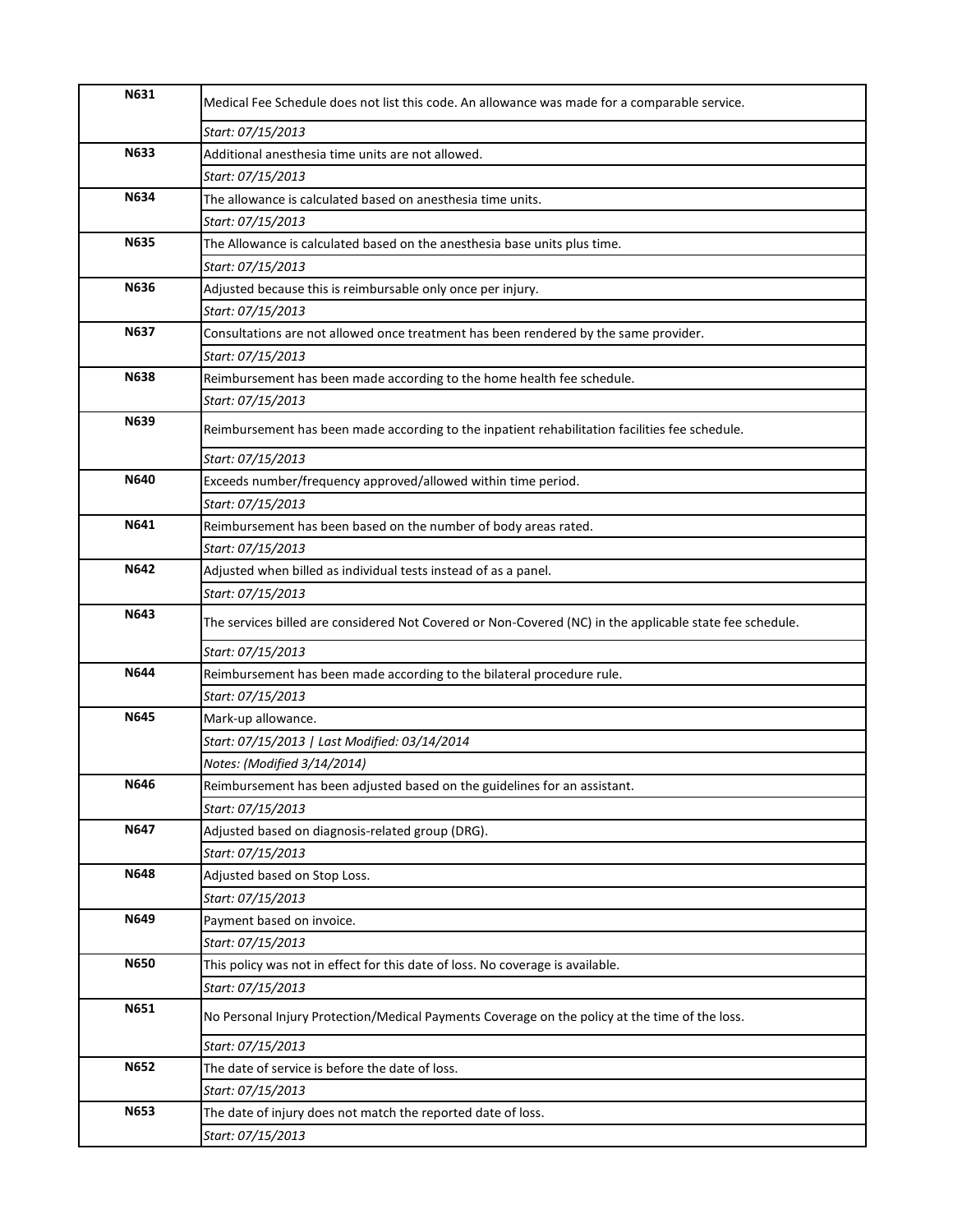| | |
|---|---|
| **N631** | Medical Fee Schedule does not list this code. An allowance was made for a comparable service. |
| | *Start: 07/15/2013* |
| **N633** | Additional anesthesia time units are not allowed. |
| | *Start: 07/15/2013* |
| **N634** | The allowance is calculated based on anesthesia time units. |
| | *Start: 07/15/2013* |
| **N635** | The Allowance is calculated based on the anesthesia base units plus time. |
| | *Start: 07/15/2013* |
| **N636** | Adjusted because this is reimbursable only once per injury. |
| | *Start: 07/15/2013* |
| **N637** | Consultations are not allowed once treatment has been rendered by the same provider. |
| | *Start: 07/15/2013* |
| **N638** | Reimbursement has been made according to the home health fee schedule. |
| | *Start: 07/15/2013* |
| **N639** | Reimbursement has been made according to the inpatient rehabilitation facilities fee schedule. |
| | *Start: 07/15/2013* |
| **N640** | Exceeds number/frequency approved/allowed within time period. |
| | *Start: 07/15/2013* |
| **N641** | Reimbursement has been based on the number of body areas rated. |
| | *Start: 07/15/2013* |
| **N642** | Adjusted when billed as individual tests instead of as a panel. |
| | *Start: 07/15/2013* |
| **N643** | The services billed are considered Not Covered or Non-Covered (NC) in the applicable state fee schedule. |
| | *Start: 07/15/2013* |
| **N644** | Reimbursement has been made according to the bilateral procedure rule. |
| | *Start: 07/15/2013* |
| **N645** | Mark-up allowance. |
| | *Start: 07/15/2013 \| Last Modified: 03/14/2014* |
| | *Notes: (Modified 3/14/2014)* |
| **N646** | Reimbursement has been adjusted based on the guidelines for an assistant. |
| | *Start: 07/15/2013* |
| **N647** | Adjusted based on diagnosis-related group (DRG). |
| | *Start: 07/15/2013* |
| **N648** | Adjusted based on Stop Loss. |
| | *Start: 07/15/2013* |
| **N649** | Payment based on invoice. |
| | *Start: 07/15/2013* |
| **N650** | This policy was not in effect for this date of loss. No coverage is available. |
| | *Start: 07/15/2013* |
| **N651** | No Personal Injury Protection/Medical Payments Coverage on the policy at the time of the loss. |
| | *Start: 07/15/2013* |
| **N652** | The date of service is before the date of loss. |
| | *Start: 07/15/2013* |
| **N653** | The date of injury does not match the reported date of loss. |
| | *Start: 07/15/2013* |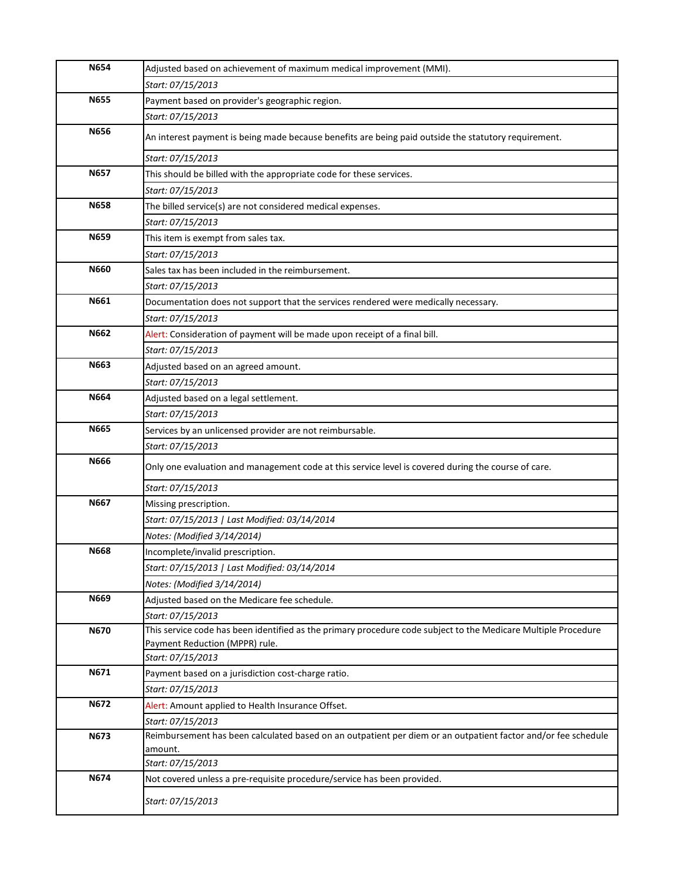| Code | Description |
|---|---|
| N654 | Adjusted based on achievement of maximum medical improvement (MMI). |
| | *Start: 07/15/2013* |
| N655 | Payment based on provider's geographic region. |
| | *Start: 07/15/2013* |
| N656 | An interest payment is being made because benefits are being paid outside the statutory requirement. |
| | *Start: 07/15/2013* |
| N657 | This should be billed with the appropriate code for these services. |
| | *Start: 07/15/2013* |
| N658 | The billed service(s) are not considered medical expenses. |
| | *Start: 07/15/2013* |
| N659 | This item is exempt from sales tax. |
| | *Start: 07/15/2013* |
| N660 | Sales tax has been included in the reimbursement. |
| | *Start: 07/15/2013* |
| N661 | Documentation does not support that the services rendered were medically necessary. |
| | *Start: 07/15/2013* |
| N662 | Alert: Consideration of payment will be made upon receipt of a final bill. |
| | *Start: 07/15/2013* |
| N663 | Adjusted based on an agreed amount. |
| | *Start: 07/15/2013* |
| N664 | Adjusted based on a legal settlement. |
| | *Start: 07/15/2013* |
| N665 | Services by an unlicensed provider are not reimbursable. |
| | *Start: 07/15/2013* |
| N666 | Only one evaluation and management code at this service level is covered during the course of care. |
| | *Start: 07/15/2013* |
| N667 | Missing prescription. |
| | *Start: 07/15/2013 \| Last Modified: 03/14/2014* |
| | *Notes: (Modified 3/14/2014)* |
| N668 | Incomplete/invalid prescription. |
| | *Start: 07/15/2013 \| Last Modified: 03/14/2014* |
| | *Notes: (Modified 3/14/2014)* |
| N669 | Adjusted based on the Medicare fee schedule. |
| | *Start: 07/15/2013* |
| N670 | This service code has been identified as the primary procedure code subject to the Medicare Multiple Procedure Payment Reduction (MPPR) rule. |
| | *Start: 07/15/2013* |
| N671 | Payment based on a jurisdiction cost-charge ratio. |
| | *Start: 07/15/2013* |
| N672 | Alert: Amount applied to Health Insurance Offset. |
| | *Start: 07/15/2013* |
| N673 | Reimbursement has been calculated based on an outpatient per diem or an outpatient factor and/or fee schedule amount. |
| | *Start: 07/15/2013* |
| N674 | Not covered unless a pre-requisite procedure/service has been provided. |
| | *Start: 07/15/2013* |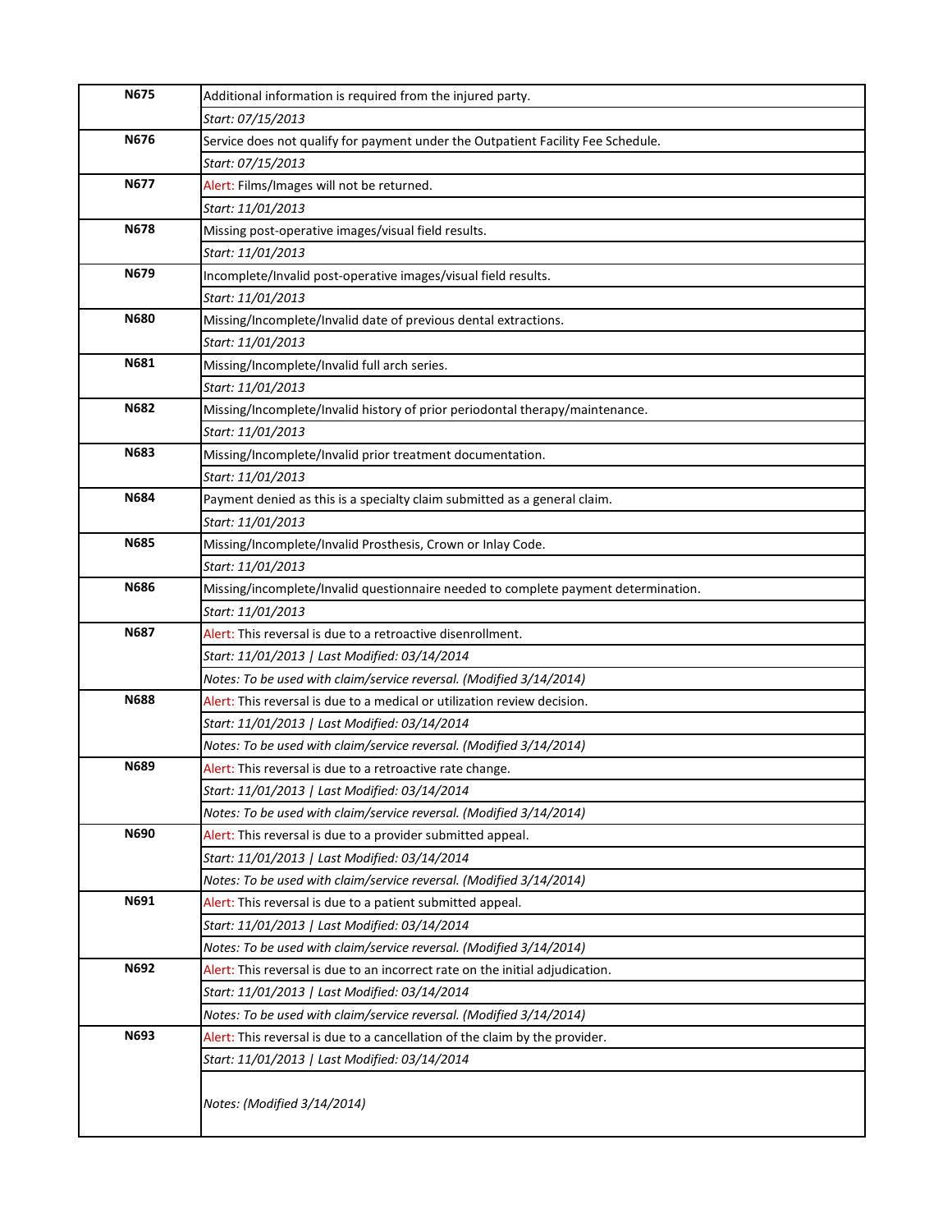| | |
|---|---|
| **N675** | Additional information is required from the injured party. |
| | *Start: 07/15/2013* |
| **N676** | Service does not qualify for payment under the Outpatient Facility Fee Schedule. |
| | *Start: 07/15/2013* |
| **N677** | Alert: Films/Images will not be returned. |
| | *Start: 11/01/2013* |
| **N678** | Missing post-operative images/visual field results. |
| | *Start: 11/01/2013* |
| **N679** | Incomplete/Invalid post-operative images/visual field results. |
| | *Start: 11/01/2013* |
| **N680** | Missing/Incomplete/Invalid date of previous dental extractions. |
| | *Start: 11/01/2013* |
| **N681** | Missing/Incomplete/Invalid full arch series. |
| | *Start: 11/01/2013* |
| **N682** | Missing/Incomplete/Invalid history of prior periodontal therapy/maintenance. |
| | *Start: 11/01/2013* |
| **N683** | Missing/Incomplete/Invalid prior treatment documentation. |
| | *Start: 11/01/2013* |
| **N684** | Payment denied as this is a specialty claim submitted as a general claim. |
| | *Start: 11/01/2013* |
| **N685** | Missing/Incomplete/Invalid Prosthesis, Crown or Inlay Code. |
| | *Start: 11/01/2013* |
| **N686** | Missing/incomplete/Invalid questionnaire needed to complete payment determination. |
| | *Start: 11/01/2013* |
| **N687** | Alert: This reversal is due to a retroactive disenrollment. |
| | *Start: 11/01/2013 \| Last Modified: 03/14/2014* |
| | *Notes: To be used with claim/service reversal. (Modified 3/14/2014)* |
| **N688** | Alert: This reversal is due to a medical or utilization review decision. |
| | *Start: 11/01/2013 \| Last Modified: 03/14/2014* |
| | *Notes: To be used with claim/service reversal. (Modified 3/14/2014)* |
| **N689** | Alert: This reversal is due to a retroactive rate change. |
| | *Start: 11/01/2013 \| Last Modified: 03/14/2014* |
| | *Notes: To be used with claim/service reversal. (Modified 3/14/2014)* |
| **N690** | Alert: This reversal is due to a provider submitted appeal. |
| | *Start: 11/01/2013 \| Last Modified: 03/14/2014* |
| | *Notes: To be used with claim/service reversal. (Modified 3/14/2014)* |
| **N691** | Alert: This reversal is due to a patient submitted appeal. |
| | *Start: 11/01/2013 \| Last Modified: 03/14/2014* |
| | *Notes: To be used with claim/service reversal. (Modified 3/14/2014)* |
| **N692** | Alert: This reversal is due to an incorrect rate on the initial adjudication. |
| | *Start: 11/01/2013 \| Last Modified: 03/14/2014* |
| | *Notes: To be used with claim/service reversal. (Modified 3/14/2014)* |
| **N693** | Alert: This reversal is due to a cancellation of the claim by the provider. |
| | *Start: 11/01/2013 \| Last Modified: 03/14/2014* |
| | *Notes: (Modified 3/14/2014)* |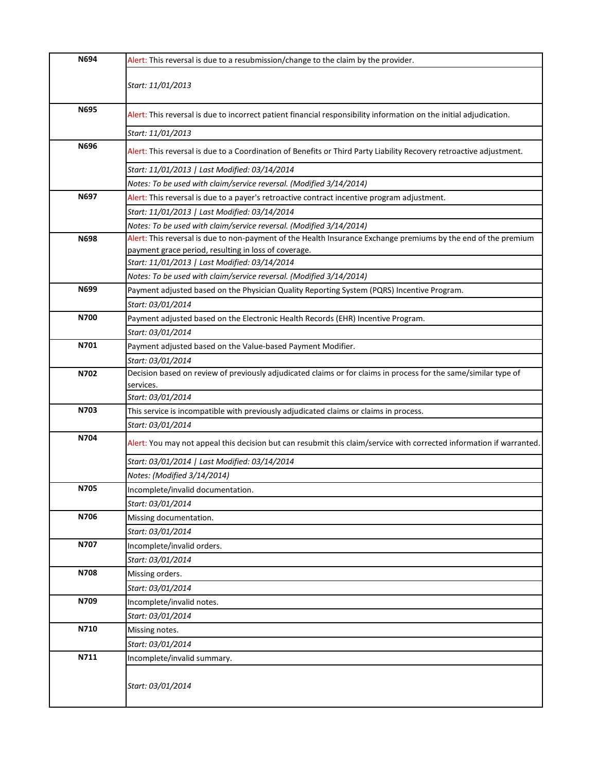| | |
|---|---|
| **N694** | Alert: This reversal is due to a resubmission/change to the claim by the provider. |
| | *Start: 11/01/2013* |
| **N695** | Alert: This reversal is due to incorrect patient financial responsibility information on the initial adjudication. |
| | *Start: 11/01/2013* |
| **N696** | Alert: This reversal is due to a Coordination of Benefits or Third Party Liability Recovery retroactive adjustment. |
| | *Start: 11/01/2013 \| Last Modified: 03/14/2014* |
| | *Notes: To be used with claim/service reversal. (Modified 3/14/2014)* |
| **N697** | Alert: This reversal is due to a payer's retroactive contract incentive program adjustment. |
| | *Start: 11/01/2013 \| Last Modified: 03/14/2014* |
| | *Notes: To be used with claim/service reversal. (Modified 3/14/2014)* |
| **N698** | Alert: This reversal is due to non-payment of the Health Insurance Exchange premiums by the end of the premium payment grace period, resulting in loss of coverage. |
| | *Start: 11/01/2013 \| Last Modified: 03/14/2014* |
| | *Notes: To be used with claim/service reversal. (Modified 3/14/2014)* |
| **N699** | Payment adjusted based on the Physician Quality Reporting System (PQRS) Incentive Program. |
| | *Start: 03/01/2014* |
| **N700** | Payment adjusted based on the Electronic Health Records (EHR) Incentive Program. |
| | *Start: 03/01/2014* |
| **N701** | Payment adjusted based on the Value-based Payment Modifier. |
| | *Start: 03/01/2014* |
| **N702** | Decision based on review of previously adjudicated claims or for claims in process for the same/similar type of services. |
| | *Start: 03/01/2014* |
| **N703** | This service is incompatible with previously adjudicated claims or claims in process. |
| | *Start: 03/01/2014* |
| **N704** | Alert: You may not appeal this decision but can resubmit this claim/service with corrected information if warranted. |
| | *Start: 03/01/2014 \| Last Modified: 03/14/2014* |
| | *Notes: (Modified 3/14/2014)* |
| **N705** | Incomplete/invalid documentation. |
| | *Start: 03/01/2014* |
| **N706** | Missing documentation. |
| | *Start: 03/01/2014* |
| **N707** | Incomplete/invalid orders. |
| | *Start: 03/01/2014* |
| **N708** | Missing orders. |
| | *Start: 03/01/2014* |
| **N709** | Incomplete/invalid notes. |
| | *Start: 03/01/2014* |
| **N710** | Missing notes. |
| | *Start: 03/01/2014* |
| **N711** | Incomplete/invalid summary. |
| | *Start: 03/01/2014* |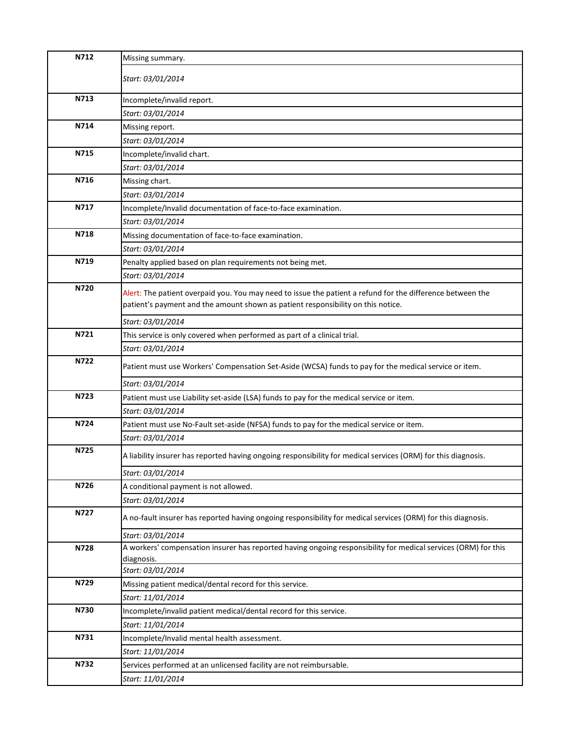| | |
|---|---|
| **N712** | Missing summary. |
| | *Start: 03/01/2014* |
| **N713** | Incomplete/invalid report. |
| | *Start: 03/01/2014* |
| **N714** | Missing report. |
| | *Start: 03/01/2014* |
| **N715** | Incomplete/invalid chart. |
| | *Start: 03/01/2014* |
| **N716** | Missing chart. |
| | *Start: 03/01/2014* |
| **N717** | Incomplete/Invalid documentation of face-to-face examination. |
| | *Start: 03/01/2014* |
| **N718** | Missing documentation of face-to-face examination. |
| | *Start: 03/01/2014* |
| **N719** | Penalty applied based on plan requirements not being met. |
| | *Start: 03/01/2014* |
| **N720** | Alert: The patient overpaid you. You may need to issue the patient a refund for the difference between the patient's payment and the amount shown as patient responsibility on this notice. |
| | *Start: 03/01/2014* |
| **N721** | This service is only covered when performed as part of a clinical trial. |
| | *Start: 03/01/2014* |
| **N722** | Patient must use Workers' Compensation Set-Aside (WCSA) funds to pay for the medical service or item. |
| | *Start: 03/01/2014* |
| **N723** | Patient must use Liability set-aside (LSA) funds to pay for the medical service or item. |
| | *Start: 03/01/2014* |
| **N724** | Patient must use No-Fault set-aside (NFSA) funds to pay for the medical service or item. |
| | *Start: 03/01/2014* |
| **N725** | A liability insurer has reported having ongoing responsibility for medical services (ORM) for this diagnosis. |
| | *Start: 03/01/2014* |
| **N726** | A conditional payment is not allowed. |
| | *Start: 03/01/2014* |
| **N727** | A no-fault insurer has reported having ongoing responsibility for medical services (ORM) for this diagnosis. |
| | *Start: 03/01/2014* |
| **N728** | A workers' compensation insurer has reported having ongoing responsibility for medical services (ORM) for this diagnosis. |
| | *Start: 03/01/2014* |
| **N729** | Missing patient medical/dental record for this service. |
| | *Start: 11/01/2014* |
| **N730** | Incomplete/invalid patient medical/dental record for this service. |
| | *Start: 11/01/2014* |
| **N731** | Incomplete/Invalid mental health assessment. |
| | *Start: 11/01/2014* |
| **N732** | Services performed at an unlicensed facility are not reimbursable. |
| | *Start: 11/01/2014* |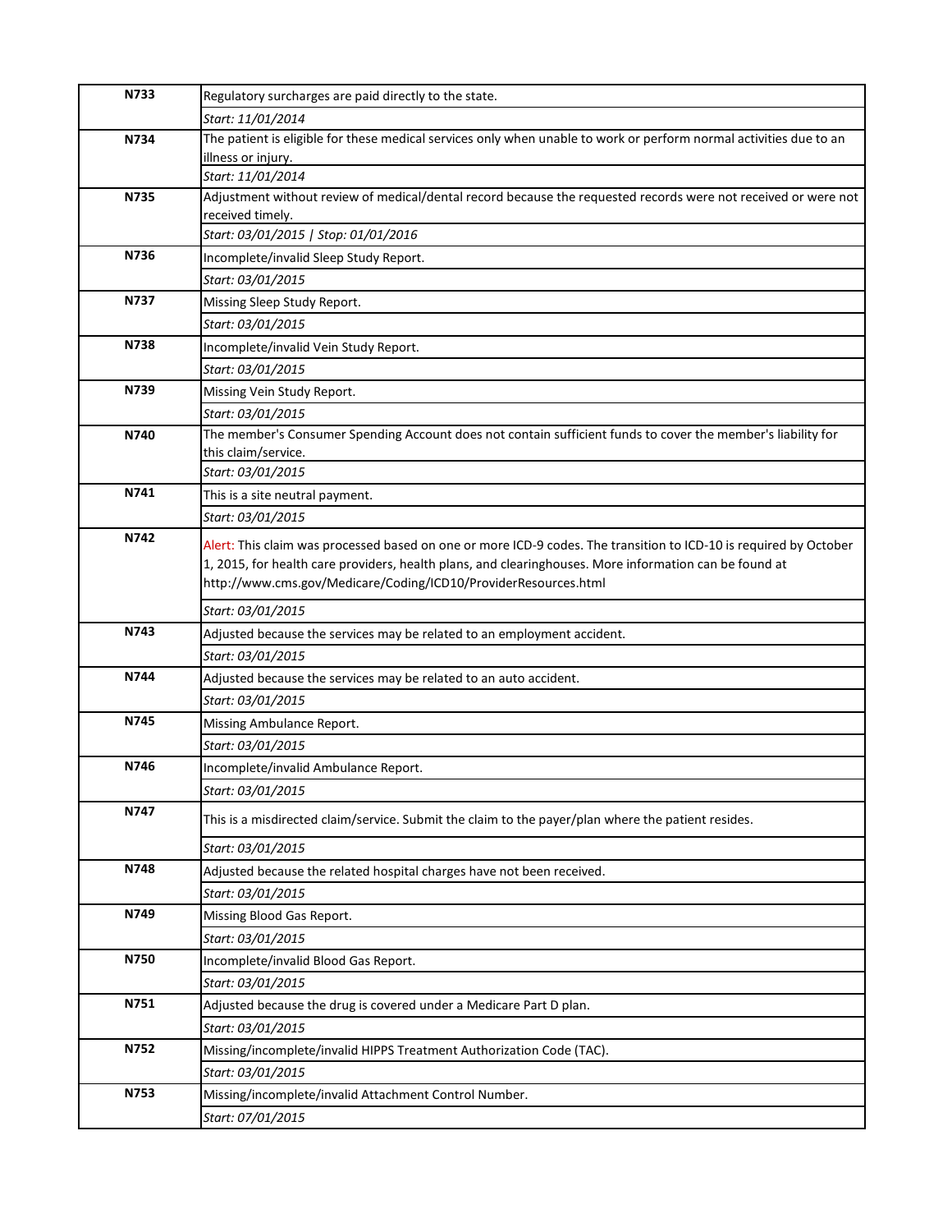| Code | Description |
|---|---|
| **N733** | Regulatory surcharges are paid directly to the state. |
| | *Start: 11/01/2014* |
| **N734** | The patient is eligible for these medical services only when unable to work or perform normal activities due to an illness or injury. |
| | *Start: 11/01/2014* |
| **N735** | Adjustment without review of medical/dental record because the requested records were not received or were not received timely. |
| | *Start: 03/01/2015 \| Stop: 01/01/2016* |
| **N736** | Incomplete/invalid Sleep Study Report. |
| | *Start: 03/01/2015* |
| **N737** | Missing Sleep Study Report. |
| | *Start: 03/01/2015* |
| **N738** | Incomplete/invalid Vein Study Report. |
| | *Start: 03/01/2015* |
| **N739** | Missing Vein Study Report. |
| | *Start: 03/01/2015* |
| **N740** | The member's Consumer Spending Account does not contain sufficient funds to cover the member's liability for this claim/service. |
| | *Start: 03/01/2015* |
| **N741** | This is a site neutral payment. |
| | *Start: 03/01/2015* |
| **N742** | Alert: This claim was processed based on one or more ICD-9 codes. The transition to ICD-10 is required by October 1, 2015, for health care providers, health plans, and clearinghouses. More information can be found at http://www.cms.gov/Medicare/Coding/ICD10/ProviderResources.html |
| | *Start: 03/01/2015* |
| **N743** | Adjusted because the services may be related to an employment accident. |
| | *Start: 03/01/2015* |
| **N744** | Adjusted because the services may be related to an auto accident. |
| | *Start: 03/01/2015* |
| **N745** | Missing Ambulance Report. |
| | *Start: 03/01/2015* |
| **N746** | Incomplete/invalid Ambulance Report. |
| | *Start: 03/01/2015* |
| **N747** | This is a misdirected claim/service. Submit the claim to the payer/plan where the patient resides. |
| | *Start: 03/01/2015* |
| **N748** | Adjusted because the related hospital charges have not been received. |
| | *Start: 03/01/2015* |
| **N749** | Missing Blood Gas Report. |
| | *Start: 03/01/2015* |
| **N750** | Incomplete/invalid Blood Gas Report. |
| | *Start: 03/01/2015* |
| **N751** | Adjusted because the drug is covered under a Medicare Part D plan. |
| | *Start: 03/01/2015* |
| **N752** | Missing/incomplete/invalid HIPPS Treatment Authorization Code (TAC). |
| | *Start: 03/01/2015* |
| **N753** | Missing/incomplete/invalid Attachment Control Number. |
| | *Start: 07/01/2015* |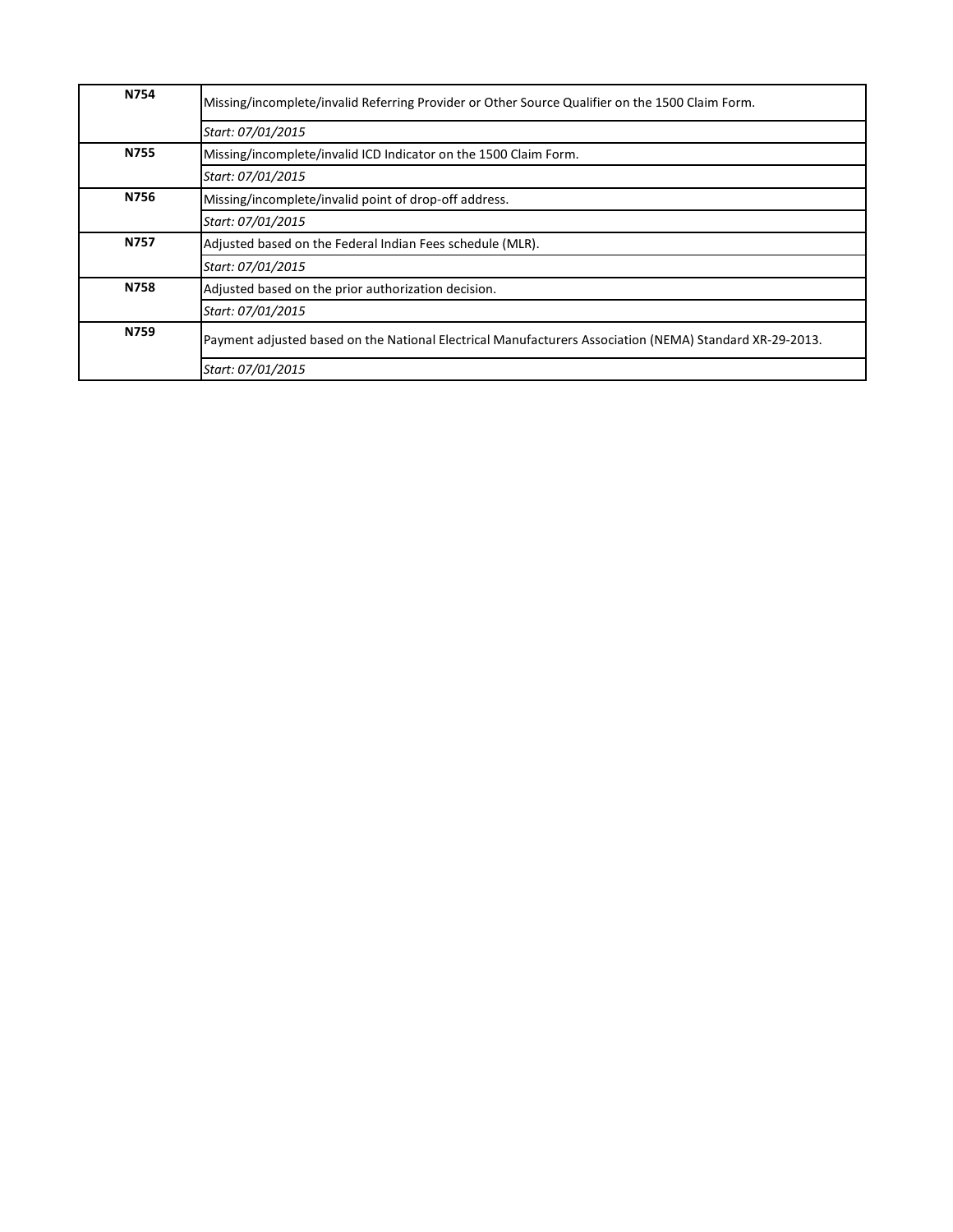| | |
|---|---|
| **N754** | Missing/incomplete/invalid Referring Provider or Other Source Qualifier on the 1500 Claim Form. |
| | *Start: 07/01/2015* |
| **N755** | Missing/incomplete/invalid ICD Indicator on the 1500 Claim Form. |
| | *Start: 07/01/2015* |
| **N756** | Missing/incomplete/invalid point of drop-off address. |
| | *Start: 07/01/2015* |
| **N757** | Adjusted based on the Federal Indian Fees schedule (MLR). |
| | *Start: 07/01/2015* |
| **N758** | Adjusted based on the prior authorization decision. |
| | *Start: 07/01/2015* |
| **N759** | Payment adjusted based on the National Electrical Manufacturers Association (NEMA) Standard XR-29-2013. |
| | *Start: 07/01/2015* |